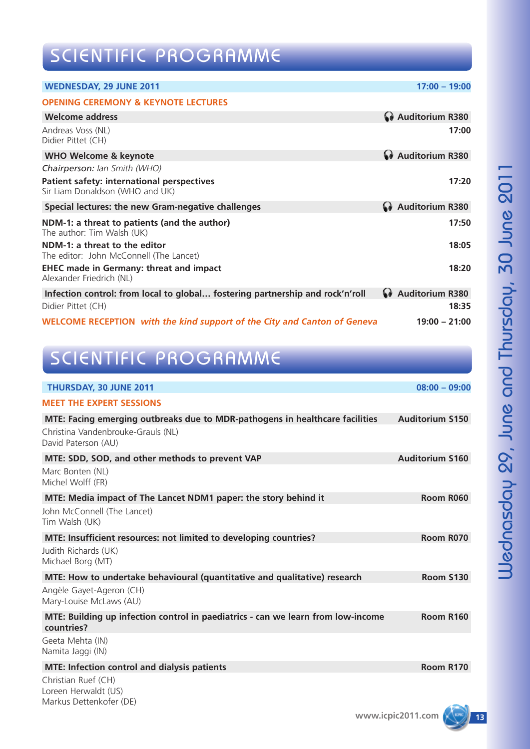# SCIENTIFIC PROGRAMME

**WEDNESDAY, 29 JUNE 2011** — **17:00 – 19:00**

## OPENING CEREMONY & KEYNOTE LECTURES

**Welcome address** — **Auditorium R380**

Andreas Voss (NL)
Didier Pittet (CH) — **17:00**

**WHO Welcome & keynote** — **Auditorium R380**

*Chairperson: Ian Smith (WHO)*

**Patient safety: international perspectives** — **17:20**
Sir Liam Donaldson (WHO and UK)

**Special lectures: the new Gram-negative challenges** — **Auditorium R380**

**NDM-1: a threat to patients (and the author)** — **17:50**
The author: Tim Walsh (UK)

**NDM-1: a threat to the editor** — **18:05**
The editor: John McConnell (The Lancet)

**EHEC made in Germany: threat and impact** — **18:20**
Alexander Friedrich (NL)

**Infection control: from local to global… fostering partnership and rock'n'roll** — **Auditorium R380**

Didier Pittet (CH) — **18:35**

**WELCOME RECEPTION** ***with the kind support of the City and Canton of Geneva*** — **19:00 – 21:00**

# SCIENTIFIC PROGRAMME

**THURSDAY, 30 JUNE 2011** — **08:00 – 09:00**

## MEET THE EXPERT SESSIONS

**MTE: Facing emerging outbreaks due to MDR-pathogens in healthcare facilities** — **Auditorium S150**

Christina Vandenbrouke-Grauls (NL)
David Paterson (AU)

**MTE: SDD, SOD, and other methods to prevent VAP** — **Auditorium S160**

Marc Bonten (NL)
Michel Wolff (FR)

**MTE: Media impact of The Lancet NDM1 paper: the story behind it** — **Room R060**

John McConnell (The Lancet)
Tim Walsh (UK)

**MTE: Insufficient resources: not limited to developing countries?** — **Room R070**

Judith Richards (UK)
Michael Borg (MT)

**MTE: How to undertake behavioural (quantitative and qualitative) research** — **Room S130**

Angèle Gayet-Ageron (CH)
Mary-Louise McLaws (AU)

**MTE: Building up infection control in paediatrics - can we learn from low-income countries?** — **Room R160**

Geeta Mehta (IN)
Namita Jaggi (IN)

**MTE: Infection control and dialysis patients** — **Room R170**

Christian Ruef (CH)
Loreen Herwaldt (US)
Markus Dettenkofer (DE)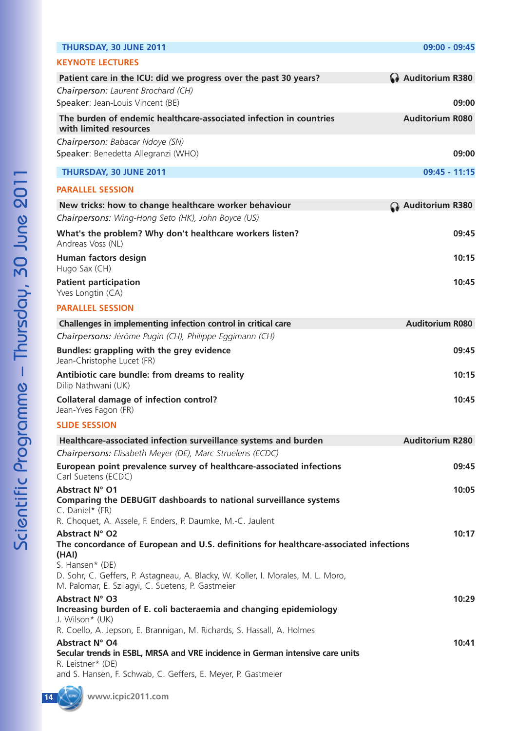## THURSDAY, 30 JUNE 2011 — 09:00 - 09:45

### KEYNOTE LECTURES

**Patient care in the ICU: did we progress over the past 30 years?** — Auditorium R380

*Chairperson: Laurent Brochard (CH)*
Speaker: Jean-Louis Vincent (BE) — **09:00**

**The burden of endemic healthcare-associated infection in countries with limited resources** — Auditorium R080

*Chairperson: Babacar Ndoye (SN)*
Speaker: Benedetta Allegranzi (WHO) — **09:00**

## THURSDAY, 30 JUNE 2011 — 09:45 - 11:15

### PARALLEL SESSION

**New tricks: how to change healthcare worker behaviour** — Auditorium R380

*Chairpersons: Wing-Hong Seto (HK), John Boyce (US)*

**What's the problem? Why don't healthcare workers listen?** — **09:45**
Andreas Voss (NL)

**Human factors design** — **10:15**
Hugo Sax (CH)

**Patient participation** — **10:45**
Yves Longtin (CA)

### PARALLEL SESSION

**Challenges in implementing infection control in critical care** — Auditorium R080

*Chairpersons: Jérôme Pugin (CH), Philippe Eggimann (CH)*

**Bundles: grappling with the grey evidence** — **09:45**
Jean-Christophe Lucet (FR)

**Antibiotic care bundle: from dreams to reality** — **10:15**
Dilip Nathwani (UK)

**Collateral damage of infection control?** — **10:45**
Jean-Yves Fagon (FR)

### SLIDE SESSION

**Healthcare-associated infection surveillance systems and burden** — Auditorium R280

*Chairpersons: Elisabeth Meyer (DE), Marc Struelens (ECDC)*

**European point prevalence survey of healthcare-associated infections** — **09:45**
Carl Suetens (ECDC)

**Abstract N° O1** — **10:05**
**Comparing the DEBUGIT dashboards to national surveillance systems**
C. Daniel* (FR)
R. Choquet, A. Assele, F. Enders, P. Daumke, M.-C. Jaulent

**Abstract N° O2** — **10:17**
**The concordance of European and U.S. definitions for healthcare-associated infections (HAI)**
S. Hansen* (DE)
D. Sohr, C. Geffers, P. Astagneau, A. Blacky, W. Koller, I. Morales, M. L. Moro, M. Palomar, E. Szilagyi, C. Suetens, P. Gastmeier

**Abstract N° O3** — **10:29**
**Increasing burden of E. coli bacteraemia and changing epidemiology**
J. Wilson* (UK)
R. Coello, A. Jepson, E. Brannigan, M. Richards, S. Hassall, A. Holmes

**Abstract N° O4** — **10:41**
**Secular trends in ESBL, MRSA and VRE incidence in German intensive care units**
R. Leistner* (DE)
and S. Hansen, F. Schwab, C. Geffers, E. Meyer, P. Gastmeier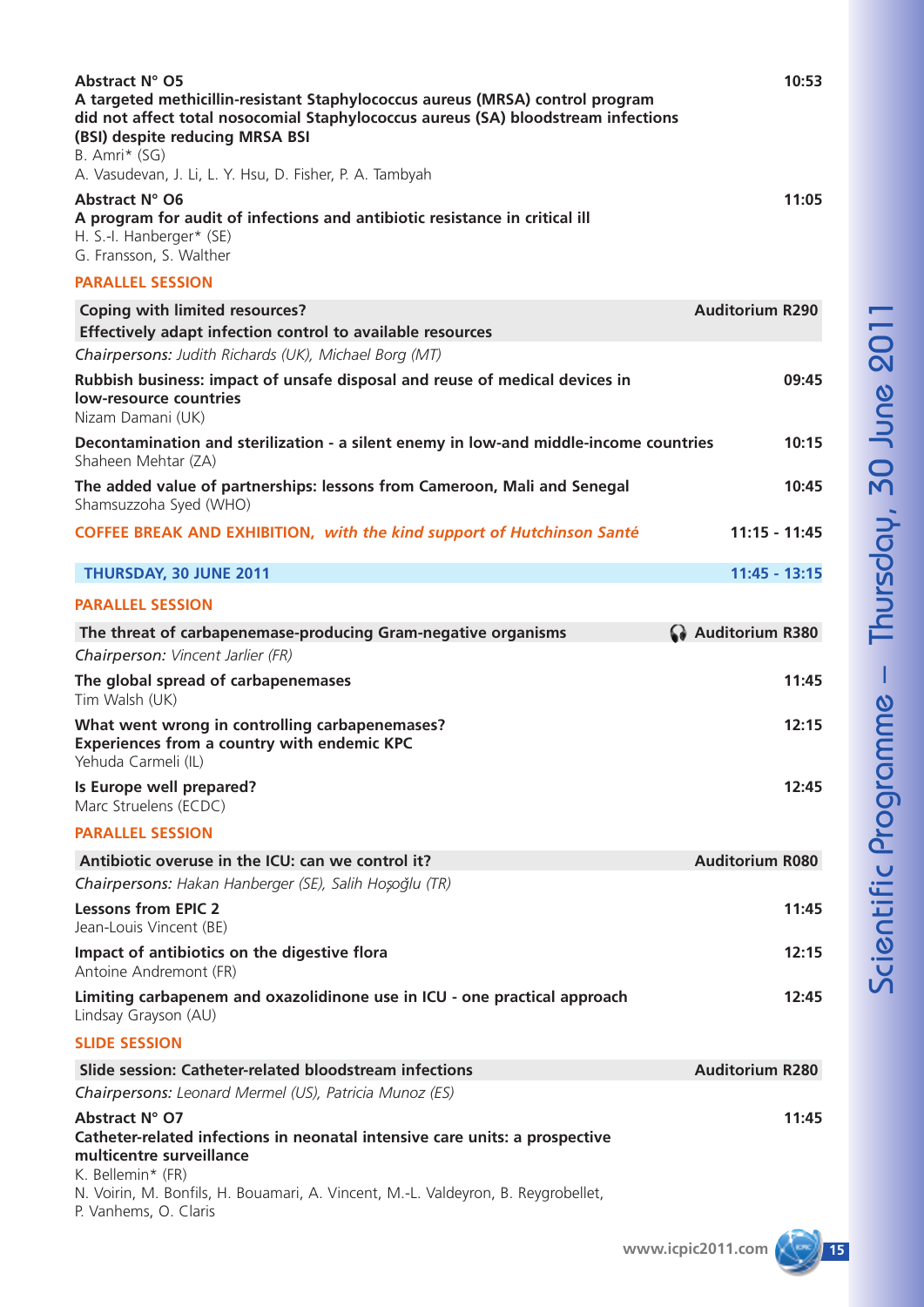**Abstract N° O5** **10:53**
**A targeted methicillin-resistant Staphylococcus aureus (MRSA) control program did not affect total nosocomial Staphylococcus aureus (SA) bloodstream infections (BSI) despite reducing MRSA BSI**
B. Amri* (SG)
A. Vasudevan, J. Li, L. Y. Hsu, D. Fisher, P. A. Tambyah

**Abstract N° O6** **11:05**
**A program for audit of infections and antibiotic resistance in critical ill**
H. S.-I. Hanberger* (SE)
G. Fransson, S. Walther

## PARALLEL SESSION

**Coping with limited resources? Effectively adapt infection control to available resources** — **Auditorium R290**

*Chairpersons: Judith Richards (UK), Michael Borg (MT)*

**Rubbish business: impact of unsafe disposal and reuse of medical devices in low-resource countries** **09:45**
Nizam Damani (UK)

**Decontamination and sterilization - a silent enemy in low-and middle-income countries** **10:15**
Shaheen Mehtar (ZA)

**The added value of partnerships: lessons from Cameroon, Mali and Senegal** **10:45**
Shamsuzzoha Syed (WHO)

**COFFEE BREAK AND EXHIBITION, *with the kind support of Hutchinson Santé*** **11:15 - 11:45**

## THURSDAY, 30 JUNE 2011 — 11:45 - 13:15

## PARALLEL SESSION

**The threat of carbapenemase-producing Gram-negative organisms** — **Auditorium R380**

*Chairperson: Vincent Jarlier (FR)*

**The global spread of carbapenemases** **11:45**
Tim Walsh (UK)

**What went wrong in controlling carbapenemases? Experiences from a country with endemic KPC** **12:15**
Yehuda Carmeli (IL)

**Is Europe well prepared?** **12:45**
Marc Struelens (ECDC)

## PARALLEL SESSION

**Antibiotic overuse in the ICU: can we control it?** — **Auditorium R080**

*Chairpersons: Hakan Hanberger (SE), Salih Hoşoğlu (TR)*

**Lessons from EPIC 2** **11:45**
Jean-Louis Vincent (BE)

**Impact of antibiotics on the digestive flora** **12:15**
Antoine Andremont (FR)

**Limiting carbapenem and oxazolidinone use in ICU - one practical approach** **12:45**
Lindsay Grayson (AU)

## SLIDE SESSION

**Slide session: Catheter-related bloodstream infections** — **Auditorium R280**

*Chairpersons: Leonard Mermel (US), Patricia Munoz (ES)*

**Abstract N° O7** **11:45**
**Catheter-related infections in neonatal intensive care units: a prospective multicentre surveillance**
K. Bellemin* (FR)
N. Voirin, M. Bonfils, H. Bouamari, A. Vincent, M.-L. Valdeyron, B. Reygrobellet, P. Vanhems, O. Claris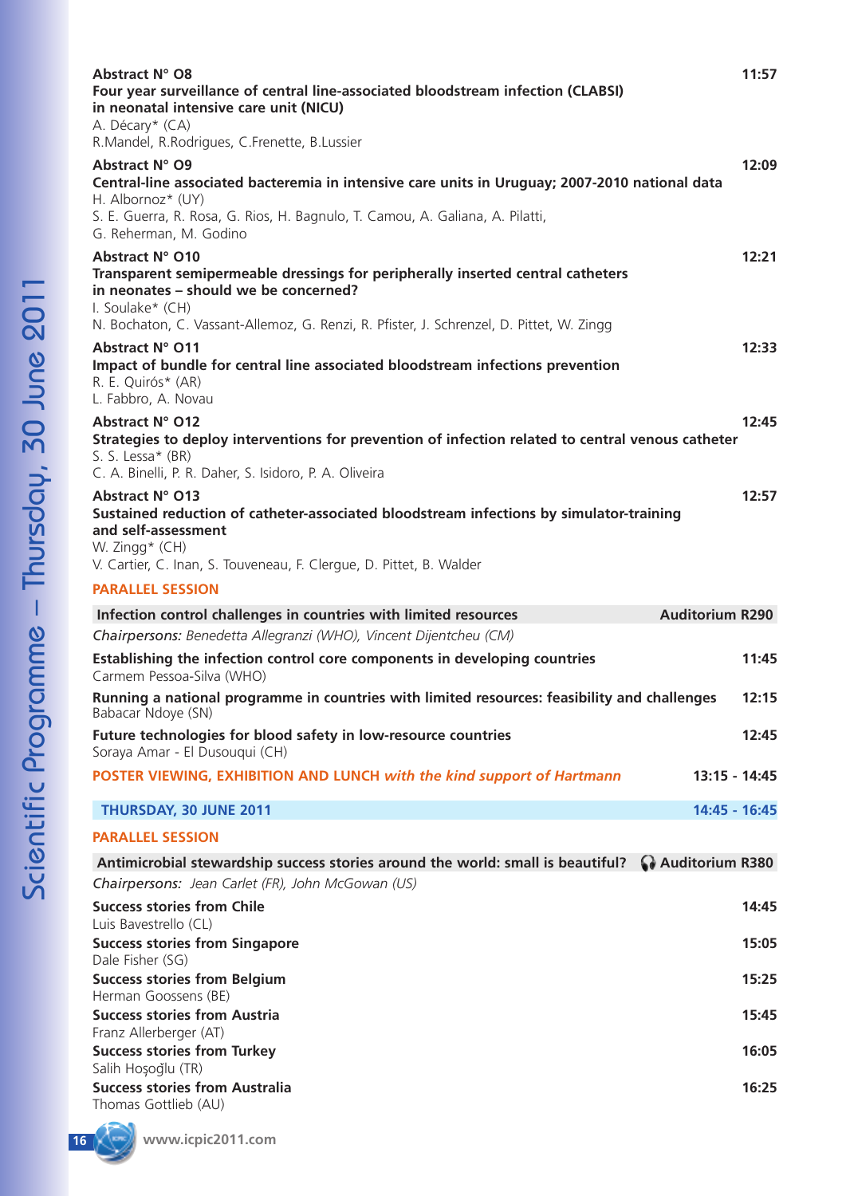**Abstract N° O8** 11:57

**Four year surveillance of central line-associated bloodstream infection (CLABSI) in neonatal intensive care unit (NICU)**

A. Décary* (CA)

R.Mandel, R.Rodrigues, C.Frenette, B.Lussier

**Abstract N° O9** 12:09

**Central-line associated bacteremia in intensive care units in Uruguay; 2007-2010 national data**

H. Albornoz* (UY)

S. E. Guerra, R. Rosa, G. Rios, H. Bagnulo, T. Camou, A. Galiana, A. Pilatti, G. Reherman, M. Godino

**Abstract N° O10** 12:21

**Transparent semipermeable dressings for peripherally inserted central catheters in neonates – should we be concerned?**

I. Soulake* (CH)

N. Bochaton, C. Vassant-Allemoz, G. Renzi, R. Pfister, J. Schrenzel, D. Pittet, W. Zingg

**Abstract N° O11** 12:33

**Impact of bundle for central line associated bloodstream infections prevention**

R. E. Quirós* (AR)

L. Fabbro, A. Novau

**Abstract N° O12** 12:45

**Strategies to deploy interventions for prevention of infection related to central venous catheter**

S. S. Lessa* (BR)

C. A. Binelli, P. R. Daher, S. Isidoro, P. A. Oliveira

**Abstract N° O13** 12:57

**Sustained reduction of catheter-associated bloodstream infections by simulator-training and self-assessment**

W. Zingg* (CH)

V. Cartier, C. Inan, S. Touveneau, F. Clergue, D. Pittet, B. Walder

## PARALLEL SESSION

**Infection control challenges in countries with limited resources** — **Auditorium R290**

*Chairpersons: Benedetta Allegranzi (WHO), Vincent Dijentcheu (CM)*

**Establishing the infection control core components in developing countries** 11:45
Carmem Pessoa-Silva (WHO)

**Running a national programme in countries with limited resources: feasibility and challenges** 12:15
Babacar Ndoye (SN)

**Future technologies for blood safety in low-resource countries** 12:45
Soraya Amar - El Dusouqui (CH)

**POSTER VIEWING, EXHIBITION AND LUNCH** ***with the kind support of Hartmann*** 13:15 - 14:45

## THURSDAY, 30 JUNE 2011 — 14:45 - 16:45

## PARALLEL SESSION

**Antimicrobial stewardship success stories around the world: small is beautiful?** — **Auditorium R380**

*Chairpersons: Jean Carlet (FR), John McGowan (US)*

**Success stories from Chile** 14:45
Luis Bavestrello (CL)

**Success stories from Singapore** 15:05
Dale Fisher (SG)

**Success stories from Belgium** 15:25
Herman Goossens (BE)

**Success stories from Austria** 15:45
Franz Allerberger (AT)

**Success stories from Turkey** 16:05
Salih Hoşoğlu (TR)

**Success stories from Australia** 16:25
Thomas Gottlieb (AU)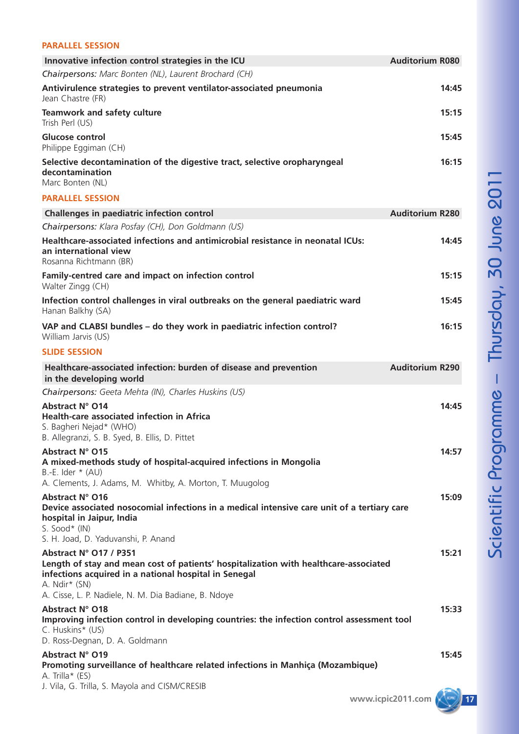**PARALLEL SESSION**

**Innovative infection control strategies in the ICU** — **Auditorium R080**

*Chairpersons: Marc Bonten (NL), Laurent Brochard (CH)*

**Antivirulence strategies to prevent ventilator-associated pneumonia** — **14:45**
Jean Chastre (FR)

**Teamwork and safety culture** — **15:15**
Trish Perl (US)

**Glucose control** — **15:45**
Philippe Eggiman (CH)

**Selective decontamination of the digestive tract, selective oropharyngeal decontamination** — **16:15**
Marc Bonten (NL)

**PARALLEL SESSION**

**Challenges in paediatric infection control** — **Auditorium R280**

*Chairpersons: Klara Posfay (CH), Don Goldmann (US)*

**Healthcare-associated infections and antimicrobial resistance in neonatal ICUs: an international view** — **14:45**
Rosanna Richtmann (BR)

**Family-centred care and impact on infection control** — **15:15**
Walter Zingg (CH)

**Infection control challenges in viral outbreaks on the general paediatric ward** — **15:45**
Hanan Balkhy (SA)

**VAP and CLABSI bundles – do they work in paediatric infection control?** — **16:15**
William Jarvis (US)

**SLIDE SESSION**

**Healthcare-associated infection: burden of disease and prevention in the developing world** — **Auditorium R290**

*Chairpersons: Geeta Mehta (IN), Charles Huskins (US)*

**Abstract N° O14** — **14:45**
**Health-care associated infection in Africa**
S. Bagheri Nejad* (WHO)
B. Allegranzi, S. B. Syed, B. Ellis, D. Pittet

**Abstract N° O15** — **14:57**
**A mixed-methods study of hospital-acquired infections in Mongolia**
B.-E. Ider * (AU)
A. Clements, J. Adams, M. Whitby, A. Morton, T. Muugolog

**Abstract N° O16** — **15:09**
**Device associated nosocomial infections in a medical intensive care unit of a tertiary care hospital in Jaipur, India**
S. Sood* (IN)
S. H. Joad, D. Yaduvanshi, P. Anand

**Abstract N° O17 / P351** — **15:21**
**Length of stay and mean cost of patients' hospitalization with healthcare-associated infections acquired in a national hospital in Senegal**
A. Ndir* (SN)
A. Cisse, L. P. Nadiele, N. M. Dia Badiane, B. Ndoye

**Abstract N° O18** — **15:33**
**Improving infection control in developing countries: the infection control assessment tool**
C. Huskins* (US)
D. Ross-Degnan, D. A. Goldmann

**Abstract N° O19** — **15:45**
**Promoting surveillance of healthcare related infections in Manhiça (Mozambique)**
A. Trilla* (ES)
J. Vila, G. Trilla, S. Mayola and CISM/CRESIB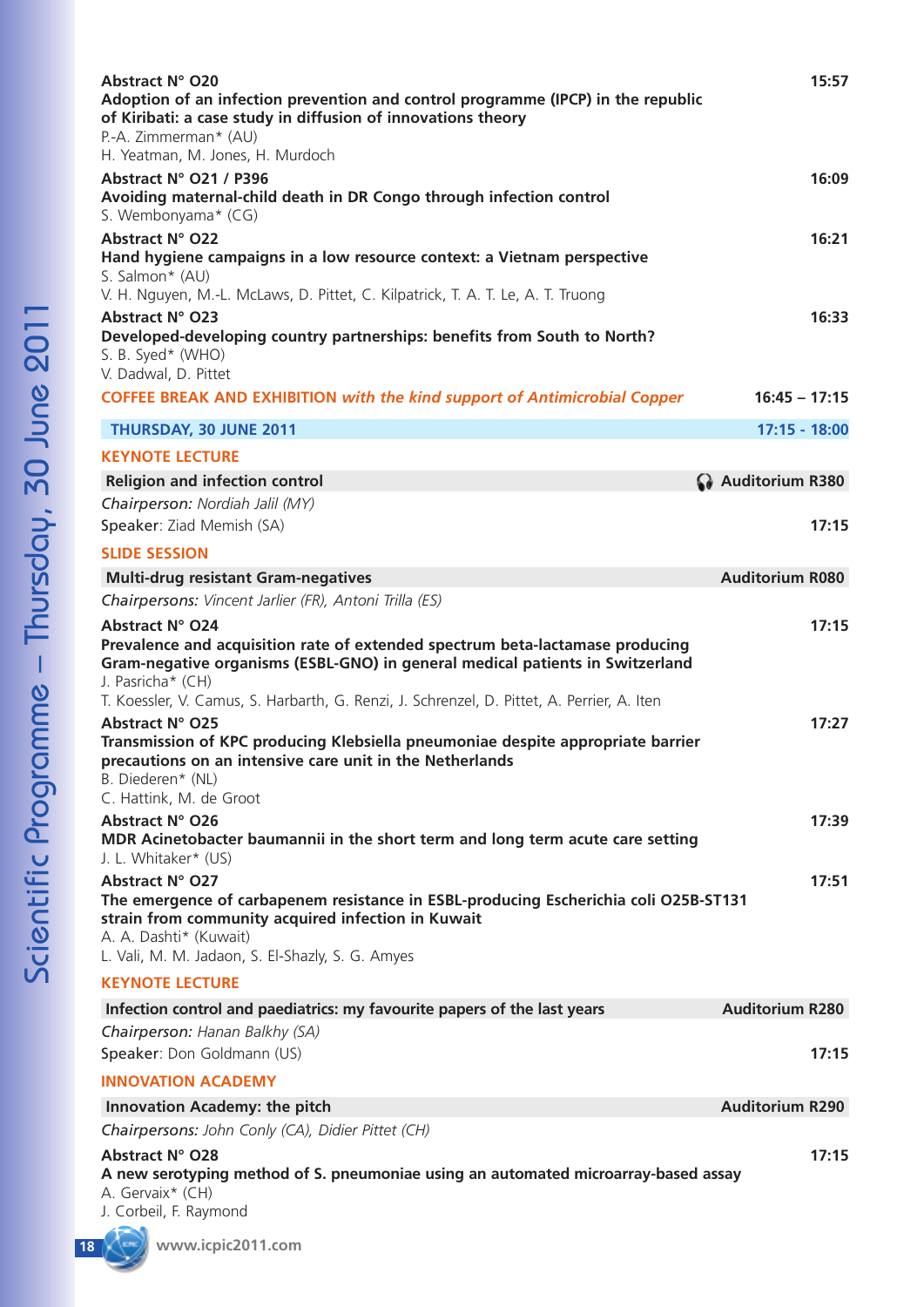**Abstract N° O20** 15:57
**Adoption of an infection prevention and control programme (IPCP) in the republic of Kiribati: a case study in diffusion of innovations theory**
P.-A. Zimmerman* (AU)
H. Yeatman, M. Jones, H. Murdoch

**Abstract N° O21 / P396** 16:09
**Avoiding maternal-child death in DR Congo through infection control**
S. Wembonyama* (CG)

**Abstract N° O22** 16:21
**Hand hygiene campaigns in a low resource context: a Vietnam perspective**
S. Salmon* (AU)
V. H. Nguyen, M.-L. McLaws, D. Pittet, C. Kilpatrick, T. A. T. Le, A. T. Truong

**Abstract N° O23** 16:33
**Developed-developing country partnerships: benefits from South to North?**
S. B. Syed* (WHO)
V. Dadwal, D. Pittet

**COFFEE BREAK AND EXHIBITION** *with the kind support of Antimicrobial Copper* 16:45 – 17:15

## THURSDAY, 30 JUNE 2011 17:15 - 18:00

### KEYNOTE LECTURE

**Religion and infection control** Auditorium R380

*Chairperson:* *Nordiah Jalil (MY)*
Speaker: Ziad Memish (SA) 17:15

### SLIDE SESSION

**Multi-drug resistant Gram-negatives** Auditorium R080

*Chairpersons: Vincent Jarlier (FR), Antoni Trilla (ES)*

**Abstract N° O24** 17:15
**Prevalence and acquisition rate of extended spectrum beta-lactamase producing Gram-negative organisms (ESBL-GNO) in general medical patients in Switzerland**
J. Pasricha* (CH)
T. Koessler, V. Camus, S. Harbarth, G. Renzi, J. Schrenzel, D. Pittet, A. Perrier, A. Iten

**Abstract N° O25** 17:27
**Transmission of KPC producing Klebsiella pneumoniae despite appropriate barrier precautions on an intensive care unit in the Netherlands**
B. Diederen* (NL)
C. Hattink, M. de Groot

**Abstract N° O26** 17:39
**MDR Acinetobacter baumannii in the short term and long term acute care setting**
J. L. Whitaker* (US)

**Abstract N° O27** 17:51
**The emergence of carbapenem resistance in ESBL-producing Escherichia coli O25B-ST131 strain from community acquired infection in Kuwait**
A. A. Dashti* (Kuwait)
L. Vali, M. M. Jadaon, S. El-Shazly, S. G. Amyes

### KEYNOTE LECTURE

**Infection control and paediatrics: my favourite papers of the last years** Auditorium R280

*Chairperson: Hanan Balkhy (SA)*
Speaker: Don Goldmann (US) 17:15

### INNOVATION ACADEMY

**Innovation Academy: the pitch** Auditorium R290

*Chairpersons: John Conly (CA), Didier Pittet (CH)*

**Abstract N° O28** 17:15
**A new serotyping method of S. pneumoniae using an automated microarray-based assay**
A. Gervaix* (CH)
J. Corbeil, F. Raymond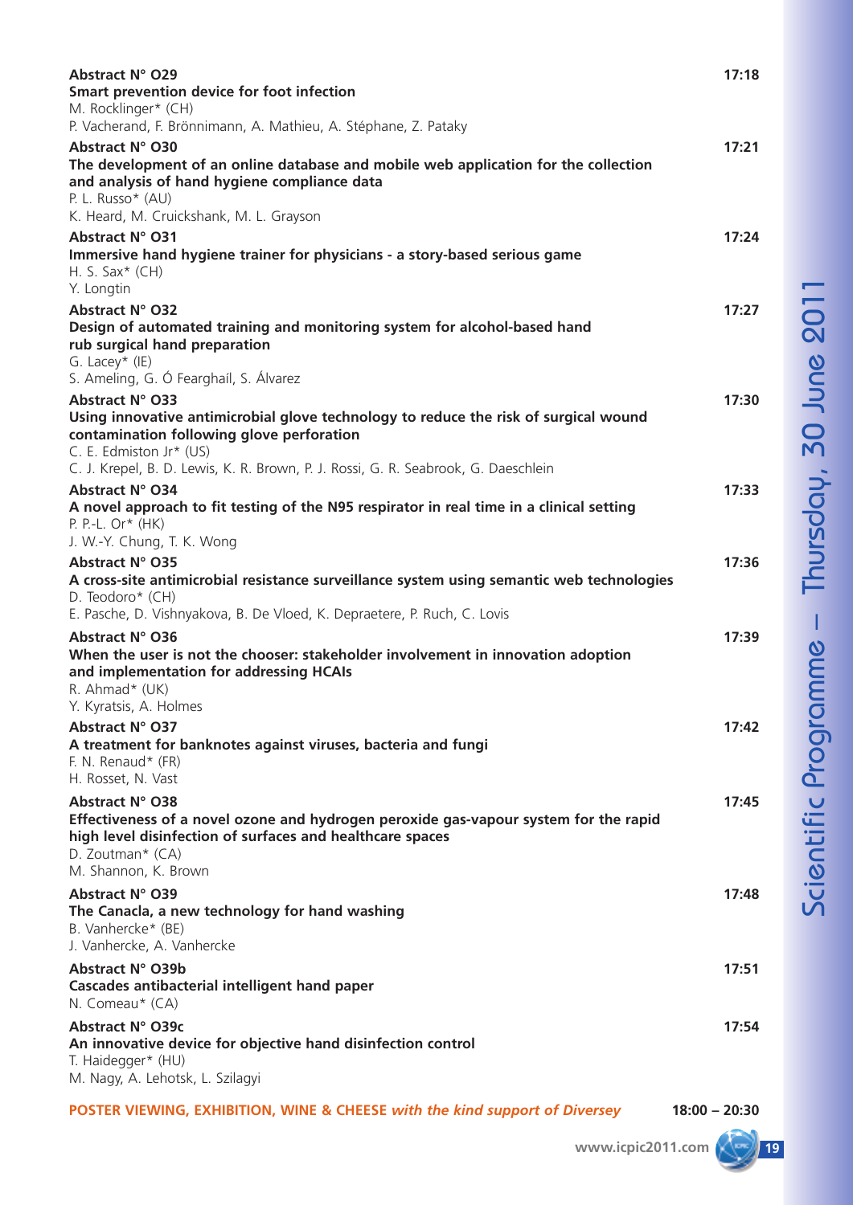**Abstract N° O29** **17:18**
**Smart prevention device for foot infection**
M. Rocklinger* (CH)
P. Vacherand, F. Brönnimann, A. Mathieu, A. Stéphane, Z. Pataky

**Abstract N° O30** **17:21**
**The development of an online database and mobile web application for the collection and analysis of hand hygiene compliance data**
P. L. Russo* (AU)
K. Heard, M. Cruickshank, M. L. Grayson

**Abstract N° O31** **17:24**
**Immersive hand hygiene trainer for physicians - a story-based serious game**
H. S. Sax* (CH)
Y. Longtin

**Abstract N° O32** **17:27**
**Design of automated training and monitoring system for alcohol-based hand rub surgical hand preparation**
G. Lacey* (IE)
S. Ameling, G. Ó Fearghaíl, S. Álvarez

**Abstract N° O33** **17:30**
**Using innovative antimicrobial glove technology to reduce the risk of surgical wound contamination following glove perforation**
C. E. Edmiston Jr* (US)
C. J. Krepel, B. D. Lewis, K. R. Brown, P. J. Rossi, G. R. Seabrook, G. Daeschlein

**Abstract N° O34** **17:33**
**A novel approach to fit testing of the N95 respirator in real time in a clinical setting**
P. P.-L. Or* (HK)
J. W.-Y. Chung, T. K. Wong

**Abstract N° O35** **17:36**
**A cross-site antimicrobial resistance surveillance system using semantic web technologies**
D. Teodoro* (CH)
E. Pasche, D. Vishnyakova, B. De Vloed, K. Depraetere, P. Ruch, C. Lovis

**Abstract N° O36** **17:39**
**When the user is not the chooser: stakeholder involvement in innovation adoption and implementation for addressing HCAIs**
R. Ahmad* (UK)
Y. Kyratsis, A. Holmes

**Abstract N° O37** **17:42**
**A treatment for banknotes against viruses, bacteria and fungi**
F. N. Renaud* (FR)
H. Rosset, N. Vast

**Abstract N° O38** **17:45**
**Effectiveness of a novel ozone and hydrogen peroxide gas-vapour system for the rapid high level disinfection of surfaces and healthcare spaces**
D. Zoutman* (CA)
M. Shannon, K. Brown

**Abstract N° O39** **17:48**
**The Canacla, a new technology for hand washing**
B. Vanhercke* (BE)
J. Vanhercke, A. Vanhercke

**Abstract N° O39b** **17:51**
**Cascades antibacterial intelligent hand paper**
N. Comeau* (CA)

**Abstract N° O39c** **17:54**
**An innovative device for objective hand disinfection control**
T. Haidegger* (HU)
M. Nagy, A. Lehotsk, L. Szilagyi

**POSTER VIEWING, EXHIBITION, WINE & CHEESE** ***with the kind support of Diversey*** **18:00 – 20:30**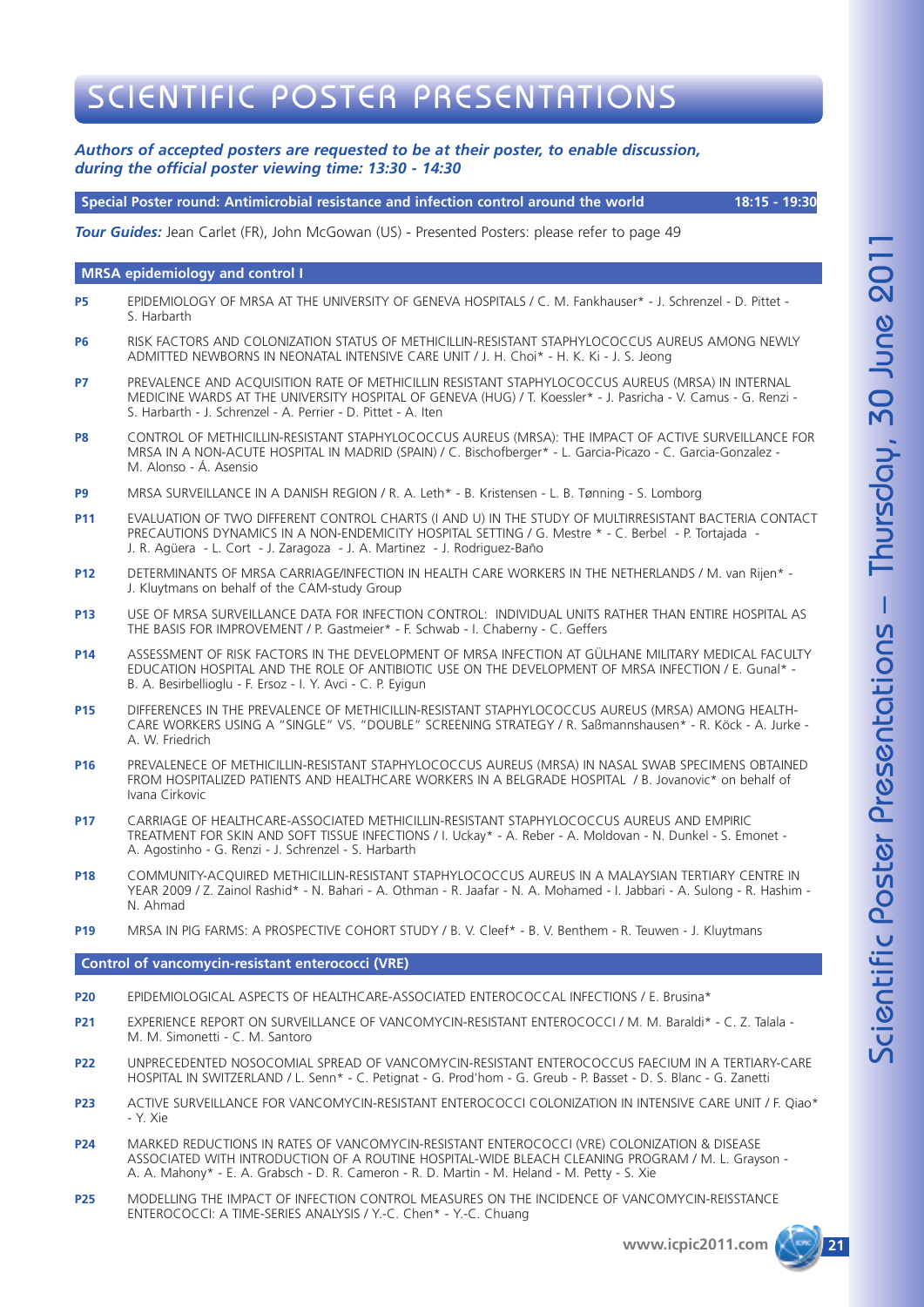# SCIENTIFIC POSTER PRESENTATIONS

***Authors of accepted posters are requested to be at their poster, to enable discussion, during the official poster viewing time: 13:30 - 14:30***

**Special Poster round: Antimicrobial resistance and infection control around the world** **18:15 - 19:30**

***Tour Guides:*** Jean Carlet (FR), John McGowan (US) - Presented Posters: please refer to page 49

## MRSA epidemiology and control I

**P5** EPIDEMIOLOGY OF MRSA AT THE UNIVERSITY OF GENEVA HOSPITALS / C. M. Fankhauser* - J. Schrenzel - D. Pittet - S. Harbarth

**P6** RISK FACTORS AND COLONIZATION STATUS OF METHICILLIN-RESISTANT STAPHYLOCOCCUS AUREUS AMONG NEWLY ADMITTED NEWBORNS IN NEONATAL INTENSIVE CARE UNIT / J. H. Choi* - H. K. Ki - J. S. Jeong

**P7** PREVALENCE AND ACQUISITION RATE OF METHICILLIN RESISTANT STAPHYLOCOCCUS AUREUS (MRSA) IN INTERNAL MEDICINE WARDS AT THE UNIVERSITY HOSPITAL OF GENEVA (HUG) / T. Koessler* - J. Pasricha - V. Camus - G. Renzi - S. Harbarth - J. Schrenzel - A. Perrier - D. Pittet - A. Iten

**P8** CONTROL OF METHICILLIN-RESISTANT STAPHYLOCOCCUS AUREUS (MRSA): THE IMPACT OF ACTIVE SURVEILLANCE FOR MRSA IN A NON-ACUTE HOSPITAL IN MADRID (SPAIN) / C. Bischofberger* - L. Garcia-Picazo - C. Garcia-Gonzalez - M. Alonso - Á. Asensio

**P9** MRSA SURVEILLANCE IN A DANISH REGION / R. A. Leth* - B. Kristensen - L. B. Tønning - S. Lomborg

**P11** EVALUATION OF TWO DIFFERENT CONTROL CHARTS (I AND U) IN THE STUDY OF MULTIRRESISTANT BACTERIA CONTACT PRECAUTIONS DYNAMICS IN A NON-ENDEMICITY HOSPITAL SETTING / G. Mestre * - C. Berbel - P. Tortajada - J. R. Agüera - L. Cort - J. Zaragoza - J. A. Martinez - J. Rodriguez-Baño

**P12** DETERMINANTS OF MRSA CARRIAGE/INFECTION IN HEALTH CARE WORKERS IN THE NETHERLANDS / M. van Rijen* - J. Kluytmans on behalf of the CAM-study Group

**P13** USE OF MRSA SURVEILLANCE DATA FOR INFECTION CONTROL: INDIVIDUAL UNITS RATHER THAN ENTIRE HOSPITAL AS THE BASIS FOR IMPROVEMENT / P. Gastmeier* - F. Schwab - I. Chaberny - C. Geffers

**P14** ASSESSMENT OF RISK FACTORS IN THE DEVELOPMENT OF MRSA INFECTION AT GÜLHANE MILITARY MEDICAL FACULTY EDUCATION HOSPITAL AND THE ROLE OF ANTIBIOTIC USE ON THE DEVELOPMENT OF MRSA INFECTION / E. Gunal* - B. A. Besirbellioglu - F. Ersoz - I. Y. Avci - C. P. Eyigun

**P15** DIFFERENCES IN THE PREVALENCE OF METHICILLIN-RESISTANT STAPHYLOCOCCUS AUREUS (MRSA) AMONG HEALTH-CARE WORKERS USING A "SINGLE" VS. "DOUBLE" SCREENING STRATEGY / R. Saßmannshausen* - R. Köck - A. Jurke - A. W. Friedrich

**P16** PREVALENECE OF METHICILLIN-RESISTANT STAPHYLOCOCCUS AUREUS (MRSA) IN NASAL SWAB SPECIMENS OBTAINED FROM HOSPITALIZED PATIENTS AND HEALTHCARE WORKERS IN A BELGRADE HOSPITAL / B. Jovanovic* on behalf of Ivana Cirkovic

**P17** CARRIAGE OF HEALTHCARE-ASSOCIATED METHICILLIN-RESISTANT STAPHYLOCOCCUS AUREUS AND EMPIRIC TREATMENT FOR SKIN AND SOFT TISSUE INFECTIONS / I. Uckay* - A. Reber - A. Moldovan - N. Dunkel - S. Emonet - A. Agostinho - G. Renzi - J. Schrenzel - S. Harbarth

**P18** COMMUNITY-ACQUIRED METHICILLIN-RESISTANT STAPHYLOCOCCUS AUREUS IN A MALAYSIAN TERTIARY CENTRE IN YEAR 2009 / Z. Zainol Rashid* - N. Bahari - A. Othman - R. Jaafar - N. A. Mohamed - I. Jabbari - A. Sulong - R. Hashim - N. Ahmad

**P19** MRSA IN PIG FARMS: A PROSPECTIVE COHORT STUDY / B. V. Cleef* - B. V. Benthem - R. Teuwen - J. Kluytmans

## Control of vancomycin-resistant enterococci (VRE)

**P20** EPIDEMIOLOGICAL ASPECTS OF HEALTHCARE-ASSOCIATED ENTEROCOCCAL INFECTIONS / E. Brusina*

**P21** EXPERIENCE REPORT ON SURVEILLANCE OF VANCOMYCIN-RESISTANT ENTEROCOCCI / M. M. Baraldi* - C. Z. Talala - M. M. Simonetti - C. M. Santoro

**P22** UNPRECEDENTED NOSOCOMIAL SPREAD OF VANCOMYCIN-RESISTANT ENTEROCOCCUS FAECIUM IN A TERTIARY-CARE HOSPITAL IN SWITZERLAND / L. Senn* - C. Petignat - G. Prod'hom - G. Greub - P. Basset - D. S. Blanc - G. Zanetti

**P23** ACTIVE SURVEILLANCE FOR VANCOMYCIN-RESISTANT ENTEROCOCCI COLONIZATION IN INTENSIVE CARE UNIT / F. Qiao* - Y. Xie

**P24** MARKED REDUCTIONS IN RATES OF VANCOMYCIN-RESISTANT ENTEROCOCCI (VRE) COLONIZATION & DISEASE ASSOCIATED WITH INTRODUCTION OF A ROUTINE HOSPITAL-WIDE BLEACH CLEANING PROGRAM / M. L. Grayson - A. A. Mahony* - E. A. Grabsch - D. R. Cameron - R. D. Martin - M. Heland - M. Petty - S. Xie

**P25** MODELLING THE IMPACT OF INFECTION CONTROL MEASURES ON THE INCIDENCE OF VANCOMYCIN-REISSTANCE ENTEROCOCCI: A TIME-SERIES ANALYSIS / Y.-C. Chen* - Y.-C. Chuang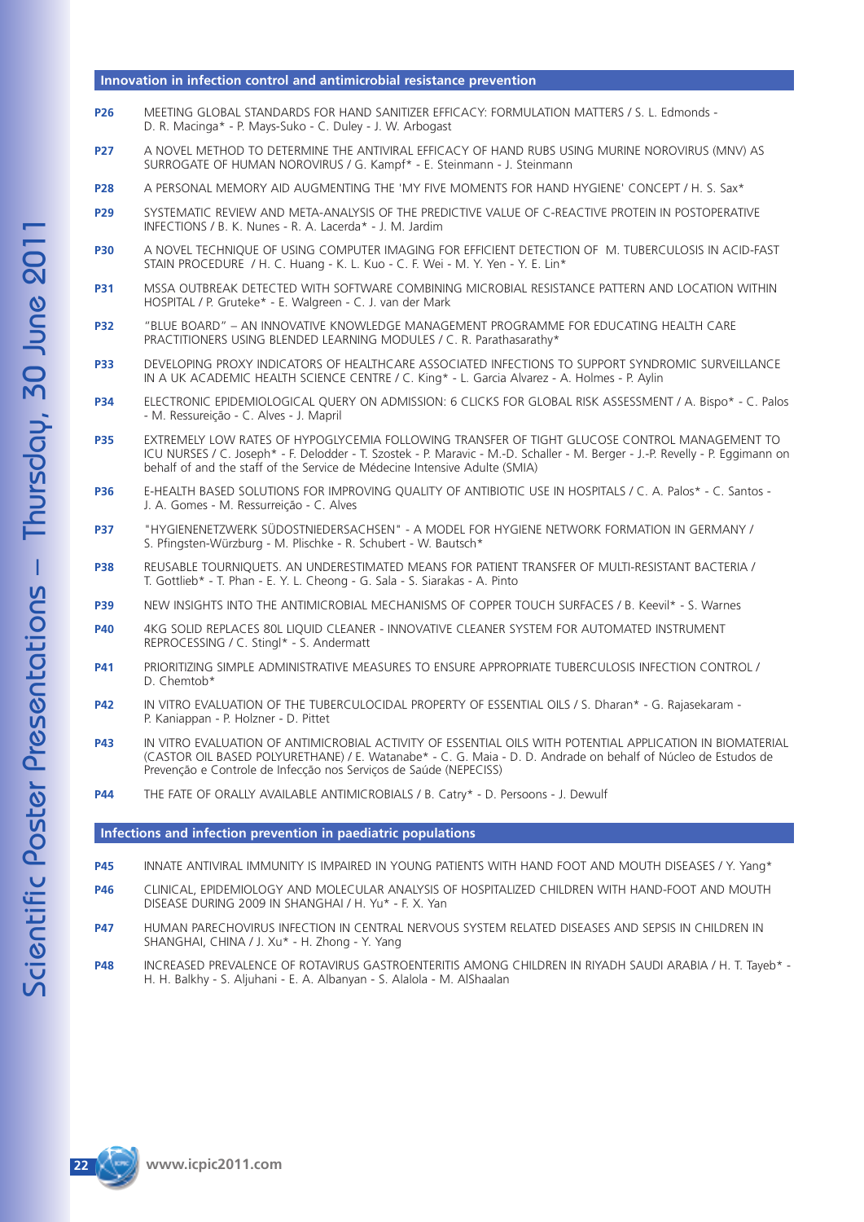## Innovation in infection control and antimicrobial resistance prevention

**P26** MEETING GLOBAL STANDARDS FOR HAND SANITIZER EFFICACY: FORMULATION MATTERS / S. L. Edmonds - D. R. Macinga* - P. Mays-Suko - C. Duley - J. W. Arbogast

**P27** A NOVEL METHOD TO DETERMINE THE ANTIVIRAL EFFICACY OF HAND RUBS USING MURINE NOROVIRUS (MNV) AS SURROGATE OF HUMAN NOROVIRUS / G. Kampf* - E. Steinmann - J. Steinmann

**P28** A PERSONAL MEMORY AID AUGMENTING THE 'MY FIVE MOMENTS FOR HAND HYGIENE' CONCEPT / H. S. Sax*

**P29** SYSTEMATIC REVIEW AND META-ANALYSIS OF THE PREDICTIVE VALUE OF C-REACTIVE PROTEIN IN POSTOPERATIVE INFECTIONS / B. K. Nunes - R. A. Lacerda* - J. M. Jardim

**P30** A NOVEL TECHNIQUE OF USING COMPUTER IMAGING FOR EFFICIENT DETECTION OF M. TUBERCULOSIS IN ACID-FAST STAIN PROCEDURE / H. C. Huang - K. L. Kuo - C. F. Wei - M. Y. Yen - Y. E. Lin*

**P31** MSSA OUTBREAK DETECTED WITH SOFTWARE COMBINING MICROBIAL RESISTANCE PATTERN AND LOCATION WITHIN HOSPITAL / P. Gruteke* - E. Walgreen - C. J. van der Mark

**P32** "BLUE BOARD" – AN INNOVATIVE KNOWLEDGE MANAGEMENT PROGRAMME FOR EDUCATING HEALTH CARE PRACTITIONERS USING BLENDED LEARNING MODULES / C. R. Parathasarathy*

**P33** DEVELOPING PROXY INDICATORS OF HEALTHCARE ASSOCIATED INFECTIONS TO SUPPORT SYNDROMIC SURVEILLANCE IN A UK ACADEMIC HEALTH SCIENCE CENTRE / C. King* - L. Garcia Alvarez - A. Holmes - P. Aylin

**P34** ELECTRONIC EPIDEMIOLOGICAL QUERY ON ADMISSION: 6 CLICKS FOR GLOBAL RISK ASSESSMENT / A. Bispo* - C. Palos - M. Ressureição - C. Alves - J. Mapril

**P35** EXTREMELY LOW RATES OF HYPOGLYCEMIA FOLLOWING TRANSFER OF TIGHT GLUCOSE CONTROL MANAGEMENT TO ICU NURSES / C. Joseph* - F. Delodder - T. Szostek - P. Maravic - M.-D. Schaller - M. Berger - J.-P. Revelly - P. Eggimann on behalf of and the staff of the Service de Médecine Intensive Adulte (SMIA)

**P36** E-HEALTH BASED SOLUTIONS FOR IMPROVING QUALITY OF ANTIBIOTIC USE IN HOSPITALS / C. A. Palos* - C. Santos - J. A. Gomes - M. Ressurreição - C. Alves

**P37** "HYGIENENETZWERK SÜDOSTNIEDERSACHSEN" - A MODEL FOR HYGIENE NETWORK FORMATION IN GERMANY / S. Pfingsten-Würzburg - M. Plischke - R. Schubert - W. Bautsch*

**P38** REUSABLE TOURNIQUETS. AN UNDERESTIMATED MEANS FOR PATIENT TRANSFER OF MULTI-RESISTANT BACTERIA / T. Gottlieb* - T. Phan - E. Y. L. Cheong - G. Sala - S. Siarakas - A. Pinto

**P39** NEW INSIGHTS INTO THE ANTIMICROBIAL MECHANISMS OF COPPER TOUCH SURFACES / B. Keevil* - S. Warnes

**P40** 4KG SOLID REPLACES 80L LIQUID CLEANER - INNOVATIVE CLEANER SYSTEM FOR AUTOMATED INSTRUMENT REPROCESSING / C. Stingl* - S. Andermatt

**P41** PRIORITIZING SIMPLE ADMINISTRATIVE MEASURES TO ENSURE APPROPRIATE TUBERCULOSIS INFECTION CONTROL / D. Chemtob*

**P42** IN VITRO EVALUATION OF THE TUBERCULOCIDAL PROPERTY OF ESSENTIAL OILS / S. Dharan* - G. Rajasekaram - P. Kaniappan - P. Holzner - D. Pittet

**P43** IN VITRO EVALUATION OF ANTIMICROBIAL ACTIVITY OF ESSENTIAL OILS WITH POTENTIAL APPLICATION IN BIOMATERIAL (CASTOR OIL BASED POLYURETHANE) / E. Watanabe* - C. G. Maia - D. D. Andrade on behalf of Núcleo de Estudos de Prevenção e Controle de Infecção nos Serviços de Saúde (NEPECISS)

**P44** THE FATE OF ORALLY AVAILABLE ANTIMICROBIALS / B. Catry* - D. Persoons - J. Dewulf

## Infections and infection prevention in paediatric populations

**P45** INNATE ANTIVIRAL IMMUNITY IS IMPAIRED IN YOUNG PATIENTS WITH HAND FOOT AND MOUTH DISEASES / Y. Yang*

**P46** CLINICAL, EPIDEMIOLOGY AND MOLECULAR ANALYSIS OF HOSPITALIZED CHILDREN WITH HAND-FOOT AND MOUTH DISEASE DURING 2009 IN SHANGHAI / H. Yu* - F. X. Yan

**P47** HUMAN PARECHOVIRUS INFECTION IN CENTRAL NERVOUS SYSTEM RELATED DISEASES AND SEPSIS IN CHILDREN IN SHANGHAI, CHINA / J. Xu* - H. Zhong - Y. Yang

**P48** INCREASED PREVALENCE OF ROTAVIRUS GASTROENTERITIS AMONG CHILDREN IN RIYADH SAUDI ARABIA / H. T. Tayeb* - H. H. Balkhy - S. Aljuhani - E. A. Albanyan - S. Alalola - M. AlShaalan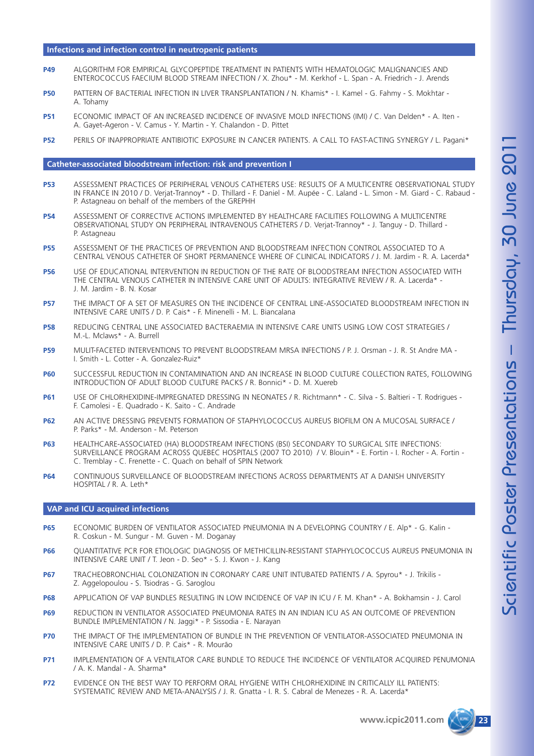## Infections and infection control in neutropenic patients

**P49** ALGORITHM FOR EMPIRICAL GLYCOPEPTIDE TREATMENT IN PATIENTS WITH HEMATOLOGIC MALIGNANCIES AND ENTEROCOCCUS FAECIUM BLOOD STREAM INFECTION / X. Zhou* - M. Kerkhof - L. Span - A. Friedrich - J. Arends

**P50** PATTERN OF BACTERIAL INFECTION IN LIVER TRANSPLANTATION / N. Khamis* - I. Kamel - G. Fahmy - S. Mokhtar - A. Tohamy

**P51** ECONOMIC IMPACT OF AN INCREASED INCIDENCE OF INVASIVE MOLD INFECTIONS (IMI) / C. Van Delden* - A. Iten - A. Gayet-Ageron - V. Camus - Y. Martin - Y. Chalandon - D. Pittet

**P52** PERILS OF INAPPROPRIATE ANTIBIOTIC EXPOSURE IN CANCER PATIENTS. A CALL TO FAST-ACTING SYNERGY / L. Pagani*

## Catheter-associated bloodstream infection: risk and prevention I

**P53** ASSESSMENT PRACTICES OF PERIPHERAL VENOUS CATHETERS USE: RESULTS OF A MULTICENTRE OBSERVATIONAL STUDY IN FRANCE IN 2010 / D. Verjat-Trannoy* - D. Thillard - F. Daniel - M. Aupée - C. Laland - L. Simon - M. Giard - C. Rabaud - P. Astagneau on behalf of the members of the GREPHH

**P54** ASSESSMENT OF CORRECTIVE ACTIONS IMPLEMENTED BY HEALTHCARE FACILITIES FOLLOWING A MULTICENTRE OBSERVATIONAL STUDY ON PERIPHERAL INTRAVENOUS CATHETERS / D. Verjat-Trannoy* - J. Tanguy - D. Thillard - P. Astagneau

**P55** ASSESSMENT OF THE PRACTICES OF PREVENTION AND BLOODSTREAM INFECTION CONTROL ASSOCIATED TO A CENTRAL VENOUS CATHETER OF SHORT PERMANENCE WHERE OF CLINICAL INDICATORS / J. M. Jardim - R. A. Lacerda*

**P56** USE OF EDUCATIONAL INTERVENTION IN REDUCTION OF THE RATE OF BLOODSTREAM INFECTION ASSOCIATED WITH THE CENTRAL VENOUS CATHETER IN INTENSIVE CARE UNIT OF ADULTS: INTEGRATIVE REVIEW / R. A. Lacerda* - J. M. Jardim - B. N. Kosar

**P57** THE IMPACT OF A SET OF MEASURES ON THE INCIDENCE OF CENTRAL LINE-ASSOCIATED BLOODSTREAM INFECTION IN INTENSIVE CARE UNITS / D. P. Cais* - F. Minenelli - M. L. Biancalana

**P58** REDUCING CENTRAL LINE ASSOCIATED BACTERAEMIA IN INTENSIVE CARE UNITS USING LOW COST STRATEGIES / M.-L. Mclaws* - A. Burrell

**P59** MULIT-FACETED INTERVENTIONS TO PREVENT BLOODSTREAM MRSA INFECTIONS / P. J. Orsman - J. R. St Andre MA - I. Smith - L. Cotter - A. Gonzalez-Ruiz*

**P60** SUCCESSFUL REDUCTION IN CONTAMINATION AND AN INCREASE IN BLOOD CULTURE COLLECTION RATES, FOLLOWING INTRODUCTION OF ADULT BLOOD CULTURE PACKS / R. Bonnici* - D. M. Xuereb

**P61** USE OF CHLORHEXIDINE-IMPREGNATED DRESSING IN NEONATES / R. Richtmann* - C. Silva - S. Baltieri - T. Rodrigues - F. Camolesi - E. Quadrado - K. Saito - C. Andrade

**P62** AN ACTIVE DRESSING PREVENTS FORMATION OF STAPHYLOCOCCUS AUREUS BIOFILM ON A MUCOSAL SURFACE / P. Parks* - M. Anderson - M. Peterson

**P63** HEALTHCARE-ASSOCIATED (HA) BLOODSTREAM INFECTIONS (BSI) SECONDARY TO SURGICAL SITE INFECTIONS: SURVEILLANCE PROGRAM ACROSS QUEBEC HOSPITALS (2007 TO 2010) / V. Blouin* - E. Fortin - I. Rocher - A. Fortin - C. Tremblay - C. Frenette - C. Quach on behalf of SPIN Network

**P64** CONTINUOUS SURVEILLANCE OF BLOODSTREAM INFECTIONS ACROSS DEPARTMENTS AT A DANISH UNIVERSITY HOSPITAL / R. A. Leth*

## VAP and ICU acquired infections

**P65** ECONOMIC BURDEN OF VENTILATOR ASSOCIATED PNEUMONIA IN A DEVELOPING COUNTRY / E. Alp* - G. Kalin - R. Coskun - M. Sungur - M. Guven - M. Doganay

**P66** QUANTITATIVE PCR FOR ETIOLOGIC DIAGNOSIS OF METHICILLIN-RESISTANT STAPHYLOCOCCUS AUREUS PNEUMONIA IN INTENSIVE CARE UNIT / T. Jeon - D. Seo* - S. J. Kwon - J. Kang

**P67** TRACHEOBRONCHIAL COLONIZATION IN CORONARY CARE UNIT INTUBATED PATIENTS / A. Spyrou* - J. Trikilis - Z. Aggelopoulou - S. Tsiodras - G. Saroglou

**P68** APPLICATION OF VAP BUNDLES RESULTING IN LOW INCIDENCE OF VAP IN ICU / F. M. Khan* - A. Bokhamsin - J. Carol

**P69** REDUCTION IN VENTILATOR ASSOCIATED PNEUMONIA RATES IN AN INDIAN ICU AS AN OUTCOME OF PREVENTION BUNDLE IMPLEMENTATION / N. Jaggi* - P. Sissodia - E. Narayan

**P70** THE IMPACT OF THE IMPLEMENTATION OF BUNDLE IN THE PREVENTION OF VENTILATOR-ASSOCIATED PNEUMONIA IN INTENSIVE CARE UNITS / D. P. Cais* - R. Mourão

**P71** IMPLEMENTATION OF A VENTILATOR CARE BUNDLE TO REDUCE THE INCIDENCE OF VENTILATOR ACQUIRED PENUMONIA / A. K. Mandal - A. Sharma*

**P72** EVIDENCE ON THE BEST WAY TO PERFORM ORAL HYGIENE WITH CHLORHEXIDINE IN CRITICALLY ILL PATIENTS: SYSTEMATIC REVIEW AND META-ANALYSIS / J. R. Gnatta - I. R. S. Cabral de Menezes - R. A. Lacerda*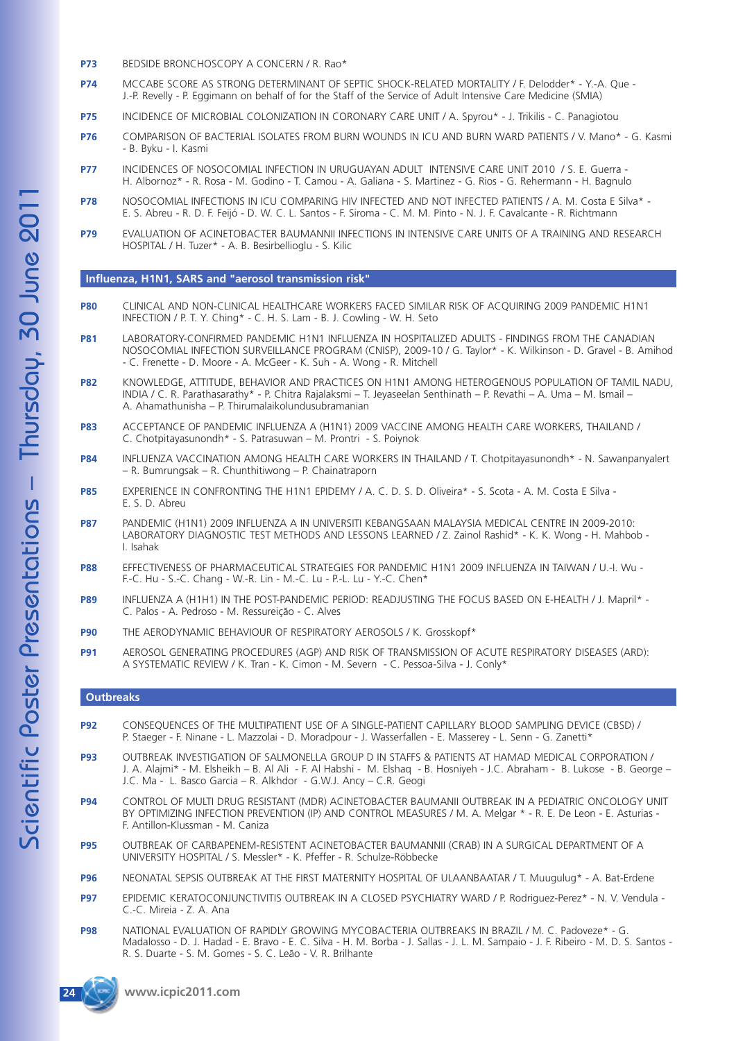**P73** BEDSIDE BRONCHOSCOPY A CONCERN / R. Rao*

**P74** MCCABE SCORE AS STRONG DETERMINANT OF SEPTIC SHOCK-RELATED MORTALITY / F. Delodder* - Y.-A. Que - J.-P. Revelly - P. Eggimann on behalf of for the Staff of the Service of Adult Intensive Care Medicine (SMIA)

**P75** INCIDENCE OF MICROBIAL COLONIZATION IN CORONARY CARE UNIT / A. Spyrou* - J. Trikilis - C. Panagiotou

**P76** COMPARISON OF BACTERIAL ISOLATES FROM BURN WOUNDS IN ICU AND BURN WARD PATIENTS / V. Mano* - G. Kasmi - B. Byku - I. Kasmi

**P77** INCIDENCES OF NOSOCOMIAL INFECTION IN URUGUAYAN ADULT INTENSIVE CARE UNIT 2010 / S. E. Guerra - H. Albornoz* - R. Rosa - M. Godino - T. Camou - A. Galiana - S. Martinez - G. Rios - G. Rehermann - H. Bagnulo

**P78** NOSOCOMIAL INFECTIONS IN ICU COMPARING HIV INFECTED AND NOT INFECTED PATIENTS / A. M. Costa E Silva* - E. S. Abreu - R. D. F. Feijó - D. W. C. L. Santos - F. Siroma - C. M. M. Pinto - N. J. F. Cavalcante - R. Richtmann

**P79** EVALUATION OF ACINETOBACTER BAUMANNII INFECTIONS IN INTENSIVE CARE UNITS OF A TRAINING AND RESEARCH HOSPITAL / H. Tuzer* - A. B. Besirbellioglu - S. Kilic

## Influenza, H1N1, SARS and "aerosol transmission risk"

**P80** CLINICAL AND NON-CLINICAL HEALTHCARE WORKERS FACED SIMILAR RISK OF ACQUIRING 2009 PANDEMIC H1N1 INFECTION / P. T. Y. Ching* - C. H. S. Lam - B. J. Cowling - W. H. Seto

**P81** LABORATORY-CONFIRMED PANDEMIC H1N1 INFLUENZA IN HOSPITALIZED ADULTS - FINDINGS FROM THE CANADIAN NOSOCOMIAL INFECTION SURVEILLANCE PROGRAM (CNISP), 2009-10 / G. Taylor* - K. Wilkinson - D. Gravel - B. Amihod - C. Frenette - D. Moore - A. McGeer - K. Suh - A. Wong - R. Mitchell

**P82** KNOWLEDGE, ATTITUDE, BEHAVIOR AND PRACTICES ON H1N1 AMONG HETEROGENOUS POPULATION OF TAMIL NADU, INDIA / C. R. Parathasarathy* - P. Chitra Rajalakmi – T. Jeyaseelan Senthinath – P. Revathi – A. Uma – M. Ismail – A. Ahamathunisha – P. Thirumalaikolundusubramanian

**P83** ACCEPTANCE OF PANDEMIC INFLUENZA A (H1N1) 2009 VACCINE AMONG HEALTH CARE WORKERS, THAILAND / C. Chotpitayasunondh* - S. Patrasuwan – M. Prontri - S. Poiynok

**P84** INFLUENZA VACCINATION AMONG HEALTH CARE WORKERS IN THAILAND / T. Chotpitayasunondh* - N. Sawanpanyalert – R. Bumrungsak – R. Chunthitiwong – P. Chainatraporn

**P85** EXPERIENCE IN CONFRONTING THE H1N1 EPIDEMY / A. C. D. S. D. Oliveira* - S. Scota - A. M. Costa E Silva - E. S. D. Abreu

**P87** PANDEMIC (H1N1) 2009 INFLUENZA A IN UNIVERSITI KEBANGSAAN MALAYSIA MEDICAL CENTRE IN 2009-2010: LABORATORY DIAGNOSTIC TEST METHODS AND LESSONS LEARNED / Z. Zainol Rashid* - K. K. Wong - H. Mahbob - I. Isahak

**P88** EFFECTIVENESS OF PHARMACEUTICAL STRATEGIES FOR PANDEMIC H1N1 2009 INFLUENZA IN TAIWAN / U.-I. Wu - F.-C. Hu - S.-C. Chang - W.-R. Lin - M.-C. Lu - P.-L. Lu - Y.-C. Chen*

**P89** INFLUENZA A (H1H1) IN THE POST-PANDEMIC PERIOD: READJUSTING THE FOCUS BASED ON E-HEALTH / J. Mapril* - C. Palos - A. Pedroso - M. Ressureição - C. Alves

**P90** THE AERODYNAMIC BEHAVIOUR OF RESPIRATORY AEROSOLS / K. Grosskopf*

**P91** AEROSOL GENERATING PROCEDURES (AGP) AND RISK OF TRANSMISSION OF ACUTE RESPIRATORY DISEASES (ARD): A SYSTEMATIC REVIEW / K. Tran - K. Cimon - M. Severn - C. Pessoa-Silva - J. Conly*

## Outbreaks

**P92** CONSEQUENCES OF THE MULTIPATIENT USE OF A SINGLE-PATIENT CAPILLARY BLOOD SAMPLING DEVICE (CBSD) / P. Staeger - F. Ninane - L. Mazzolai - D. Moradpour - J. Wasserfallen - E. Masserey - L. Senn - G. Zanetti*

**P93** OUTBREAK INVESTIGATION OF SALMONELLA GROUP D IN STAFFS & PATIENTS AT HAMAD MEDICAL CORPORATION / J. A. Alajmi* - M. Elsheikh – B. Al Ali - F. Al Habshi - M. Elshaq - B. Hosniyeh - J.C. Abraham - B. Lukose - B. George – J.C. Ma - L. Basco Garcia – R. Alkhdor - G.W.J. Ancy – C.R. Geogi

**P94** CONTROL OF MULTI DRUG RESISTANT (MDR) ACINETOBACTER BAUMANII OUTBREAK IN A PEDIATRIC ONCOLOGY UNIT BY OPTIMIZING INFECTION PREVENTION (IP) AND CONTROL MEASURES / M. A. Melgar * - R. E. De Leon - E. Asturias - F. Antillon-Klussman - M. Caniza

**P95** OUTBREAK OF CARBAPENEM-RESISTENT ACINETOBACTER BAUMANNII (CRAB) IN A SURGICAL DEPARTMENT OF A UNIVERSITY HOSPITAL / S. Messler* - K. Pfeffer - R. Schulze-Röbbecke

**P96** NEONATAL SEPSIS OUTBREAK AT THE FIRST MATERNITY HOSPITAL OF ULAANBAATAR / T. Muugulug* - A. Bat-Erdene

**P97** EPIDEMIC KERATOCONJUNCTIVITIS OUTBREAK IN A CLOSED PSYCHIATRY WARD / P. Rodriguez-Perez* - N. V. Vendula - C.-C. Mireia - Z. A. Ana

**P98** NATIONAL EVALUATION OF RAPIDLY GROWING MYCOBACTERIA OUTBREAKS IN BRAZIL / M. C. Padoveze* - G. Madalosso - D. J. Hadad - E. Bravo - E. C. Silva - H. M. Borba - J. Sallas - J. L. M. Sampaio - J. F. Ribeiro - M. D. S. Santos - R. S. Duarte - S. M. Gomes - S. C. Leão - V. R. Brilhante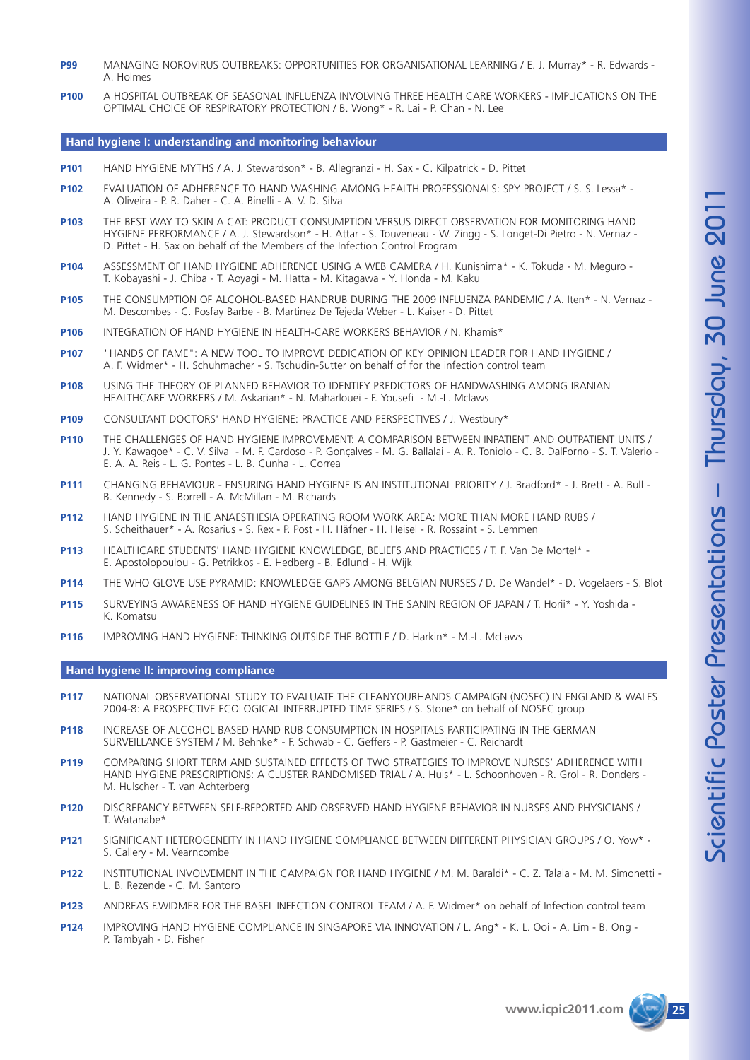**P99** MANAGING NOROVIRUS OUTBREAKS: OPPORTUNITIES FOR ORGANISATIONAL LEARNING / E. J. Murray* - R. Edwards - A. Holmes

**P100** A HOSPITAL OUTBREAK OF SEASONAL INFLUENZA INVOLVING THREE HEALTH CARE WORKERS - IMPLICATIONS ON THE OPTIMAL CHOICE OF RESPIRATORY PROTECTION / B. Wong* - R. Lai - P. Chan - N. Lee

## Hand hygiene I: understanding and monitoring behaviour

**P101** HAND HYGIENE MYTHS / A. J. Stewardson* - B. Allegranzi - H. Sax - C. Kilpatrick - D. Pittet

**P102** EVALUATION OF ADHERENCE TO HAND WASHING AMONG HEALTH PROFESSIONALS: SPY PROJECT / S. S. Lessa* - A. Oliveira - P. R. Daher - C. A. Binelli - A. V. D. Silva

**P103** THE BEST WAY TO SKIN A CAT: PRODUCT CONSUMPTION VERSUS DIRECT OBSERVATION FOR MONITORING HAND HYGIENE PERFORMANCE / A. J. Stewardson* - H. Attar - S. Touveneau - W. Zingg - S. Longet-Di Pietro - N. Vernaz - D. Pittet - H. Sax on behalf of the Members of the Infection Control Program

**P104** ASSESSMENT OF HAND HYGIENE ADHERENCE USING A WEB CAMERA / H. Kunishima* - K. Tokuda - M. Meguro - T. Kobayashi - J. Chiba - T. Aoyagi - M. Hatta - M. Kitagawa - Y. Honda - M. Kaku

**P105** THE CONSUMPTION OF ALCOHOL-BASED HANDRUB DURING THE 2009 INFLUENZA PANDEMIC / A. Iten* - N. Vernaz - M. Descombes - C. Posfay Barbe - B. Martinez De Tejeda Weber - L. Kaiser - D. Pittet

**P106** INTEGRATION OF HAND HYGIENE IN HEALTH-CARE WORKERS BEHAVIOR / N. Khamis*

**P107** "HANDS OF FAME": A NEW TOOL TO IMPROVE DEDICATION OF KEY OPINION LEADER FOR HAND HYGIENE / A. F. Widmer* - H. Schuhmacher - S. Tschudin-Sutter on behalf of for the infection control team

**P108** USING THE THEORY OF PLANNED BEHAVIOR TO IDENTIFY PREDICTORS OF HANDWASHING AMONG IRANIAN HEALTHCARE WORKERS / M. Askarian* - N. Maharlouei - F. Yousefi - M.-L. Mclaws

**P109** CONSULTANT DOCTORS' HAND HYGIENE: PRACTICE AND PERSPECTIVES / J. Westbury*

**P110** THE CHALLENGES OF HAND HYGIENE IMPROVEMENT: A COMPARISON BETWEEN INPATIENT AND OUTPATIENT UNITS / J. Y. Kawagoe* - C. V. Silva - M. F. Cardoso - P. Gonçalves - M. G. Ballalai - A. R. Toniolo - C. B. DalForno - S. T. Valerio - E. A. A. Reis - L. G. Pontes - L. B. Cunha - L. Correa

**P111** CHANGING BEHAVIOUR - ENSURING HAND HYGIENE IS AN INSTITUTIONAL PRIORITY / J. Bradford* - J. Brett - A. Bull - B. Kennedy - S. Borrell - A. McMillan - M. Richards

**P112** HAND HYGIENE IN THE ANAESTHESIA OPERATING ROOM WORK AREA: MORE THAN MORE HAND RUBS / S. Scheithauer* - A. Rosarius - S. Rex - P. Post - H. Häfner - H. Heisel - R. Rossaint - S. Lemmen

**P113** HEALTHCARE STUDENTS' HAND HYGIENE KNOWLEDGE, BELIEFS AND PRACTICES / T. F. Van De Mortel* - E. Apostolopoulou - G. Petrikkos - E. Hedberg - B. Edlund - H. Wijk

**P114** THE WHO GLOVE USE PYRAMID: KNOWLEDGE GAPS AMONG BELGIAN NURSES / D. De Wandel* - D. Vogelaers - S. Blot

**P115** SURVEYING AWARENESS OF HAND HYGIENE GUIDELINES IN THE SANIN REGION OF JAPAN / T. Horii* - Y. Yoshida - K. Komatsu

**P116** IMPROVING HAND HYGIENE: THINKING OUTSIDE THE BOTTLE / D. Harkin* - M.-L. McLaws

## Hand hygiene II: improving compliance

**P117** NATIONAL OBSERVATIONAL STUDY TO EVALUATE THE CLEANYOURHANDS CAMPAIGN (NOSEC) IN ENGLAND & WALES 2004-8: A PROSPECTIVE ECOLOGICAL INTERRUPTED TIME SERIES / S. Stone* on behalf of NOSEC group

**P118** INCREASE OF ALCOHOL BASED HAND RUB CONSUMPTION IN HOSPITALS PARTICIPATING IN THE GERMAN SURVEILLANCE SYSTEM / M. Behnke* - F. Schwab - C. Geffers - P. Gastmeier - C. Reichardt

**P119** COMPARING SHORT TERM AND SUSTAINED EFFECTS OF TWO STRATEGIES TO IMPROVE NURSES' ADHERENCE WITH HAND HYGIENE PRESCRIPTIONS: A CLUSTER RANDOMISED TRIAL / A. Huis* - L. Schoonhoven - R. Grol - R. Donders - M. Hulscher - T. van Achterberg

**P120** DISCREPANCY BETWEEN SELF-REPORTED AND OBSERVED HAND HYGIENE BEHAVIOR IN NURSES AND PHYSICIANS / T. Watanabe*

**P121** SIGNIFICANT HETEROGENEITY IN HAND HYGIENE COMPLIANCE BETWEEN DIFFERENT PHYSICIAN GROUPS / O. Yow* - S. Callery - M. Vearncombe

**P122** INSTITUTIONAL INVOLVEMENT IN THE CAMPAIGN FOR HAND HYGIENE / M. M. Baraldi* - C. Z. Talala - M. M. Simonetti - L. B. Rezende - C. M. Santoro

**P123** ANDREAS F.WIDMER FOR THE BASEL INFECTION CONTROL TEAM / A. F. Widmer* on behalf of Infection control team

**P124** IMPROVING HAND HYGIENE COMPLIANCE IN SINGAPORE VIA INNOVATION / L. Ang* - K. L. Ooi - A. Lim - B. Ong - P. Tambyah - D. Fisher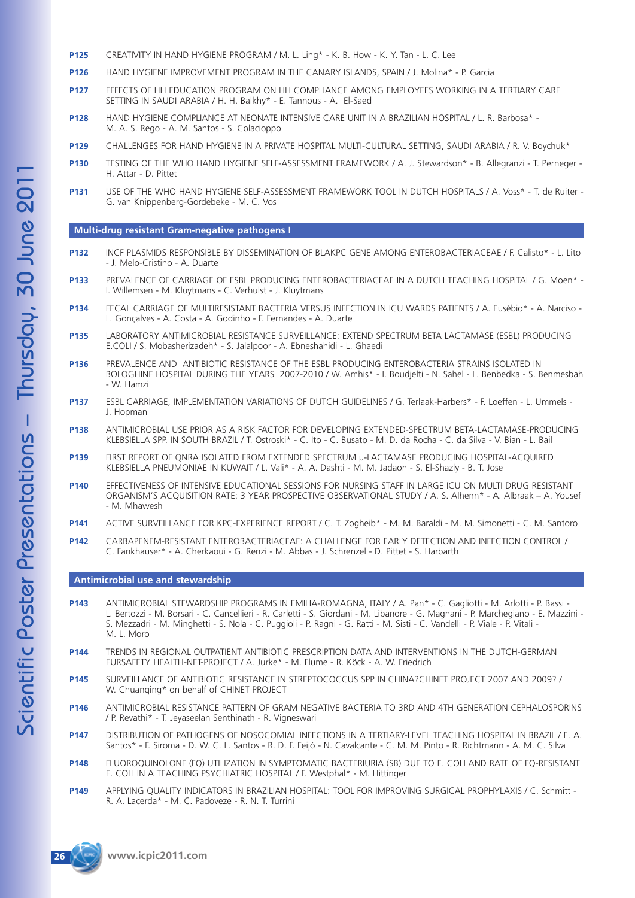**P125** CREATIVITY IN HAND HYGIENE PROGRAM / M. L. Ling* - K. B. How - K. Y. Tan - L. C. Lee

**P126** HAND HYGIENE IMPROVEMENT PROGRAM IN THE CANARY ISLANDS, SPAIN / J. Molina* - P. Garcia

**P127** EFFECTS OF HH EDUCATION PROGRAM ON HH COMPLIANCE AMONG EMPLOYEES WORKING IN A TERTIARY CARE SETTING IN SAUDI ARABIA / H. H. Balkhy* - E. Tannous - A. El-Saed

**P128** HAND HYGIENE COMPLIANCE AT NEONATE INTENSIVE CARE UNIT IN A BRAZILIAN HOSPITAL / L. R. Barbosa* - M. A. S. Rego - A. M. Santos - S. Colacioppo

**P129** CHALLENGES FOR HAND HYGIENE IN A PRIVATE HOSPITAL MULTI-CULTURAL SETTING, SAUDI ARABIA / R. V. Boychuk*

**P130** TESTING OF THE WHO HAND HYGIENE SELF-ASSESSMENT FRAMEWORK / A. J. Stewardson* - B. Allegranzi - T. Perneger - H. Attar - D. Pittet

**P131** USE OF THE WHO HAND HYGIENE SELF-ASSESSMENT FRAMEWORK TOOL IN DUTCH HOSPITALS / A. Voss* - T. de Ruiter - G. van Knippenberg-Gordebeke - M. C. Vos

## Multi-drug resistant Gram-negative pathogens I

**P132** INCF PLASMIDS RESPONSIBLE BY DISSEMINATION OF BLAKPC GENE AMONG ENTEROBACTERIACEAE / F. Calisto* - L. Lito - J. Melo-Cristino - A. Duarte

**P133** PREVALENCE OF CARRIAGE OF ESBL PRODUCING ENTEROBACTERIACEAE IN A DUTCH TEACHING HOSPITAL / G. Moen* - I. Willemsen - M. Kluytmans - C. Verhulst - J. Kluytmans

**P134** FECAL CARRIAGE OF MULTIRESISTANT BACTERIA VERSUS INFECTION IN ICU WARDS PATIENTS / A. Eusébio* - A. Narciso - L. Gonçalves - A. Costa - A. Godinho - F. Fernandes - A. Duarte

**P135** LABORATORY ANTIMICROBIAL RESISTANCE SURVEILLANCE: EXTEND SPECTRUM BETA LACTAMASE (ESBL) PRODUCING E.COLI / S. Mobasherizadeh* - S. Jalalpoor - A. Ebneshahidi - L. Ghaedi

**P136** PREVALENCE AND ANTIBIOTIC RESISTANCE OF THE ESBL PRODUCING ENTEROBACTERIA STRAINS ISOLATED IN BOLOGHINE HOSPITAL DURING THE YEARS 2007-2010 / W. Amhis* - I. Boudjelti - N. Sahel - L. Benbedka - S. Benmesbah - W. Hamzi

**P137** ESBL CARRIAGE, IMPLEMENTATION VARIATIONS OF DUTCH GUIDELINES / G. Terlaak-Harbers* - F. Loeffen - L. Ummels - J. Hopman

**P138** ANTIMICROBIAL USE PRIOR AS A RISK FACTOR FOR DEVELOPING EXTENDED-SPECTRUM BETA-LACTAMASE-PRODUCING KLEBSIELLA SPP. IN SOUTH BRAZIL / T. Ostroski* - C. Ito - C. Busato - M. D. da Rocha - C. da Silva - V. Bian - L. Bail

**P139** FIRST REPORT OF QNRA ISOLATED FROM EXTENDED SPECTRUM µ-LACTAMASE PRODUCING HOSPITAL-ACQUIRED KLEBSIELLA PNEUMONIAE IN KUWAIT / L. Vali* - A. A. Dashti - M. M. Jadaon - S. El-Shazly - B. T. Jose

**P140** EFFECTIVENESS OF INTENSIVE EDUCATIONAL SESSIONS FOR NURSING STAFF IN LARGE ICU ON MULTI DRUG RESISTANT ORGANISM'S ACQUISITION RATE: 3 YEAR PROSPECTIVE OBSERVATIONAL STUDY / A. S. Alhenn* - A. Albraak – A. Yousef - M. Mhawesh

**P141** ACTIVE SURVEILLANCE FOR KPC-EXPERIENCE REPORT / C. T. Zogheib* - M. M. Baraldi - M. M. Simonetti - C. M. Santoro

**P142** CARBAPENEM-RESISTANT ENTEROBACTERIACEAE: A CHALLENGE FOR EARLY DETECTION AND INFECTION CONTROL / C. Fankhauser* - A. Cherkaoui - G. Renzi - M. Abbas - J. Schrenzel - D. Pittet - S. Harbarth

## Antimicrobial use and stewardship

**P143** ANTIMICROBIAL STEWARDSHIP PROGRAMS IN EMILIA-ROMAGNA, ITALY / A. Pan* - C. Gagliotti - M. Arlotti - P. Bassi - L. Bertozzi - M. Borsari - C. Cancellieri - R. Carletti - S. Giordani - M. Libanore - G. Magnani - P. Marchegiano - E. Mazzini - S. Mezzadri - M. Minghetti - S. Nola - C. Puggioli - P. Ragni - G. Ratti - M. Sisti - C. Vandelli - P. Viale - P. Vitali - M. L. Moro

**P144** TRENDS IN REGIONAL OUTPATIENT ANTIBIOTIC PRESCRIPTION DATA AND INTERVENTIONS IN THE DUTCH-GERMAN EURSAFETY HEALTH-NET-PROJECT / A. Jurke* - M. Flume - R. Köck - A. W. Friedrich

**P145** SURVEILLANCE OF ANTIBIOTIC RESISTANCE IN STREPTOCOCCUS SPP IN CHINA?CHINET PROJECT 2007 AND 2009? / W. Chuanqing* on behalf of CHINET PROJECT

**P146** ANTIMICROBIAL RESISTANCE PATTERN OF GRAM NEGATIVE BACTERIA TO 3RD AND 4TH GENERATION CEPHALOSPORINS / P. Revathi* - T. Jeyaseelan Senthinath - R. Vigneswari

**P147** DISTRIBUTION OF PATHOGENS OF NOSOCOMIAL INFECTIONS IN A TERTIARY-LEVEL TEACHING HOSPITAL IN BRAZIL / E. A. Santos* - F. Siroma - D. W. C. L. Santos - R. D. F. Feijó - N. Cavalcante - C. M. M. Pinto - R. Richtmann - A. M. C. Silva

**P148** FLUOROQUINOLONE (FQ) UTILIZATION IN SYMPTOMATIC BACTERIURIA (SB) DUE TO E. COLI AND RATE OF FQ-RESISTANT E. COLI IN A TEACHING PSYCHIATRIC HOSPITAL / F. Westphal* - M. Hittinger

**P149** APPLYING QUALITY INDICATORS IN BRAZILIAN HOSPITAL: TOOL FOR IMPROVING SURGICAL PROPHYLAXIS / C. Schmitt - R. A. Lacerda* - M. C. Padoveze - R. N. T. Turrini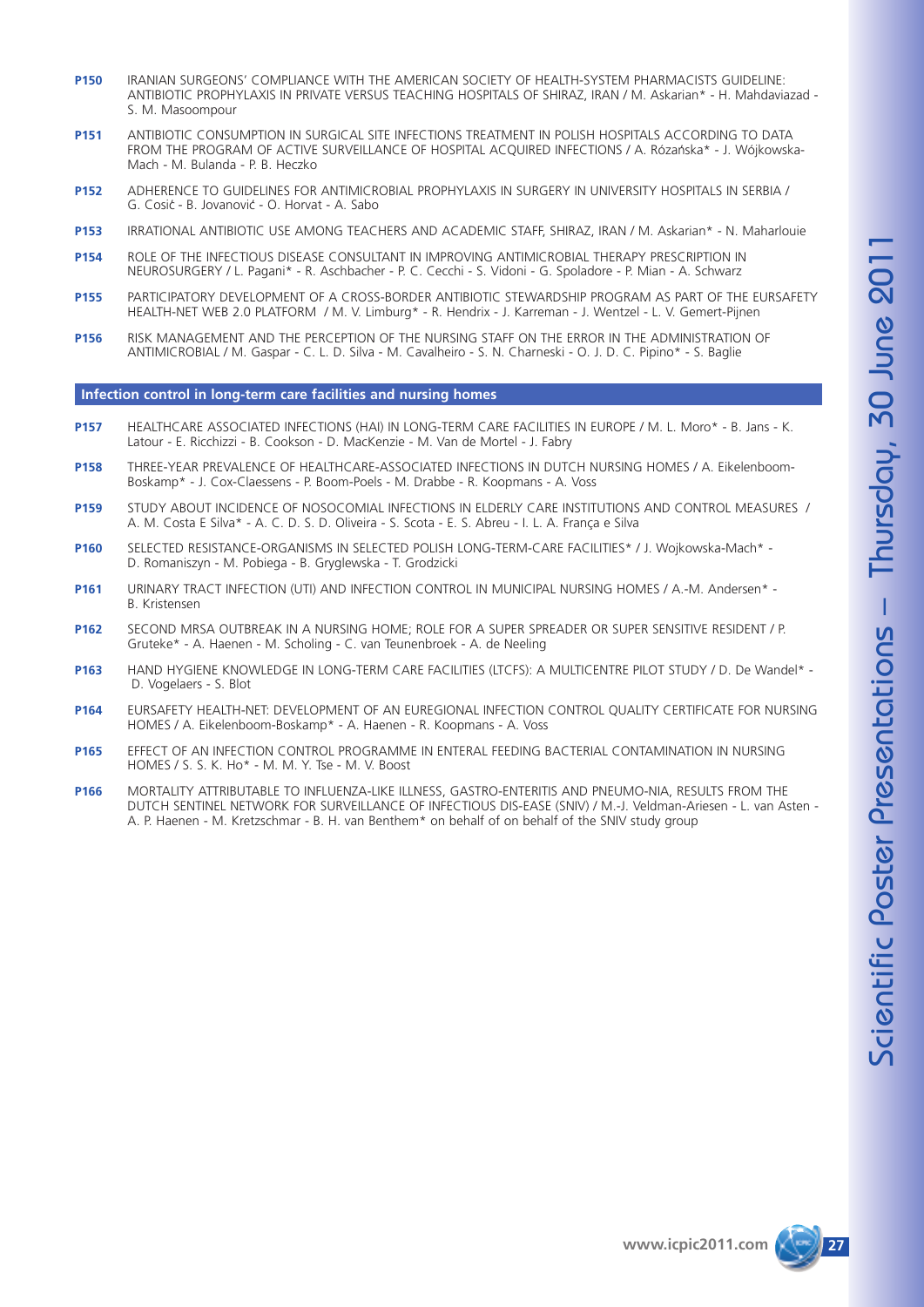**P150** IRANIAN SURGEONS' COMPLIANCE WITH THE AMERICAN SOCIETY OF HEALTH-SYSTEM PHARMACISTS GUIDELINE: ANTIBIOTIC PROPHYLAXIS IN PRIVATE VERSUS TEACHING HOSPITALS OF SHIRAZ, IRAN / M. Askarian* - H. Mahdaviazad - S. M. Masoompour

**P151** ANTIBIOTIC CONSUMPTION IN SURGICAL SITE INFECTIONS TREATMENT IN POLISH HOSPITALS ACCORDING TO DATA FROM THE PROGRAM OF ACTIVE SURVEILLANCE OF HOSPITAL ACQUIRED INFECTIONS / A. Różańska* - J. Wójkowska-Mach - M. Bulanda - P. B. Heczko

**P152** ADHERENCE TO GUIDELINES FOR ANTIMICROBIAL PROPHYLAXIS IN SURGERY IN UNIVERSITY HOSPITALS IN SERBIA / G. Cosić - B. Jovanović - O. Horvat - A. Sabo

**P153** IRRATIONAL ANTIBIOTIC USE AMONG TEACHERS AND ACADEMIC STAFF, SHIRAZ, IRAN / M. Askarian* - N. Maharlouie

**P154** ROLE OF THE INFECTIOUS DISEASE CONSULTANT IN IMPROVING ANTIMICROBIAL THERAPY PRESCRIPTION IN NEUROSURGERY / L. Pagani* - R. Aschbacher - P. C. Cecchi - S. Vidoni - G. Spoladore - P. Mian - A. Schwarz

**P155** PARTICIPATORY DEVELOPMENT OF A CROSS-BORDER ANTIBIOTIC STEWARDSHIP PROGRAM AS PART OF THE EURSAFETY HEALTH-NET WEB 2.0 PLATFORM / M. V. Limburg* - R. Hendrix - J. Karreman - J. Wentzel - L. V. Gemert-Pijnen

**P156** RISK MANAGEMENT AND THE PERCEPTION OF THE NURSING STAFF ON THE ERROR IN THE ADMINISTRATION OF ANTIMICROBIAL / M. Gaspar - C. L. D. Silva - M. Cavalheiro - S. N. Charneski - O. J. D. C. Pipino* - S. Baglie

## Infection control in long-term care facilities and nursing homes

**P157** HEALTHCARE ASSOCIATED INFECTIONS (HAI) IN LONG-TERM CARE FACILITIES IN EUROPE / M. L. Moro* - B. Jans - K. Latour - E. Ricchizzi - B. Cookson - D. MacKenzie - M. Van de Mortel - J. Fabry

**P158** THREE-YEAR PREVALENCE OF HEALTHCARE-ASSOCIATED INFECTIONS IN DUTCH NURSING HOMES / A. Eikelenboom-Boskamp* - J. Cox-Claessens - P. Boom-Poels - M. Drabbe - R. Koopmans - A. Voss

**P159** STUDY ABOUT INCIDENCE OF NOSOCOMIAL INFECTIONS IN ELDERLY CARE INSTITUTIONS AND CONTROL MEASURES / A. M. Costa E Silva* - A. C. D. S. D. Oliveira - S. Scota - E. S. Abreu - I. L. A. França e Silva

**P160** SELECTED RESISTANCE-ORGANISMS IN SELECTED POLISH LONG-TERM-CARE FACILITIES* / J. Wojkowska-Mach* - D. Romaniszyn - M. Pobiega - B. Gryglewska - T. Grodzicki

**P161** URINARY TRACT INFECTION (UTI) AND INFECTION CONTROL IN MUNICIPAL NURSING HOMES / A.-M. Andersen* - B. Kristensen

**P162** SECOND MRSA OUTBREAK IN A NURSING HOME; ROLE FOR A SUPER SPREADER OR SUPER SENSITIVE RESIDENT / P. Gruteke* - A. Haenen - M. Scholing - C. van Teunenbroek - A. de Neeling

**P163** HAND HYGIENE KNOWLEDGE IN LONG-TERM CARE FACILITIES (LTCFS): A MULTICENTRE PILOT STUDY / D. De Wandel* - D. Vogelaers - S. Blot

**P164** EURSAFETY HEALTH-NET: DEVELOPMENT OF AN EUREGIONAL INFECTION CONTROL QUALITY CERTIFICATE FOR NURSING HOMES / A. Eikelenboom-Boskamp* - A. Haenen - R. Koopmans - A. Voss

**P165** EFFECT OF AN INFECTION CONTROL PROGRAMME IN ENTERAL FEEDING BACTERIAL CONTAMINATION IN NURSING HOMES / S. S. K. Ho* - M. M. Y. Tse - M. V. Boost

**P166** MORTALITY ATTRIBUTABLE TO INFLUENZA-LIKE ILLNESS, GASTRO-ENTERITIS AND PNEUMO-NIA, RESULTS FROM THE DUTCH SENTINEL NETWORK FOR SURVEILLANCE OF INFECTIOUS DIS-EASE (SNIV) / M.-J. Veldman-Ariesen - L. van Asten - A. P. Haenen - M. Kretzschmar - B. H. van Benthem* on behalf of on behalf of the SNIV study group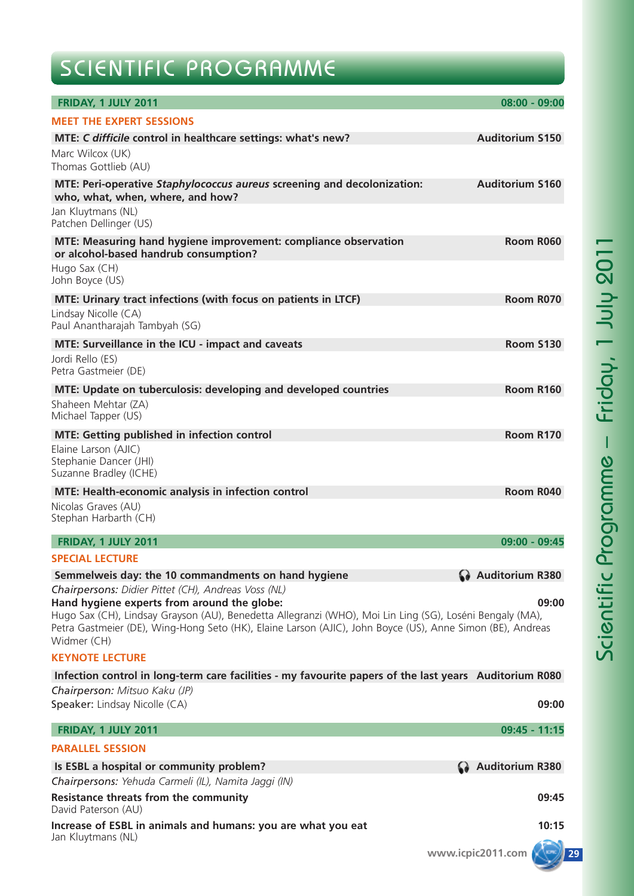# SCIENTIFIC PROGRAMME

**FRIDAY, 1 JULY 2011** — **08:00 - 09:00**

## MEET THE EXPERT SESSIONS

**MTE: *C difficile* control in healthcare settings: what's new?** — **Auditorium S150**
Marc Wilcox (UK)
Thomas Gottlieb (AU)

**MTE: Peri-operative *Staphylococcus aureus* screening and decolonization: who, what, when, where, and how?** — **Auditorium S160**
Jan Kluytmans (NL)
Patchen Dellinger (US)

**MTE: Measuring hand hygiene improvement: compliance observation or alcohol-based handrub consumption?** — **Room R060**
Hugo Sax (CH)
John Boyce (US)

**MTE: Urinary tract infections (with focus on patients in LTCF)** — **Room R070**
Lindsay Nicolle (CA)
Paul Anantharajah Tambyah (SG)

**MTE: Surveillance in the ICU - impact and caveats** — **Room S130**
Jordi Rello (ES)
Petra Gastmeier (DE)

**MTE: Update on tuberculosis: developing and developed countries** — **Room R160**
Shaheen Mehtar (ZA)
Michael Tapper (US)

**MTE: Getting published in infection control** — **Room R170**
Elaine Larson (AJIC)
Stephanie Dancer (JHI)
Suzanne Bradley (ICHE)

**MTE: Health-economic analysis in infection control** — **Room R040**
Nicolas Graves (AU)
Stephan Harbarth (CH)

**FRIDAY, 1 JULY 2011** — **09:00 - 09:45**

## SPECIAL LECTURE

**Semmelweis day: the 10 commandments on hand hygiene** — **Auditorium R380**
*Chairpersons: Didier Pittet (CH), Andreas Voss (NL)*
**Hand hygiene experts from around the globe:** **09:00**
Hugo Sax (CH), Lindsay Grayson (AU), Benedetta Allegranzi (WHO), Moi Lin Ling (SG), Loséni Bengaly (MA), Petra Gastmeier (DE), Wing-Hong Seto (HK), Elaine Larson (AJIC), John Boyce (US), Anne Simon (BE), Andreas Widmer (CH)

## KEYNOTE LECTURE

**Infection control in long-term care facilities - my favourite papers of the last years** — **Auditorium R080**
*Chairperson: Mitsuo Kaku (JP)*
**Speaker:** Lindsay Nicolle (CA) **09:00**

**FRIDAY, 1 JULY 2011** — **09:45 - 11:15**

## PARALLEL SESSION

**Is ESBL a hospital or community problem?** — **Auditorium R380**
*Chairpersons: Yehuda Carmeli (IL), Namita Jaggi (IN)*

**Resistance threats from the community** **09:45**
David Paterson (AU)

**Increase of ESBL in animals and humans: you are what you eat** **10:15**
Jan Kluytmans (NL)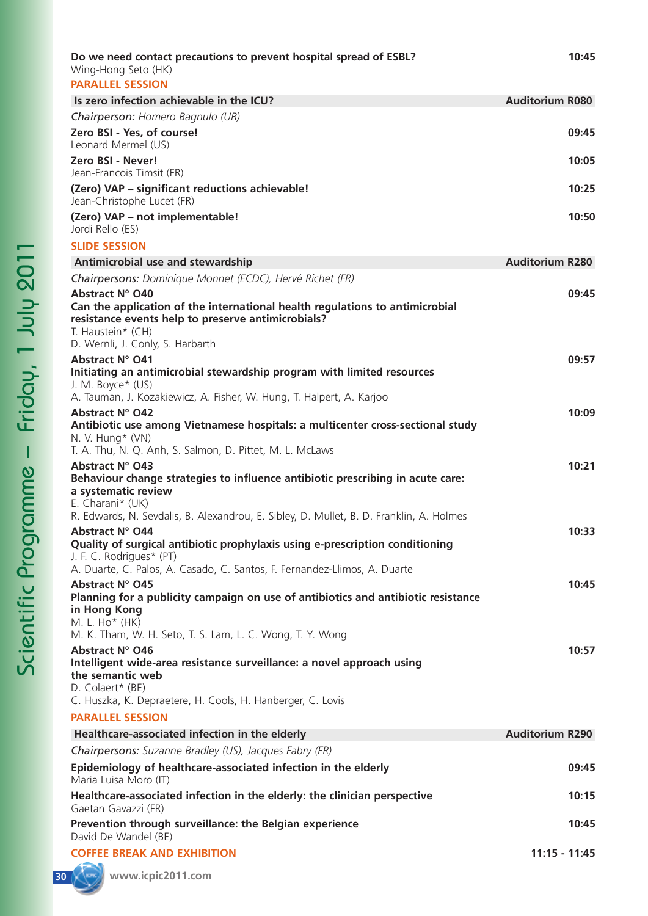**Do we need contact precautions to prevent hospital spread of ESBL?** 10:45
Wing-Hong Seto (HK)

## PARALLEL SESSION

**Is zero infection achievable in the ICU?** — **Auditorium R080**

*Chairperson: Homero Bagnulo (UR)*

**Zero BSI - Yes, of course!** 09:45
Leonard Mermel (US)

**Zero BSI - Never!** 10:05
Jean-Francois Timsit (FR)

**(Zero) VAP – significant reductions achievable!** 10:25
Jean-Christophe Lucet (FR)

**(Zero) VAP – not implementable!** 10:50
Jordi Rello (ES)

## SLIDE SESSION

**Antimicrobial use and stewardship** — **Auditorium R280**

*Chairpersons: Dominique Monnet (ECDC), Hervé Richet (FR)*

**Abstract N° O40** 09:45
**Can the application of the international health regulations to antimicrobial resistance events help to preserve antimicrobials?**
T. Haustein* (CH)
D. Wernli, J. Conly, S. Harbarth

**Abstract N° O41** 09:57
**Initiating an antimicrobial stewardship program with limited resources**
J. M. Boyce* (US)
A. Tauman, J. Kozakiewicz, A. Fisher, W. Hung, T. Halpert, A. Karjoo

**Abstract N° O42** 10:09
**Antibiotic use among Vietnamese hospitals: a multicenter cross-sectional study**
N. V. Hung* (VN)
T. A. Thu, N. Q. Anh, S. Salmon, D. Pittet, M. L. McLaws

**Abstract N° O43** 10:21
**Behaviour change strategies to influence antibiotic prescribing in acute care: a systematic review**
E. Charani* (UK)
R. Edwards, N. Sevdalis, B. Alexandrou, E. Sibley, D. Mullet, B. D. Franklin, A. Holmes

**Abstract N° O44** 10:33
**Quality of surgical antibiotic prophylaxis using e-prescription conditioning**
J. F. C. Rodrigues* (PT)
A. Duarte, C. Palos, A. Casado, C. Santos, F. Fernandez-Llimos, A. Duarte

**Abstract N° O45** 10:45
**Planning for a publicity campaign on use of antibiotics and antibiotic resistance in Hong Kong**
M. L. Ho* (HK)
M. K. Tham, W. H. Seto, T. S. Lam, L. C. Wong, T. Y. Wong

**Abstract N° O46** 10:57
**Intelligent wide-area resistance surveillance: a novel approach using the semantic web**
D. Colaert* (BE)
C. Huszka, K. Depraetere, H. Cools, H. Hanberger, C. Lovis

## PARALLEL SESSION

**Healthcare-associated infection in the elderly** — **Auditorium R290**

*Chairpersons: Suzanne Bradley (US), Jacques Fabry (FR)*

**Epidemiology of healthcare-associated infection in the elderly** 09:45
Maria Luisa Moro (IT)

**Healthcare-associated infection in the elderly: the clinician perspective** 10:15
Gaetan Gavazzi (FR)

**Prevention through surveillance: the Belgian experience** 10:45
David De Wandel (BE)

## COFFEE BREAK AND EXHIBITION 11:15 - 11:45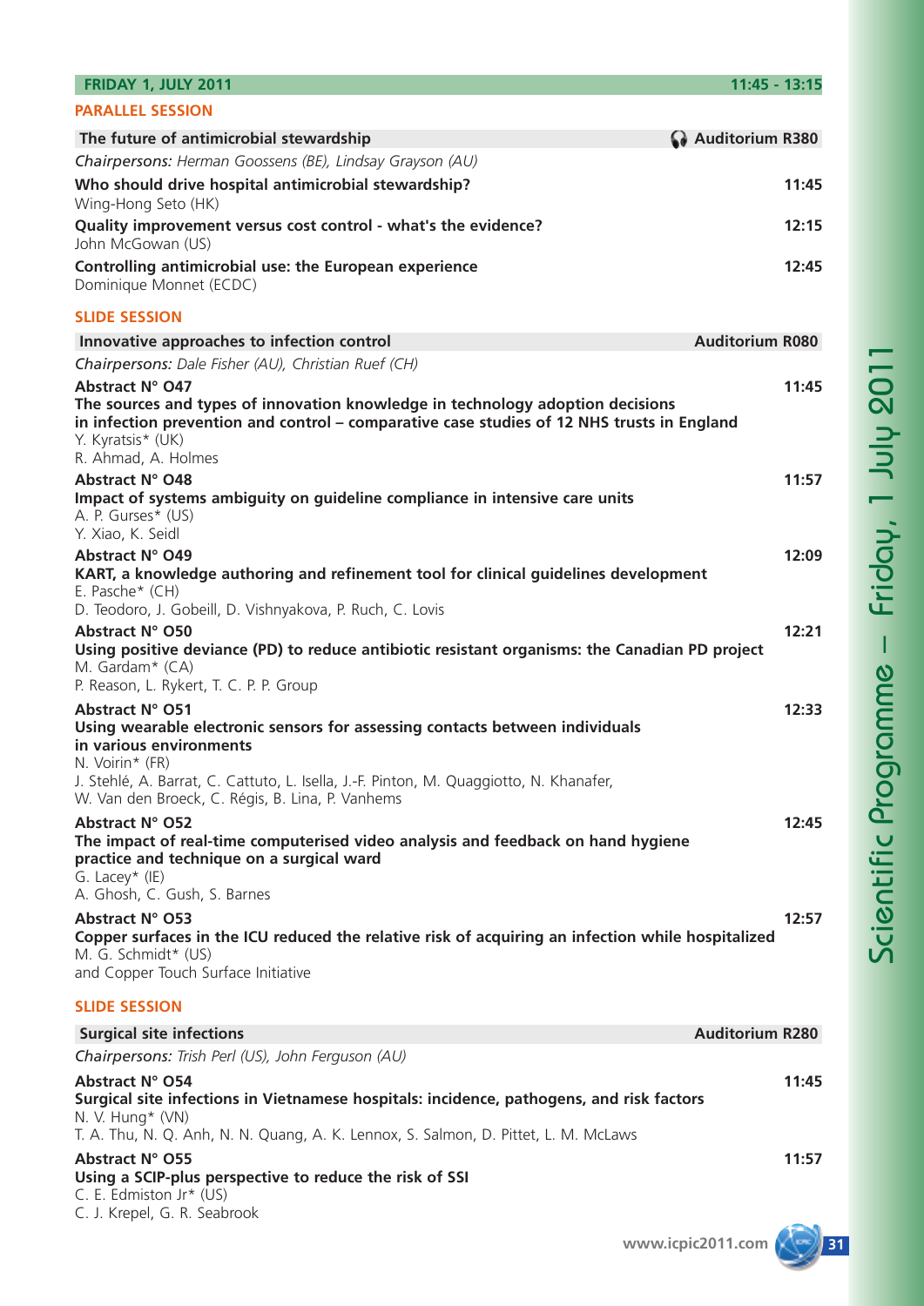**FRIDAY 1, JULY 2011** **11:45 - 13:15**

## PARALLEL SESSION

### The future of antimicrobial stewardship — Auditorium R380

*Chairpersons: Herman Goossens (BE), Lindsay Grayson (AU)*

**Who should drive hospital antimicrobial stewardship?** **11:45**
Wing-Hong Seto (HK)

**Quality improvement versus cost control - what's the evidence?** **12:15**
John McGowan (US)

**Controlling antimicrobial use: the European experience** **12:45**
Dominique Monnet (ECDC)

## SLIDE SESSION

### Innovative approaches to infection control — Auditorium R080

*Chairpersons: Dale Fisher (AU), Christian Ruef (CH)*

**Abstract N° O47** **11:45**
**The sources and types of innovation knowledge in technology adoption decisions in infection prevention and control – comparative case studies of 12 NHS trusts in England**
Y. Kyratsis* (UK)
R. Ahmad, A. Holmes

**Abstract N° O48** **11:57**
**Impact of systems ambiguity on guideline compliance in intensive care units**
A. P. Gurses* (US)
Y. Xiao, K. Seidl

**Abstract N° O49** **12:09**
**KART, a knowledge authoring and refinement tool for clinical guidelines development**
E. Pasche* (CH)
D. Teodoro, J. Gobeill, D. Vishnyakova, P. Ruch, C. Lovis

**Abstract N° O50** **12:21**
**Using positive deviance (PD) to reduce antibiotic resistant organisms: the Canadian PD project**
M. Gardam* (CA)
P. Reason, L. Rykert, T. C. P. P. Group

**Abstract N° O51** **12:33**
**Using wearable electronic sensors for assessing contacts between individuals in various environments**
N. Voirin* (FR)
J. Stehlé, A. Barrat, C. Cattuto, L. Isella, J.-F. Pinton, M. Quaggiotto, N. Khanafer, W. Van den Broeck, C. Régis, B. Lina, P. Vanhems

**Abstract N° O52** **12:45**
**The impact of real-time computerised video analysis and feedback on hand hygiene practice and technique on a surgical ward**
G. Lacey* (IE)
A. Ghosh, C. Gush, S. Barnes

**Abstract N° O53** **12:57**
**Copper surfaces in the ICU reduced the relative risk of acquiring an infection while hospitalized**
M. G. Schmidt* (US)
and Copper Touch Surface Initiative

## SLIDE SESSION

### Surgical site infections — Auditorium R280

*Chairpersons: Trish Perl (US), John Ferguson (AU)*

**Abstract N° O54** **11:45**
**Surgical site infections in Vietnamese hospitals: incidence, pathogens, and risk factors**
N. V. Hung* (VN)
T. A. Thu, N. Q. Anh, N. N. Quang, A. K. Lennox, S. Salmon, D. Pittet, L. M. McLaws

**Abstract N° O55** **11:57**
**Using a SCIP-plus perspective to reduce the risk of SSI**
C. E. Edmiston Jr* (US)
C. J. Krepel, G. R. Seabrook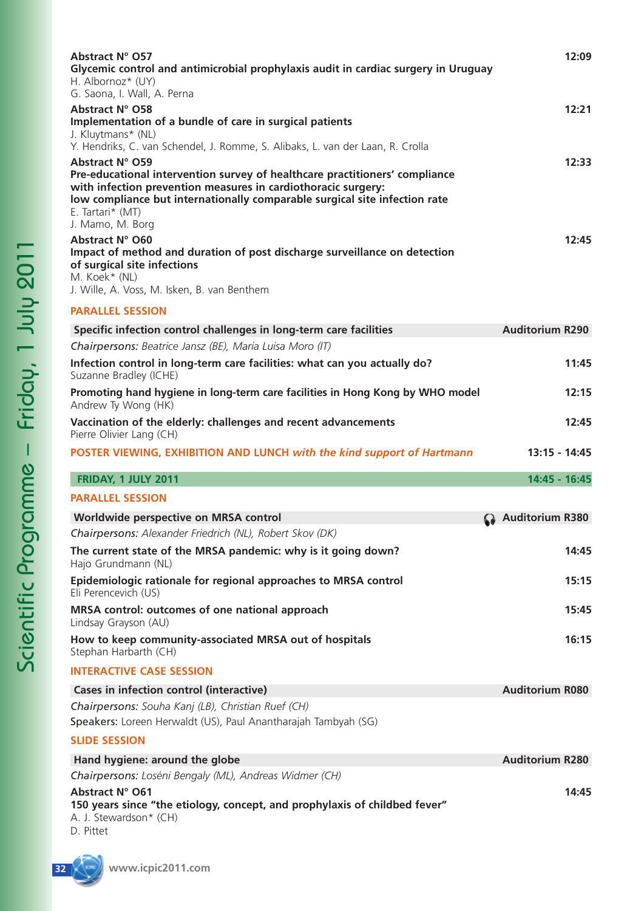**Abstract N° O57** 12:09
**Glycemic control and antimicrobial prophylaxis audit in cardiac surgery in Uruguay**
H. Albornoz* (UY)
G. Saona, I. Wall, A. Perna

**Abstract N° O58** 12:21
**Implementation of a bundle of care in surgical patients**
J. Kluytmans* (NL)
Y. Hendriks, C. van Schendel, J. Romme, S. Alibaks, L. van der Laan, R. Crolla

**Abstract N° O59** 12:33
**Pre-educational intervention survey of healthcare practitioners' compliance with infection prevention measures in cardiothoracic surgery: low compliance but internationally comparable surgical site infection rate**
E. Tartari* (MT)
J. Mamo, M. Borg

**Abstract N° O60** 12:45
**Impact of method and duration of post discharge surveillance on detection of surgical site infections**
M. Koek* (NL)
J. Wille, A. Voss, M. Isken, B. van Benthem

## PARALLEL SESSION

**Specific infection control challenges in long-term care facilities** — **Auditorium R290**

*Chairpersons: Beatrice Jansz (BE), Maria Luisa Moro (IT)*

**Infection control in long-term care facilities: what can you actually do?** 11:45
Suzanne Bradley (ICHE)

**Promoting hand hygiene in long-term care facilities in Hong Kong by WHO model** 12:15
Andrew Ty Wong (HK)

**Vaccination of the elderly: challenges and recent advancements** 12:45
Pierre Olivier Lang (CH)

**POSTER VIEWING, EXHIBITION AND LUNCH** ***with the kind support of Hartmann*** **13:15 - 14:45**

## FRIDAY, 1 JULY 2011 — 14:45 - 16:45

## PARALLEL SESSION

**Worldwide perspective on MRSA control** — **Auditorium R380**

*Chairpersons: Alexander Friedrich (NL), Robert Skov (DK)*

**The current state of the MRSA pandemic: why is it going down?** 14:45
Hajo Grundmann (NL)

**Epidemiologic rationale for regional approaches to MRSA control** 15:15
Eli Perencevich (US)

**MRSA control: outcomes of one national approach** 15:45
Lindsay Grayson (AU)

**How to keep community-associated MRSA out of hospitals** 16:15
Stephan Harbarth (CH)

## INTERACTIVE CASE SESSION

**Cases in infection control (interactive)** — **Auditorium R080**

*Chairpersons: Souha Kanj (LB), Christian Ruef (CH)*
**Speakers:** Loreen Herwaldt (US), Paul Anantharajah Tambyah (SG)

## SLIDE SESSION

**Hand hygiene: around the globe** — **Auditorium R280**

*Chairpersons: Loséni Bengaly (ML), Andreas Widmer (CH)*

**Abstract N° O61** 14:45
**150 years since "the etiology, concept, and prophylaxis of childbed fever"**
A. J. Stewardson* (CH)
D. Pittet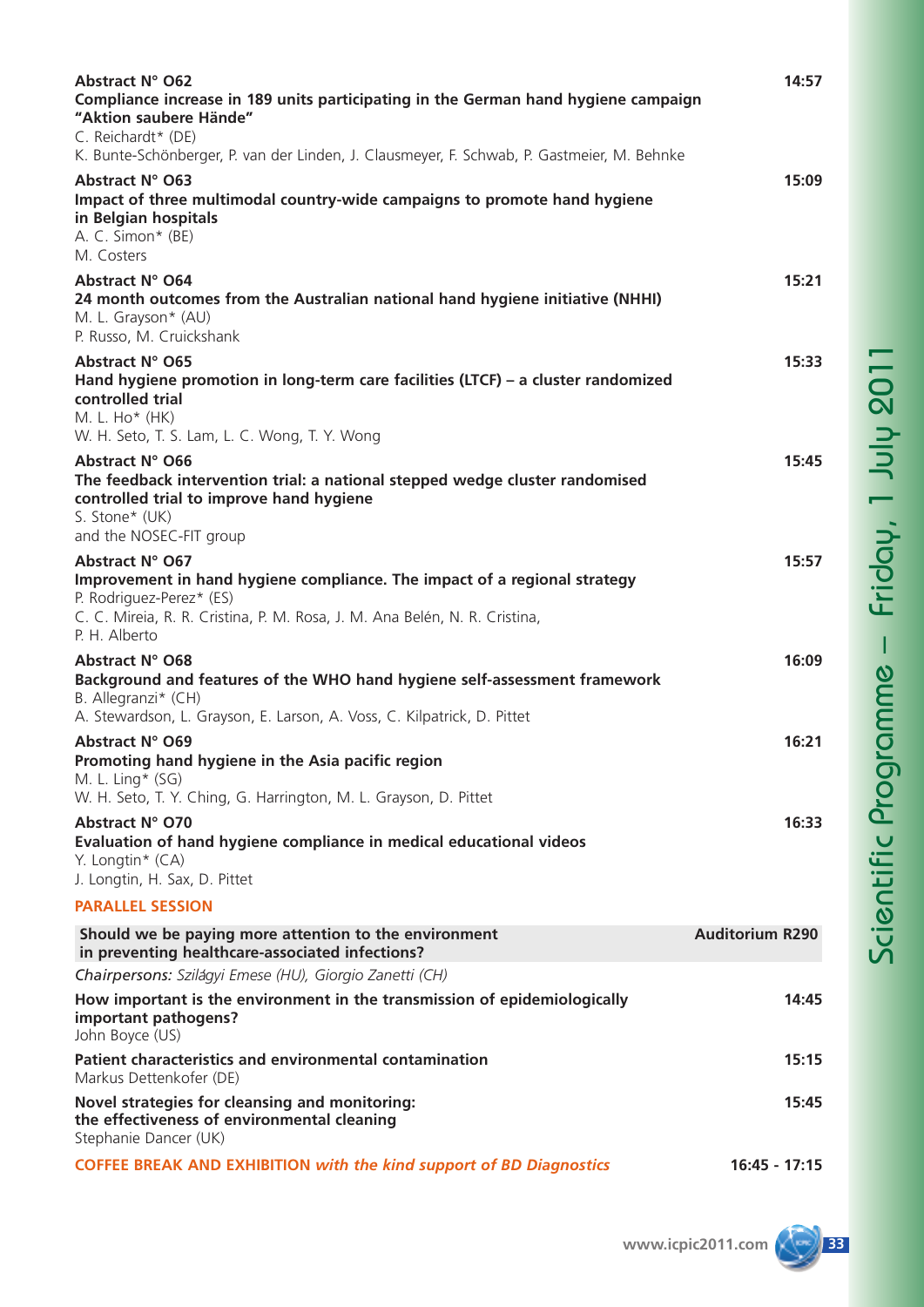**Abstract N° O62** 14:57

**Compliance increase in 189 units participating in the German hand hygiene campaign "Aktion saubere Hände"**
C. Reichardt* (DE)
K. Bunte-Schönberger, P. van der Linden, J. Clausmeyer, F. Schwab, P. Gastmeier, M. Behnke

**Abstract N° O63** 15:09

**Impact of three multimodal country-wide campaigns to promote hand hygiene in Belgian hospitals**
A. C. Simon* (BE)
M. Costers

**Abstract N° O64** 15:21

**24 month outcomes from the Australian national hand hygiene initiative (NHHI)**
M. L. Grayson* (AU)
P. Russo, M. Cruickshank

**Abstract N° O65** 15:33

**Hand hygiene promotion in long-term care facilities (LTCF) – a cluster randomized controlled trial**
M. L. Ho* (HK)
W. H. Seto, T. S. Lam, L. C. Wong, T. Y. Wong

**Abstract N° O66** 15:45

**The feedback intervention trial: a national stepped wedge cluster randomised controlled trial to improve hand hygiene**
S. Stone* (UK)
and the NOSEC-FIT group

**Abstract N° O67** 15:57

**Improvement in hand hygiene compliance. The impact of a regional strategy**
P. Rodriguez-Perez* (ES)
C. C. Mireia, R. R. Cristina, P. M. Rosa, J. M. Ana Belén, N. R. Cristina, P. H. Alberto

**Abstract N° O68** 16:09

**Background and features of the WHO hand hygiene self-assessment framework**
B. Allegranzi* (CH)
A. Stewardson, L. Grayson, E. Larson, A. Voss, C. Kilpatrick, D. Pittet

**Abstract N° O69** 16:21

**Promoting hand hygiene in the Asia pacific region**
M. L. Ling* (SG)
W. H. Seto, T. Y. Ching, G. Harrington, M. L. Grayson, D. Pittet

**Abstract N° O70** 16:33

**Evaluation of hand hygiene compliance in medical educational videos**
Y. Longtin* (CA)
J. Longtin, H. Sax, D. Pittet

## PARALLEL SESSION

**Should we be paying more attention to the environment in preventing healthcare-associated infections?** — **Auditorium R290**

*Chairpersons: Szilágyi Emese (HU), Giorgio Zanetti (CH)*

**How important is the environment in the transmission of epidemiologically important pathogens?** 14:45
John Boyce (US)

**Patient characteristics and environmental contamination** 15:15
Markus Dettenkofer (DE)

**Novel strategies for cleansing and monitoring: the effectiveness of environmental cleaning** 15:45
Stephanie Dancer (UK)

**COFFEE BREAK AND EXHIBITION** ***with the kind support of BD Diagnostics*** 16:45 - 17:15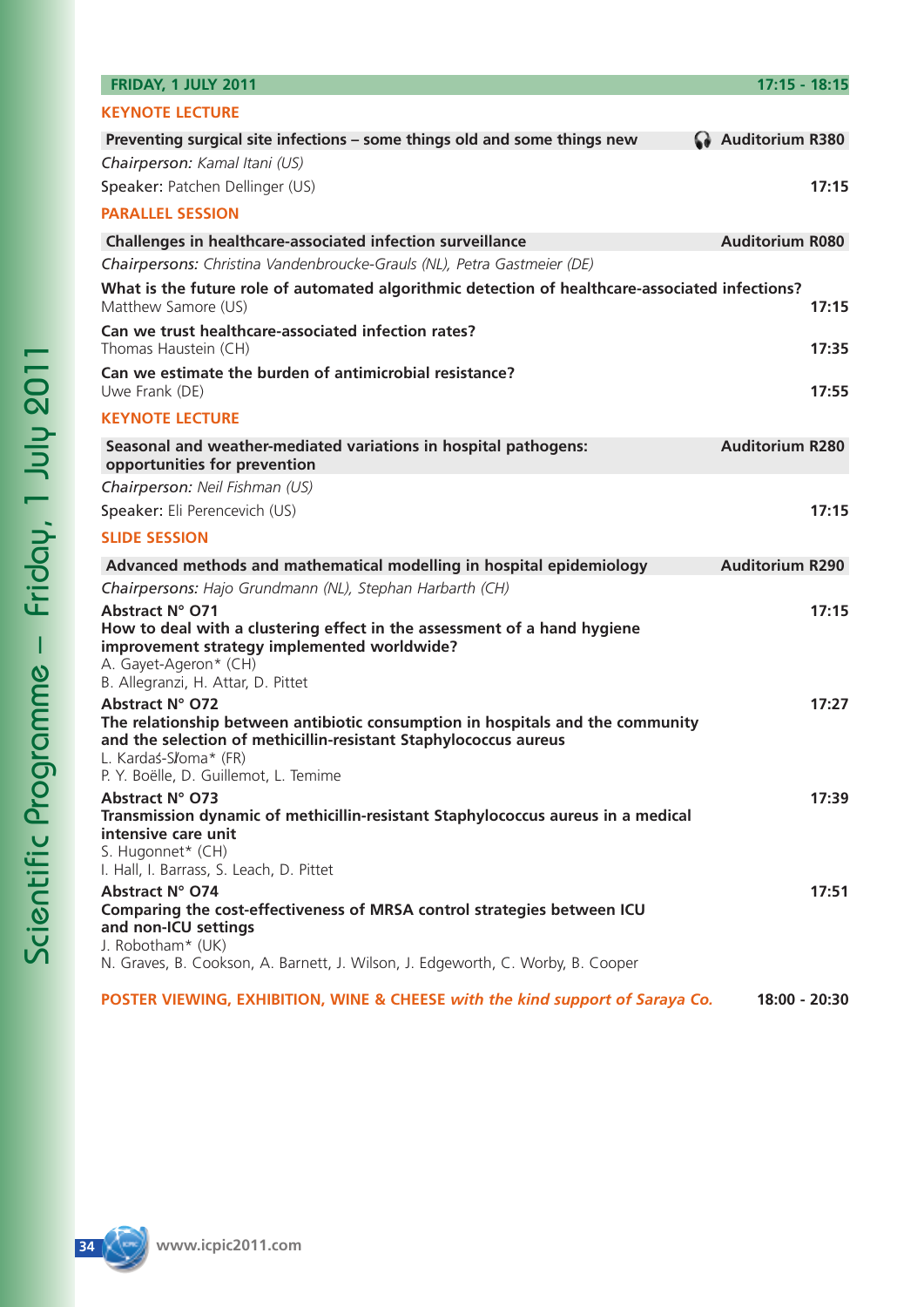**FRIDAY, 1 JULY 2011** — **17:15 - 18:15**

## KEYNOTE LECTURE

**Preventing surgical site infections – some things old and some things new** — **Auditorium R380**

*Chairperson: Kamal Itani (US)*

Speaker: Patchen Dellinger (US) — **17:15**

## PARALLEL SESSION

**Challenges in healthcare-associated infection surveillance** — **Auditorium R080**

*Chairpersons: Christina Vandenbroucke-Grauls (NL), Petra Gastmeier (DE)*

**What is the future role of automated algorithmic detection of healthcare-associated infections?**
Matthew Samore (US) — **17:15**

**Can we trust healthcare-associated infection rates?**
Thomas Haustein (CH) — **17:35**

**Can we estimate the burden of antimicrobial resistance?**
Uwe Frank (DE) — **17:55**

## KEYNOTE LECTURE

**Seasonal and weather-mediated variations in hospital pathogens: opportunities for prevention** — **Auditorium R280**

*Chairperson: Neil Fishman (US)*

Speaker: Eli Perencevich (US) — **17:15**

## SLIDE SESSION

**Advanced methods and mathematical modelling in hospital epidemiology** — **Auditorium R290**

*Chairpersons: Hajo Grundmann (NL), Stephan Harbarth (CH)*

**Abstract N° O71** — **17:15**
**How to deal with a clustering effect in the assessment of a hand hygiene improvement strategy implemented worldwide?**
A. Gayet-Ageron* (CH)
B. Allegranzi, H. Attar, D. Pittet

**Abstract N° O72** — **17:27**
**The relationship between antibiotic consumption in hospitals and the community and the selection of methicillin-resistant Staphylococcus aureus**
L. Kardaś-Słoma* (FR)
P. Y. Boëlle, D. Guillemot, L. Temime

**Abstract N° O73** — **17:39**
**Transmission dynamic of methicillin-resistant Staphylococcus aureus in a medical intensive care unit**
S. Hugonnet* (CH)
I. Hall, I. Barrass, S. Leach, D. Pittet

**Abstract N° O74** — **17:51**
**Comparing the cost-effectiveness of MRSA control strategies between ICU and non-ICU settings**
J. Robotham* (UK)
N. Graves, B. Cookson, A. Barnett, J. Wilson, J. Edgeworth, C. Worby, B. Cooper

**POSTER VIEWING, EXHIBITION, WINE & CHEESE** *with the kind support of Saraya Co.* — **18:00 - 20:30**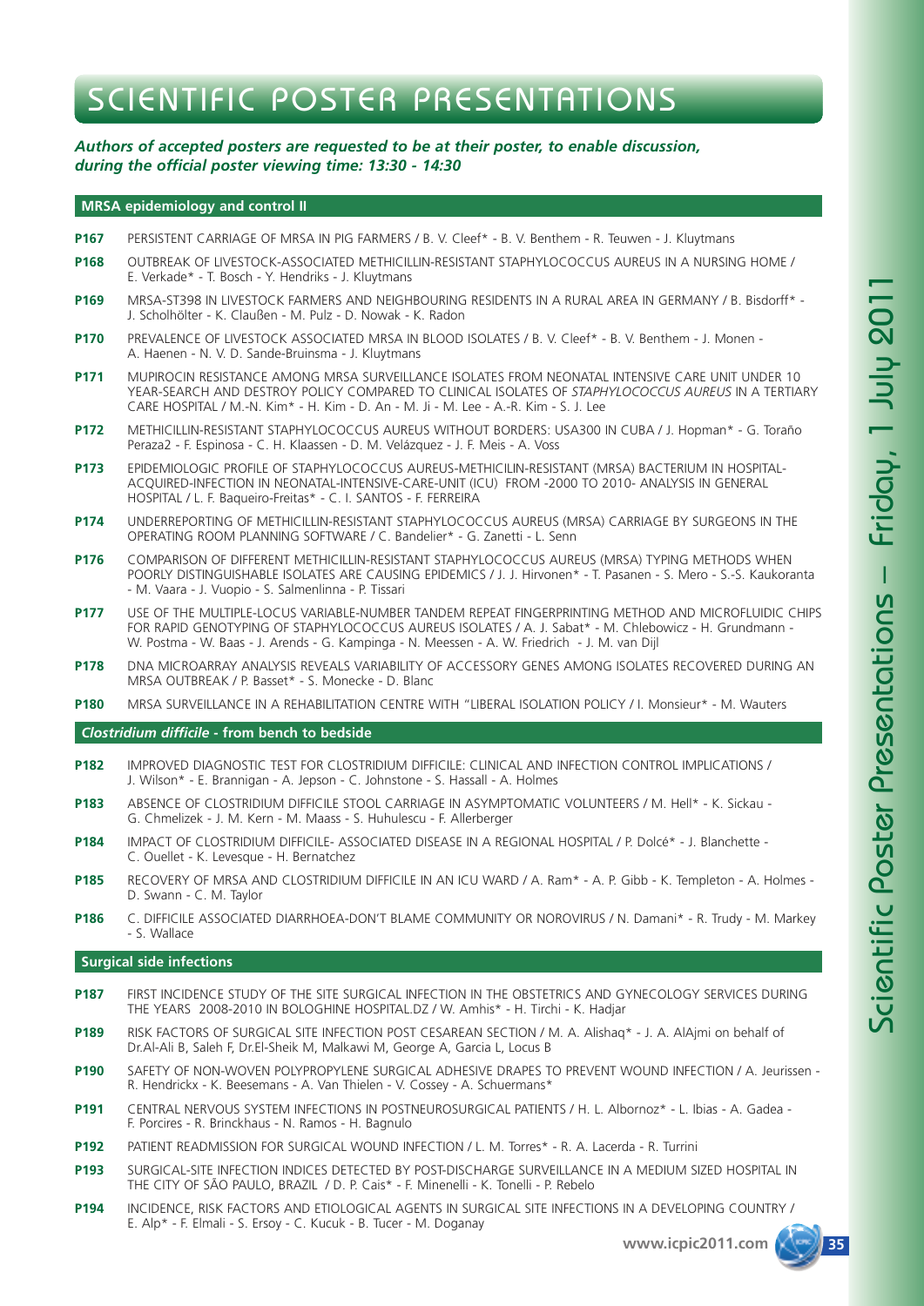# SCIENTIFIC POSTER PRESENTATIONS

***Authors of accepted posters are requested to be at their poster, to enable discussion, during the official poster viewing time: 13:30 - 14:30***

## MRSA epidemiology and control II

**P167** PERSISTENT CARRIAGE OF MRSA IN PIG FARMERS / B. V. Cleef* - B. V. Benthem - R. Teuwen - J. Kluytmans

**P168** OUTBREAK OF LIVESTOCK-ASSOCIATED METHICILLIN-RESISTANT STAPHYLOCOCCUS AUREUS IN A NURSING HOME / E. Verkade* - T. Bosch - Y. Hendriks - J. Kluytmans

**P169** MRSA-ST398 IN LIVESTOCK FARMERS AND NEIGHBOURING RESIDENTS IN A RURAL AREA IN GERMANY / B. Bisdorff* - J. Scholhölter - K. Claußen - M. Pulz - D. Nowak - K. Radon

**P170** PREVALENCE OF LIVESTOCK ASSOCIATED MRSA IN BLOOD ISOLATES / B. V. Cleef* - B. V. Benthem - J. Monen - A. Haenen - N. V. D. Sande-Bruinsma - J. Kluytmans

**P171** MUPIROCIN RESISTANCE AMONG MRSA SURVEILLANCE ISOLATES FROM NEONATAL INTENSIVE CARE UNIT UNDER 10 YEAR-SEARCH AND DESTROY POLICY COMPARED TO CLINICAL ISOLATES OF *STAPHYLOCOCCUS AUREUS* IN A TERTIARY CARE HOSPITAL / M.-N. Kim* - H. Kim - D. An - M. Ji - M. Lee - A.-R. Kim - S. J. Lee

**P172** METHICILLIN-RESISTANT STAPHYLOCOCCUS AUREUS WITHOUT BORDERS: USA300 IN CUBA / J. Hopman* - G. Toraño Peraza2 - F. Espinosa - C. H. Klaassen - D. M. Velázquez - J. F. Meis - A. Voss

**P173** EPIDEMIOLOGIC PROFILE OF STAPHYLOCOCCUS AUREUS-METHICILIN-RESISTANT (MRSA) BACTERIUM IN HOSPITAL-ACQUIRED-INFECTION IN NEONATAL-INTENSIVE-CARE-UNIT (ICU) FROM -2000 TO 2010- ANALYSIS IN GENERAL HOSPITAL / L. F. Baqueiro-Freitas* - C. I. SANTOS - F. FERREIRA

**P174** UNDERREPORTING OF METHICILLIN-RESISTANT STAPHYLOCOCCUS AUREUS (MRSA) CARRIAGE BY SURGEONS IN THE OPERATING ROOM PLANNING SOFTWARE / C. Bandelier* - G. Zanetti - L. Senn

**P176** COMPARISON OF DIFFERENT METHICILLIN-RESISTANT STAPHYLOCOCCUS AUREUS (MRSA) TYPING METHODS WHEN POORLY DISTINGUISHABLE ISOLATES ARE CAUSING EPIDEMICS / J. J. Hirvonen* - T. Pasanen - S. Mero - S.-S. Kaukoranta - M. Vaara - J. Vuopio - S. Salmenlinna - P. Tissari

**P177** USE OF THE MULTIPLE-LOCUS VARIABLE-NUMBER TANDEM REPEAT FINGERPRINTING METHOD AND MICROFLUIDIC CHIPS FOR RAPID GENOTYPING OF STAPHYLOCOCCUS AUREUS ISOLATES / A. J. Sabat* - M. Chlebowicz - H. Grundmann - W. Postma - W. Baas - J. Arends - G. Kampinga - N. Meessen - A. W. Friedrich - J. M. van Dijl

**P178** DNA MICROARRAY ANALYSIS REVEALS VARIABILITY OF ACCESSORY GENES AMONG ISOLATES RECOVERED DURING AN MRSA OUTBREAK / P. Basset* - S. Monecke - D. Blanc

**P180** MRSA SURVEILLANCE IN A REHABILITATION CENTRE WITH "LIBERAL ISOLATION POLICY / I. Monsieur* - M. Wauters

## *Clostridium difficile* - from bench to bedside

**P182** IMPROVED DIAGNOSTIC TEST FOR CLOSTRIDIUM DIFFICILE: CLINICAL AND INFECTION CONTROL IMPLICATIONS / J. Wilson* - E. Brannigan - A. Jepson - C. Johnstone - S. Hassall - A. Holmes

**P183** ABSENCE OF CLOSTRIDIUM DIFFICILE STOOL CARRIAGE IN ASYMPTOMATIC VOLUNTEERS / M. Hell* - K. Sickau - G. Chmelizek - J. M. Kern - M. Maass - S. Huhulescu - F. Allerberger

**P184** IMPACT OF CLOSTRIDIUM DIFFICILE- ASSOCIATED DISEASE IN A REGIONAL HOSPITAL / P. Dolcé* - J. Blanchette - C. Ouellet - K. Levesque - H. Bernatchez

**P185** RECOVERY OF MRSA AND CLOSTRIDIUM DIFFICILE IN AN ICU WARD / A. Ram* - A. P. Gibb - K. Templeton - A. Holmes - D. Swann - C. M. Taylor

**P186** C. DIFFICILE ASSOCIATED DIARRHOEA-DON'T BLAME COMMUNITY OR NOROVIRUS / N. Damani* - R. Trudy - M. Markey - S. Wallace

## Surgical side infections

**P187** FIRST INCIDENCE STUDY OF THE SITE SURGICAL INFECTION IN THE OBSTETRICS AND GYNECOLOGY SERVICES DURING THE YEARS 2008-2010 IN BOLOGHINE HOSPITAL.DZ / W. Amhis* - H. Tirchi - K. Hadjar

**P189** RISK FACTORS OF SURGICAL SITE INFECTION POST CESAREAN SECTION / M. A. Alishaq* - J. A. AlAjmi on behalf of Dr.Al-Ali B, Saleh F, Dr.El-Sheik M, Malkawi M, George A, Garcia L, Locus B

**P190** SAFETY OF NON-WOVEN POLYPROPYLENE SURGICAL ADHESIVE DRAPES TO PREVENT WOUND INFECTION / A. Jeurissen - R. Hendrickx - K. Beesemans - A. Van Thielen - V. Cossey - A. Schuermans*

**P191** CENTRAL NERVOUS SYSTEM INFECTIONS IN POSTNEUROSURGICAL PATIENTS / H. L. Albornoz* - L. Ibias - A. Gadea - F. Porcires - R. Brinckhaus - N. Ramos - H. Bagnulo

**P192** PATIENT READMISSION FOR SURGICAL WOUND INFECTION / L. M. Torres* - R. A. Lacerda - R. Turrini

**P193** SURGICAL-SITE INFECTION INDICES DETECTED BY POST-DISCHARGE SURVEILLANCE IN A MEDIUM SIZED HOSPITAL IN THE CITY OF SÃO PAULO, BRAZIL / D. P. Cais* - F. Minenelli - K. Tonelli - P. Rebelo

**P194** INCIDENCE, RISK FACTORS AND ETIOLOGICAL AGENTS IN SURGICAL SITE INFECTIONS IN A DEVELOPING COUNTRY / E. Alp* - F. Elmali - S. Ersoy - C. Kucuk - B. Tucer - M. Doganay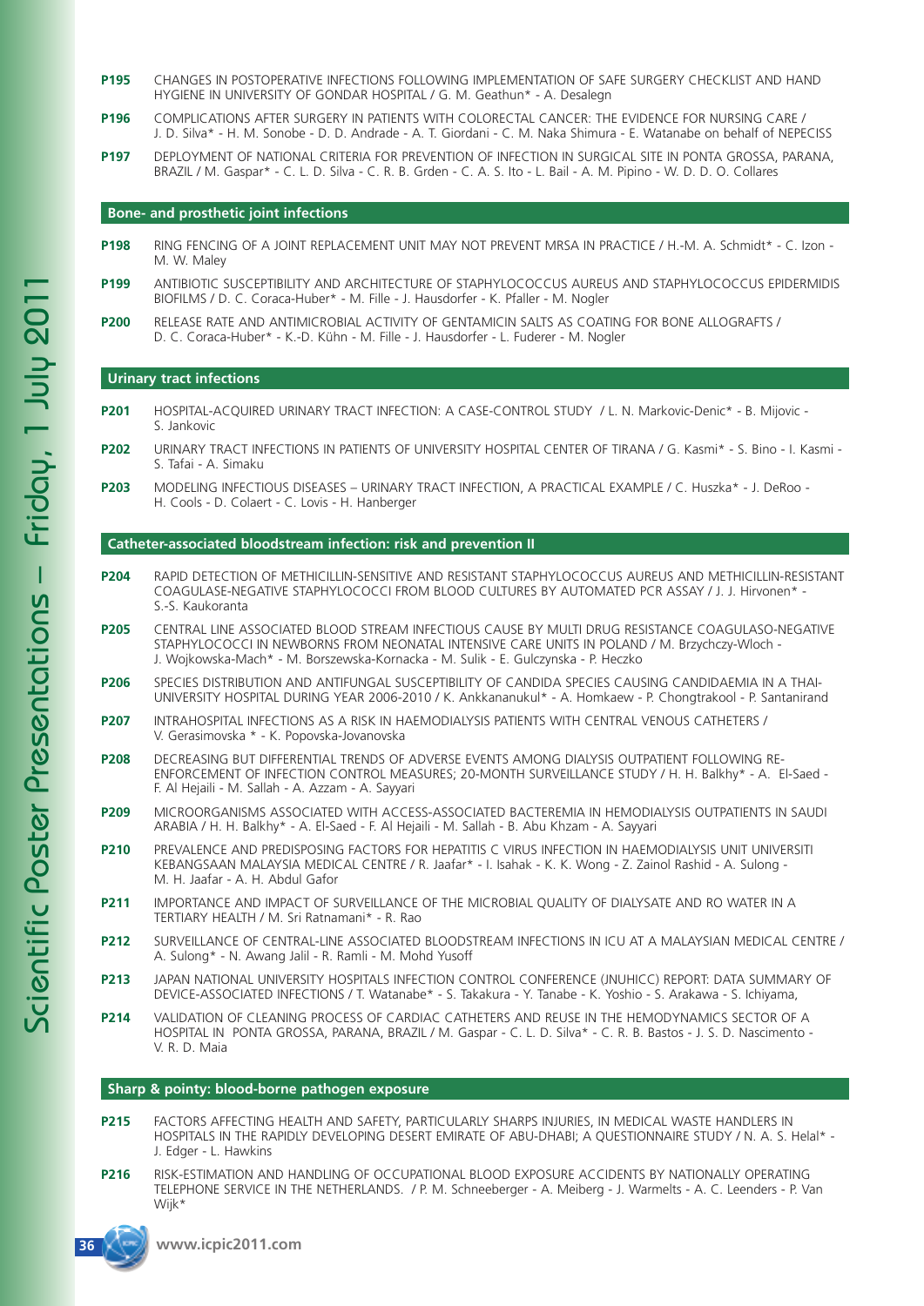**P195** CHANGES IN POSTOPERATIVE INFECTIONS FOLLOWING IMPLEMENTATION OF SAFE SURGERY CHECKLIST AND HAND HYGIENE IN UNIVERSITY OF GONDAR HOSPITAL / G. M. Geathun* - A. Desalegn

**P196** COMPLICATIONS AFTER SURGERY IN PATIENTS WITH COLORECTAL CANCER: THE EVIDENCE FOR NURSING CARE / J. D. Silva* - H. M. Sonobe - D. D. Andrade - A. T. Giordani - C. M. Naka Shimura - E. Watanabe on behalf of NEPECISS

**P197** DEPLOYMENT OF NATIONAL CRITERIA FOR PREVENTION OF INFECTION IN SURGICAL SITE IN PONTA GROSSA, PARANA, BRAZIL / M. Gaspar* - C. L. D. Silva - C. R. B. Grden - C. A. S. Ito - L. Bail - A. M. Pipino - W. D. D. O. Collares

## Bone- and prosthetic joint infections

**P198** RING FENCING OF A JOINT REPLACEMENT UNIT MAY NOT PREVENT MRSA IN PRACTICE / H.-M. A. Schmidt* - C. Izon - M. W. Maley

**P199** ANTIBIOTIC SUSCEPTIBILITY AND ARCHITECTURE OF STAPHYLOCOCCUS AUREUS AND STAPHYLOCOCCUS EPIDERMIDIS BIOFILMS / D. C. Coraca-Huber* - M. Fille - J. Hausdorfer - K. Pfaller - M. Nogler

**P200** RELEASE RATE AND ANTIMICROBIAL ACTIVITY OF GENTAMICIN SALTS AS COATING FOR BONE ALLOGRAFTS / D. C. Coraca-Huber* - K.-D. Kühn - M. Fille - J. Hausdorfer - L. Fuderer - M. Nogler

## Urinary tract infections

**P201** HOSPITAL-ACQUIRED URINARY TRACT INFECTION: A CASE-CONTROL STUDY / L. N. Markovic-Denic* - B. Mijovic - S. Jankovic

**P202** URINARY TRACT INFECTIONS IN PATIENTS OF UNIVERSITY HOSPITAL CENTER OF TIRANA / G. Kasmi* - S. Bino - I. Kasmi - S. Tafai - A. Simaku

**P203** MODELING INFECTIOUS DISEASES – URINARY TRACT INFECTION, A PRACTICAL EXAMPLE / C. Huszka* - J. DeRoo - H. Cools - D. Colaert - C. Lovis - H. Hanberger

## Catheter-associated bloodstream infection: risk and prevention II

**P204** RAPID DETECTION OF METHICILLIN-SENSITIVE AND RESISTANT STAPHYLOCOCCUS AUREUS AND METHICILLIN-RESISTANT COAGULASE-NEGATIVE STAPHYLOCOCCI FROM BLOOD CULTURES BY AUTOMATED PCR ASSAY / J. J. Hirvonen* - S.-S. Kaukoranta

**P205** CENTRAL LINE ASSOCIATED BLOOD STREAM INFECTIOUS CAUSE BY MULTI DRUG RESISTANCE COAGULASO-NEGATIVE STAPHYLOCOCCI IN NEWBORNS FROM NEONATAL INTENSIVE CARE UNITS IN POLAND / M. Brzychczy-Wloch - J. Wojkowska-Mach* - M. Borszewska-Kornacka - M. Sulik - E. Gulczynska - P. Heczko

**P206** SPECIES DISTRIBUTION AND ANTIFUNGAL SUSCEPTIBILITY OF CANDIDA SPECIES CAUSING CANDIDAEMIA IN A THAI-UNIVERSITY HOSPITAL DURING YEAR 2006-2010 / K. Ankkananukul* - A. Homkaew - P. Chongtrakool - P. Santanirand

**P207** INTRAHOSPITAL INFECTIONS AS A RISK IN HAEMODIALYSIS PATIENTS WITH CENTRAL VENOUS CATHETERS / V. Gerasimovska * - K. Popovska-Jovanovska

**P208** DECREASING BUT DIFFERENTIAL TRENDS OF ADVERSE EVENTS AMONG DIALYSIS OUTPATIENT FOLLOWING RE-ENFORCEMENT OF INFECTION CONTROL MEASURES; 20-MONTH SURVEILLANCE STUDY / H. H. Balkhy* - A. El-Saed - F. Al Hejaili - M. Sallah - A. Azzam - A. Sayyari

**P209** MICROORGANISMS ASSOCIATED WITH ACCESS-ASSOCIATED BACTEREMIA IN HEMODIALYSIS OUTPATIENTS IN SAUDI ARABIA / H. H. Balkhy* - A. El-Saed - F. Al Hejaili - M. Sallah - B. Abu Khzam - A. Sayyari

**P210** PREVALENCE AND PREDISPOSING FACTORS FOR HEPATITIS C VIRUS INFECTION IN HAEMODIALYSIS UNIT UNIVERSITI KEBANGSAAN MALAYSIA MEDICAL CENTRE / R. Jaafar* - I. Isahak - K. K. Wong - Z. Zainol Rashid - A. Sulong - M. H. Jaafar - A. H. Abdul Gafor

**P211** IMPORTANCE AND IMPACT OF SURVEILLANCE OF THE MICROBIAL QUALITY OF DIALYSATE AND RO WATER IN A TERTIARY HEALTH / M. Sri Ratnamani* - R. Rao

**P212** SURVEILLANCE OF CENTRAL-LINE ASSOCIATED BLOODSTREAM INFECTIONS IN ICU AT A MALAYSIAN MEDICAL CENTRE / A. Sulong* - N. Awang Jalil - R. Ramli - M. Mohd Yusoff

**P213** JAPAN NATIONAL UNIVERSITY HOSPITALS INFECTION CONTROL CONFERENCE (JNUHICC) REPORT: DATA SUMMARY OF DEVICE-ASSOCIATED INFECTIONS / T. Watanabe* - S. Takakura - Y. Tanabe - K. Yoshio - S. Arakawa - S. Ichiyama,

**P214** VALIDATION OF CLEANING PROCESS OF CARDIAC CATHETERS AND REUSE IN THE HEMODYNAMICS SECTOR OF A HOSPITAL IN PONTA GROSSA, PARANA, BRAZIL / M. Gaspar - C. L. D. Silva* - C. R. B. Bastos - J. S. D. Nascimento - V. R. D. Maia

## Sharp & pointy: blood-borne pathogen exposure

**P215** FACTORS AFFECTING HEALTH AND SAFETY, PARTICULARLY SHARPS INJURIES, IN MEDICAL WASTE HANDLERS IN HOSPITALS IN THE RAPIDLY DEVELOPING DESERT EMIRATE OF ABU-DHABI; A QUESTIONNAIRE STUDY / N. A. S. Helal* - J. Edger - L. Hawkins

**P216** RISK-ESTIMATION AND HANDLING OF OCCUPATIONAL BLOOD EXPOSURE ACCIDENTS BY NATIONALLY OPERATING TELEPHONE SERVICE IN THE NETHERLANDS. / P. M. Schneeberger - A. Meiberg - J. Warmelts - A. C. Leenders - P. Van Wijk*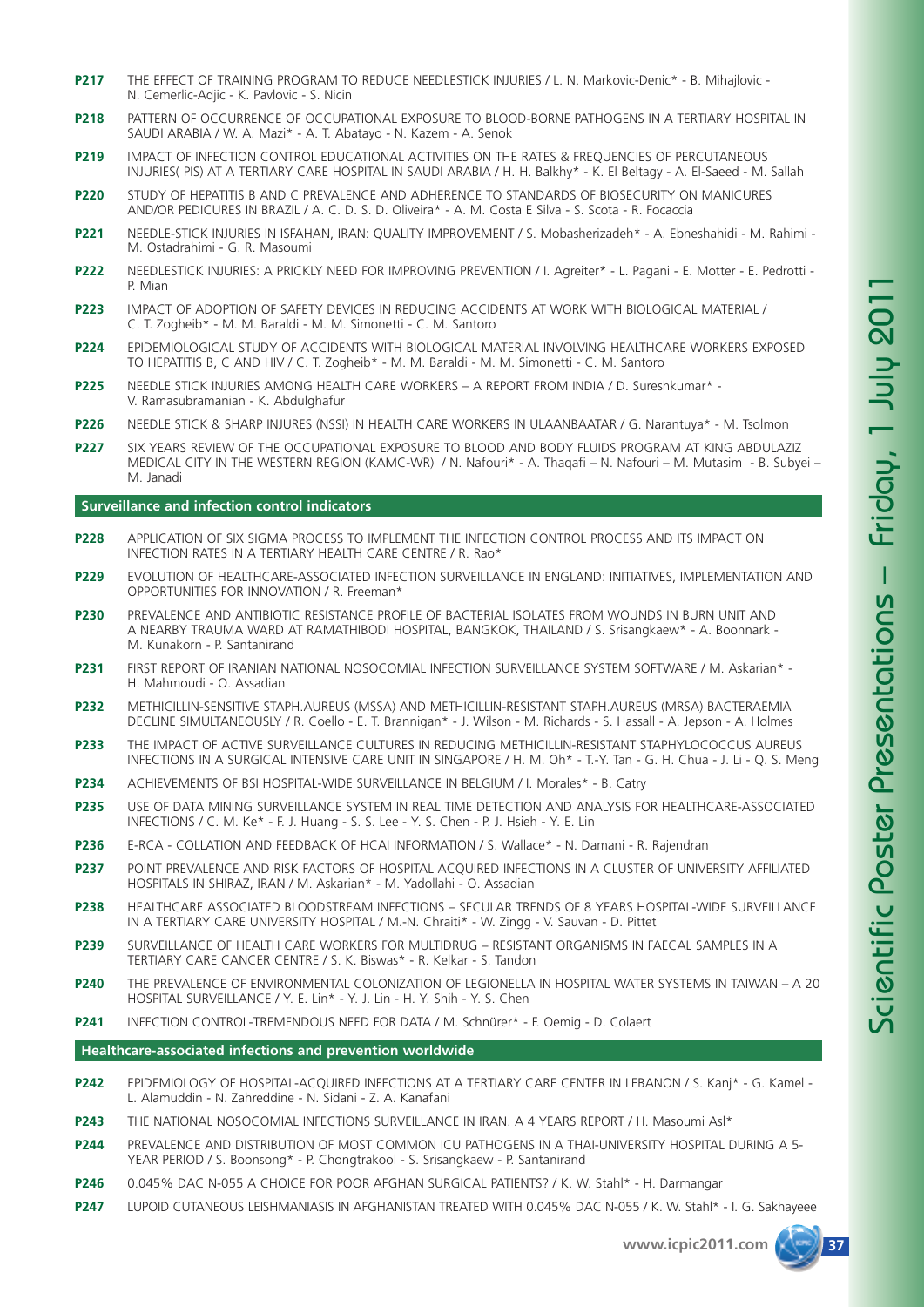**P217** THE EFFECT OF TRAINING PROGRAM TO REDUCE NEEDLESTICK INJURIES / L. N. Markovic-Denic* - B. Mihajlovic - N. Cemerlic-Adjic - K. Pavlovic - S. Nicin

**P218** PATTERN OF OCCURRENCE OF OCCUPATIONAL EXPOSURE TO BLOOD-BORNE PATHOGENS IN A TERTIARY HOSPITAL IN SAUDI ARABIA / W. A. Mazi* - A. T. Abatayo - N. Kazem - A. Senok

**P219** IMPACT OF INFECTION CONTROL EDUCATIONAL ACTIVITIES ON THE RATES & FREQUENCIES OF PERCUTANEOUS INJURIES( PIS) AT A TERTIARY CARE HOSPITAL IN SAUDI ARABIA / H. H. Balkhy* - K. El Beltagy - A. El-Saeed - M. Sallah

**P220** STUDY OF HEPATITIS B AND C PREVALENCE AND ADHERENCE TO STANDARDS OF BIOSECURITY ON MANICURES AND/OR PEDICURES IN BRAZIL / A. C. D. S. D. Oliveira* - A. M. Costa E Silva - S. Scota - R. Focaccia

**P221** NEEDLE-STICK INJURIES IN ISFAHAN, IRAN: QUALITY IMPROVEMENT / S. Mobasherizadeh* - A. Ebneshahidi - M. Rahimi - M. Ostadrahimi - G. R. Masoumi

**P222** NEEDLESTICK INJURIES: A PRICKLY NEED FOR IMPROVING PREVENTION / I. Agreiter* - L. Pagani - E. Motter - E. Pedrotti - P. Mian

**P223** IMPACT OF ADOPTION OF SAFETY DEVICES IN REDUCING ACCIDENTS AT WORK WITH BIOLOGICAL MATERIAL / C. T. Zogheib* - M. M. Baraldi - M. M. Simonetti - C. M. Santoro

**P224** EPIDEMIOLOGICAL STUDY OF ACCIDENTS WITH BIOLOGICAL MATERIAL INVOLVING HEALTHCARE WORKERS EXPOSED TO HEPATITIS B, C AND HIV / C. T. Zogheib* - M. M. Baraldi - M. M. Simonetti - C. M. Santoro

**P225** NEEDLE STICK INJURIES AMONG HEALTH CARE WORKERS – A REPORT FROM INDIA / D. Sureshkumar* - V. Ramasubramanian - K. Abdulghafur

**P226** NEEDLE STICK & SHARP INJURES (NSSI) IN HEALTH CARE WORKERS IN ULAANBAATAR / G. Narantuya* - M. Tsolmon

**P227** SIX YEARS REVIEW OF THE OCCUPATIONAL EXPOSURE TO BLOOD AND BODY FLUIDS PROGRAM AT KING ABDULAZIZ MEDICAL CITY IN THE WESTERN REGION (KAMC-WR) / N. Nafouri* - A. Thaqafi – N. Nafouri – M. Mutasim - B. Subyei – M. Janadi

## Surveillance and infection control indicators

**P228** APPLICATION OF SIX SIGMA PROCESS TO IMPLEMENT THE INFECTION CONTROL PROCESS AND ITS IMPACT ON INFECTION RATES IN A TERTIARY HEALTH CARE CENTRE / R. Rao*

**P229** EVOLUTION OF HEALTHCARE-ASSOCIATED INFECTION SURVEILLANCE IN ENGLAND: INITIATIVES, IMPLEMENTATION AND OPPORTUNITIES FOR INNOVATION / R. Freeman*

**P230** PREVALENCE AND ANTIBIOTIC RESISTANCE PROFILE OF BACTERIAL ISOLATES FROM WOUNDS IN BURN UNIT AND A NEARBY TRAUMA WARD AT RAMATHIBODI HOSPITAL, BANGKOK, THAILAND / S. Srisangkaew* - A. Boonnark - M. Kunakorn - P. Santanirand

**P231** FIRST REPORT OF IRANIAN NATIONAL NOSOCOMIAL INFECTION SURVEILLANCE SYSTEM SOFTWARE / M. Askarian* - H. Mahmoudi - O. Assadian

**P232** METHICILLIN-SENSITIVE STAPH.AUREUS (MSSA) AND METHICILLIN-RESISTANT STAPH.AUREUS (MRSA) BACTERAEMIA DECLINE SIMULTANEOUSLY / R. Coello - E. T. Brannigan* - J. Wilson - M. Richards - S. Hassall - A. Jepson - A. Holmes

**P233** THE IMPACT OF ACTIVE SURVEILLANCE CULTURES IN REDUCING METHICILLIN-RESISTANT STAPHYLOCOCCUS AUREUS INFECTIONS IN A SURGICAL INTENSIVE CARE UNIT IN SINGAPORE / H. M. Oh* - T.-Y. Tan - G. H. Chua - J. Li - Q. S. Meng

**P234** ACHIEVEMENTS OF BSI HOSPITAL-WIDE SURVEILLANCE IN BELGIUM / I. Morales* - B. Catry

**P235** USE OF DATA MINING SURVEILLANCE SYSTEM IN REAL TIME DETECTION AND ANALYSIS FOR HEALTHCARE-ASSOCIATED INFECTIONS / C. M. Ke* - F. J. Huang - S. S. Lee - Y. S. Chen - P. J. Hsieh - Y. E. Lin

**P236** E-RCA - COLLATION AND FEEDBACK OF HCAI INFORMATION / S. Wallace* - N. Damani - R. Rajendran

**P237** POINT PREVALENCE AND RISK FACTORS OF HOSPITAL ACQUIRED INFECTIONS IN A CLUSTER OF UNIVERSITY AFFILIATED HOSPITALS IN SHIRAZ, IRAN / M. Askarian* - M. Yadollahi - O. Assadian

**P238** HEALTHCARE ASSOCIATED BLOODSTREAM INFECTIONS – SECULAR TRENDS OF 8 YEARS HOSPITAL-WIDE SURVEILLANCE IN A TERTIARY CARE UNIVERSITY HOSPITAL / M.-N. Chraiti* - W. Zingg - V. Sauvan - D. Pittet

**P239** SURVEILLANCE OF HEALTH CARE WORKERS FOR MULTIDRUG – RESISTANT ORGANISMS IN FAECAL SAMPLES IN A TERTIARY CARE CANCER CENTRE / S. K. Biswas* - R. Kelkar - S. Tandon

**P240** THE PREVALENCE OF ENVIRONMENTAL COLONIZATION OF LEGIONELLA IN HOSPITAL WATER SYSTEMS IN TAIWAN – A 20 HOSPITAL SURVEILLANCE / Y. E. Lin* - Y. J. Lin - H. Y. Shih - Y. S. Chen

**P241** INFECTION CONTROL-TREMENDOUS NEED FOR DATA / M. Schnürer* - F. Oemig - D. Colaert

## Healthcare-associated infections and prevention worldwide

**P242** EPIDEMIOLOGY OF HOSPITAL-ACQUIRED INFECTIONS AT A TERTIARY CARE CENTER IN LEBANON / S. Kanj* - G. Kamel - L. Alamuddin - N. Zahreddine - N. Sidani - Z. A. Kanafani

**P243** THE NATIONAL NOSOCOMIAL INFECTIONS SURVEILLANCE IN IRAN. A 4 YEARS REPORT / H. Masoumi Asl*

**P244** PREVALENCE AND DISTRIBUTION OF MOST COMMON ICU PATHOGENS IN A THAI-UNIVERSITY HOSPITAL DURING A 5-YEAR PERIOD / S. Boonsong* - P. Chongtrakool - S. Srisangkaew - P. Santanirand

**P246** 0.045% DAC N-055 A CHOICE FOR POOR AFGHAN SURGICAL PATIENTS? / K. W. Stahl* - H. Darmangar

**P247** LUPOID CUTANEOUS LEISHMANIASIS IN AFGHANISTAN TREATED WITH 0.045% DAC N-055 / K. W. Stahl* - I. G. Sakhayeee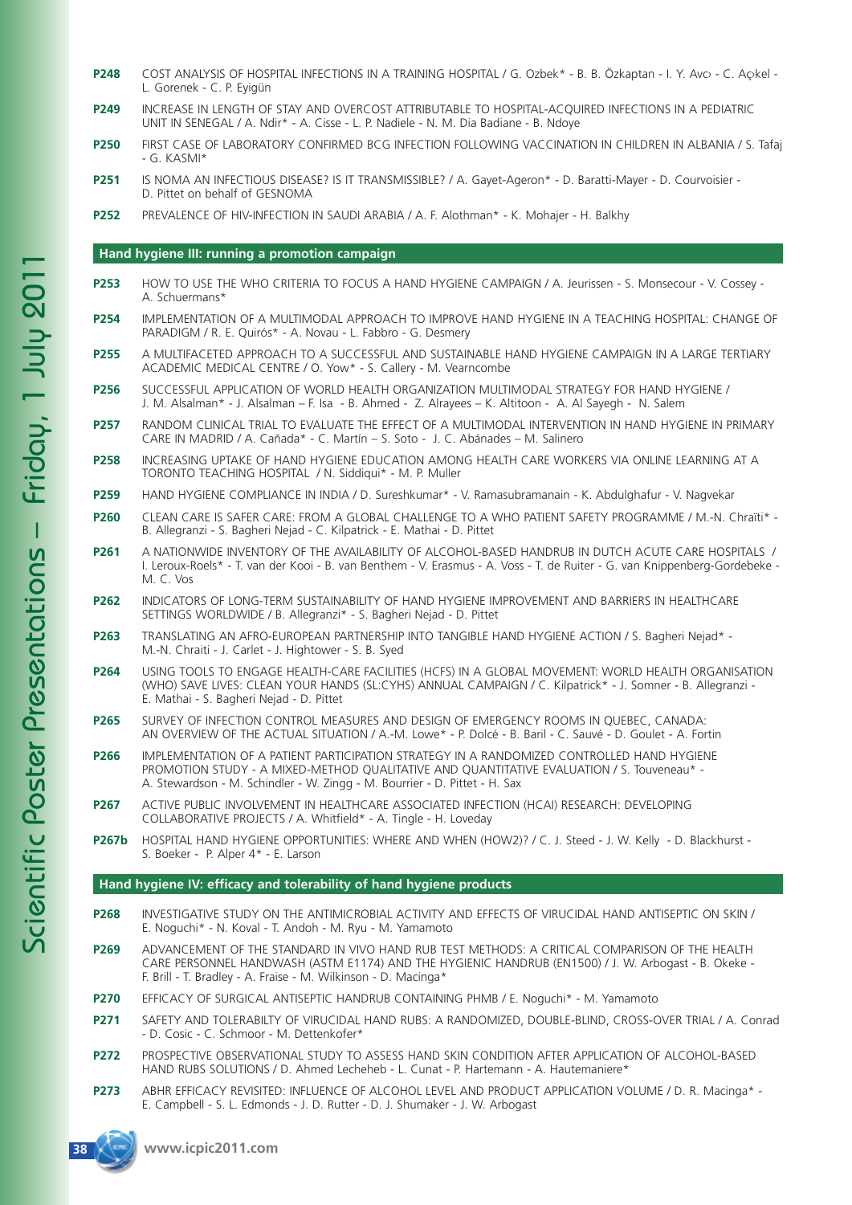**P248** COST ANALYSIS OF HOSPITAL INFECTIONS IN A TRAINING HOSPITAL / G. Ozbek* - B. B. Özkaptan - I. Y. Avcı - C. Açıkel - L. Gorenek - C. P. Eyigün

**P249** INCREASE IN LENGTH OF STAY AND OVERCOST ATTRIBUTABLE TO HOSPITAL-ACQUIRED INFECTIONS IN A PEDIATRIC UNIT IN SENEGAL / A. Ndir* - A. Cisse - L. P. Nadiele - N. M. Dia Badiane - B. Ndoye

**P250** FIRST CASE OF LABORATORY CONFIRMED BCG INFECTION FOLLOWING VACCINATION IN CHILDREN IN ALBANIA / S. Tafaj - G. KASMI*

**P251** IS NOMA AN INFECTIOUS DISEASE? IS IT TRANSMISSIBLE? / A. Gayet-Ageron* - D. Baratti-Mayer - D. Courvoisier - D. Pittet on behalf of GESNOMA

**P252** PREVALENCE OF HIV-INFECTION IN SAUDI ARABIA / A. F. Alothman* - K. Mohajer - H. Balkhy

## Hand hygiene III: running a promotion campaign

**P253** HOW TO USE THE WHO CRITERIA TO FOCUS A HAND HYGIENE CAMPAIGN / A. Jeurissen - S. Monsecour - V. Cossey - A. Schuermans*

**P254** IMPLEMENTATION OF A MULTIMODAL APPROACH TO IMPROVE HAND HYGIENE IN A TEACHING HOSPITAL: CHANGE OF PARADIGM / R. E. Quirós* - A. Novau - L. Fabbro - G. Desmery

**P255** A MULTIFACETED APPROACH TO A SUCCESSFUL AND SUSTAINABLE HAND HYGIENE CAMPAIGN IN A LARGE TERTIARY ACADEMIC MEDICAL CENTRE / O. Yow* - S. Callery - M. Vearncombe

**P256** SUCCESSFUL APPLICATION OF WORLD HEALTH ORGANIZATION MULTIMODAL STRATEGY FOR HAND HYGIENE / J. M. Alsalman* - J. Alsalman – F. Isa - B. Ahmed - Z. Alrayees – K. Altitoon - A. Al Sayegh - N. Salem

**P257** RANDOM CLINICAL TRIAL TO EVALUATE THE EFFECT OF A MULTIMODAL INTERVENTION IN HAND HYGIENE IN PRIMARY CARE IN MADRID / A. Cañada* - C. Martín – S. Soto - J. C. Abánades – M. Salinero

**P258** INCREASING UPTAKE OF HAND HYGIENE EDUCATION AMONG HEALTH CARE WORKERS VIA ONLINE LEARNING AT A TORONTO TEACHING HOSPITAL / N. Siddiqui* - M. P. Muller

**P259** HAND HYGIENE COMPLIANCE IN INDIA / D. Sureshkumar* - V. Ramasubramanain - K. Abdulghafur - V. Nagvekar

**P260** CLEAN CARE IS SAFER CARE: FROM A GLOBAL CHALLENGE TO A WHO PATIENT SAFETY PROGRAMME / M.-N. Chraïti* - B. Allegranzi - S. Bagheri Nejad - C. Kilpatrick - E. Mathai - D. Pittet

**P261** A NATIONWIDE INVENTORY OF THE AVAILABILITY OF ALCOHOL-BASED HANDRUB IN DUTCH ACUTE CARE HOSPITALS / I. Leroux-Roels* - T. van der Kooi - B. van Benthem - V. Erasmus - A. Voss - T. de Ruiter - G. van Knippenberg-Gordebeke - M. C. Vos

**P262** INDICATORS OF LONG-TERM SUSTAINABILITY OF HAND HYGIENE IMPROVEMENT AND BARRIERS IN HEALTHCARE SETTINGS WORLDWIDE / B. Allegranzi* - S. Bagheri Nejad - D. Pittet

**P263** TRANSLATING AN AFRO-EUROPEAN PARTNERSHIP INTO TANGIBLE HAND HYGIENE ACTION / S. Bagheri Nejad* - M.-N. Chraiti - J. Carlet - J. Hightower - S. B. Syed

**P264** USING TOOLS TO ENGAGE HEALTH-CARE FACILITIES (HCFS) IN A GLOBAL MOVEMENT: WORLD HEALTH ORGANISATION (WHO) SAVE LIVES: CLEAN YOUR HANDS (SL:CYHS) ANNUAL CAMPAIGN / C. Kilpatrick* - J. Somner - B. Allegranzi - E. Mathai - S. Bagheri Nejad - D. Pittet

**P265** SURVEY OF INFECTION CONTROL MEASURES AND DESIGN OF EMERGENCY ROOMS IN QUEBEC, CANADA: AN OVERVIEW OF THE ACTUAL SITUATION / A.-M. Lowe* - P. Dolcé - B. Baril - C. Sauvé - D. Goulet - A. Fortin

**P266** IMPLEMENTATION OF A PATIENT PARTICIPATION STRATEGY IN A RANDOMIZED CONTROLLED HAND HYGIENE PROMOTION STUDY - A MIXED-METHOD QUALITATIVE AND QUANTITATIVE EVALUATION / S. Touveneau* - A. Stewardson - M. Schindler - W. Zingg - M. Bourrier - D. Pittet - H. Sax

**P267** ACTIVE PUBLIC INVOLVEMENT IN HEALTHCARE ASSOCIATED INFECTION (HCAI) RESEARCH: DEVELOPING COLLABORATIVE PROJECTS / A. Whitfield* - A. Tingle - H. Loveday

**P267b** HOSPITAL HAND HYGIENE OPPORTUNITIES: WHERE AND WHEN (HOW2)? / C. J. Steed - J. W. Kelly - D. Blackhurst - S. Boeker - P. Alper 4* - E. Larson

## Hand hygiene IV: efficacy and tolerability of hand hygiene products

**P268** INVESTIGATIVE STUDY ON THE ANTIMICROBIAL ACTIVITY AND EFFECTS OF VIRUCIDAL HAND ANTISEPTIC ON SKIN / E. Noguchi* - N. Koval - T. Andoh - M. Ryu - M. Yamamoto

**P269** ADVANCEMENT OF THE STANDARD IN VIVO HAND RUB TEST METHODS: A CRITICAL COMPARISON OF THE HEALTH CARE PERSONNEL HANDWASH (ASTM E1174) AND THE HYGIENIC HANDRUB (EN1500) / J. W. Arbogast - B. Okeke - F. Brill - T. Bradley - A. Fraise - M. Wilkinson - D. Macinga*

**P270** EFFICACY OF SURGICAL ANTISEPTIC HANDRUB CONTAINING PHMB / E. Noguchi* - M. Yamamoto

**P271** SAFETY AND TOLERABILTY OF VIRUCIDAL HAND RUBS: A RANDOMIZED, DOUBLE-BLIND, CROSS-OVER TRIAL / A. Conrad - D. Cosic - C. Schmoor - M. Dettenkofer*

**P272** PROSPECTIVE OBSERVATIONAL STUDY TO ASSESS HAND SKIN CONDITION AFTER APPLICATION OF ALCOHOL-BASED HAND RUBS SOLUTIONS / D. Ahmed Lecheheb - L. Cunat - P. Hartemann - A. Hautemaniere*

**P273** ABHR EFFICACY REVISITED: INFLUENCE OF ALCOHOL LEVEL AND PRODUCT APPLICATION VOLUME / D. R. Macinga* - E. Campbell - S. L. Edmonds - J. D. Rutter - D. J. Shumaker - J. W. Arbogast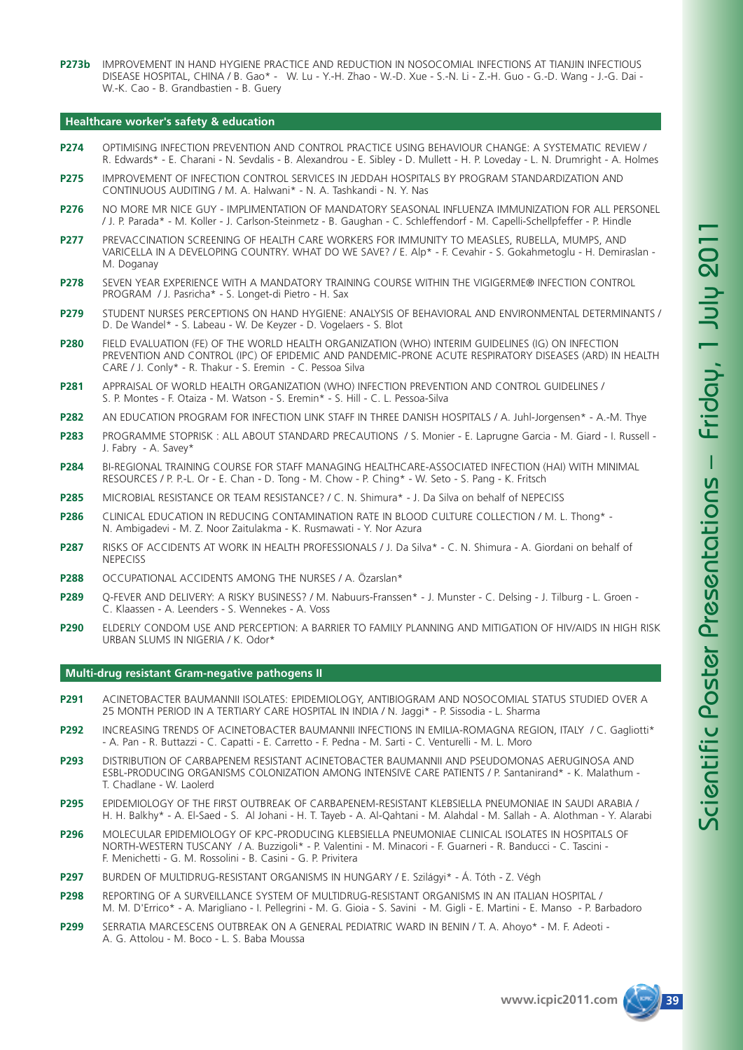**P273b** IMPROVEMENT IN HAND HYGIENE PRACTICE AND REDUCTION IN NOSOCOMIAL INFECTIONS AT TIANJIN INFECTIOUS DISEASE HOSPITAL, CHINA / B. Gao* - W. Lu - Y.-H. Zhao - W.-D. Xue - S.-N. Li - Z.-H. Guo - G.-D. Wang - J.-G. Dai - W.-K. Cao - B. Grandbastien - B. Guery

## Healthcare worker's safety & education

**P274** OPTIMISING INFECTION PREVENTION AND CONTROL PRACTICE USING BEHAVIOUR CHANGE: A SYSTEMATIC REVIEW / R. Edwards* - E. Charani - N. Sevdalis - B. Alexandrou - E. Sibley - D. Mullett - H. P. Loveday - L. N. Drumright - A. Holmes

**P275** IMPROVEMENT OF INFECTION CONTROL SERVICES IN JEDDAH HOSPITALS BY PROGRAM STANDARDIZATION AND CONTINUOUS AUDITING / M. A. Halwani* - N. A. Tashkandi - N. Y. Nas

**P276** NO MORE MR NICE GUY - IMPLIMENTATION OF MANDATORY SEASONAL INFLUENZA IMMUNIZATION FOR ALL PERSONEL / J. P. Parada* - M. Koller - J. Carlson-Steinmetz - B. Gaughan - C. Schleffendorf - M. Capelli-Schellpfeffer - P. Hindle

**P277** PREVACCINATION SCREENING OF HEALTH CARE WORKERS FOR IMMUNITY TO MEASLES, RUBELLA, MUMPS, AND VARICELLA IN A DEVELOPING COUNTRY. WHAT DO WE SAVE? / E. Alp* - F. Cevahir - S. Gokahmetoglu - H. Demiraslan - M. Doganay

**P278** SEVEN YEAR EXPERIENCE WITH A MANDATORY TRAINING COURSE WITHIN THE VIGIGERME® INFECTION CONTROL PROGRAM / J. Pasricha* - S. Longet-di Pietro - H. Sax

**P279** STUDENT NURSES PERCEPTIONS ON HAND HYGIENE: ANALYSIS OF BEHAVIORAL AND ENVIRONMENTAL DETERMINANTS / D. De Wandel* - S. Labeau - W. De Keyzer - D. Vogelaers - S. Blot

**P280** FIELD EVALUATION (FE) OF THE WORLD HEALTH ORGANIZATION (WHO) INTERIM GUIDELINES (IG) ON INFECTION PREVENTION AND CONTROL (IPC) OF EPIDEMIC AND PANDEMIC-PRONE ACUTE RESPIRATORY DISEASES (ARD) IN HEALTH CARE / J. Conly* - R. Thakur - S. Eremin - C. Pessoa Silva

**P281** APPRAISAL OF WORLD HEALTH ORGANIZATION (WHO) INFECTION PREVENTION AND CONTROL GUIDELINES / S. P. Montes - F. Otaiza - M. Watson - S. Eremin* - S. Hill - C. L. Pessoa-Silva

**P282** AN EDUCATION PROGRAM FOR INFECTION LINK STAFF IN THREE DANISH HOSPITALS / A. Juhl-Jorgensen* - A.-M. Thye

**P283** PROGRAMME STOPRISK : ALL ABOUT STANDARD PRECAUTIONS / S. Monier - E. Laprugne Garcia - M. Giard - I. Russell - J. Fabry - A. Savey*

**P284** BI-REGIONAL TRAINING COURSE FOR STAFF MANAGING HEALTHCARE-ASSOCIATED INFECTION (HAI) WITH MINIMAL RESOURCES / P. P.-L. Or - E. Chan - D. Tong - M. Chow - P. Ching* - W. Seto - S. Pang - K. Fritsch

**P285** MICROBIAL RESISTANCE OR TEAM RESISTANCE? / C. N. Shimura* - J. Da Silva on behalf of NEPECISS

**P286** CLINICAL EDUCATION IN REDUCING CONTAMINATION RATE IN BLOOD CULTURE COLLECTION / M. L. Thong* - N. Ambigadevi - M. Z. Noor Zaitulakma - K. Rusmawati - Y. Nor Azura

**P287** RISKS OF ACCIDENTS AT WORK IN HEALTH PROFESSIONALS / J. Da Silva* - C. N. Shimura - A. Giordani on behalf of NEPECISS

**P288** OCCUPATIONAL ACCIDENTS AMONG THE NURSES / A. Özarslan*

**P289** Q-FEVER AND DELIVERY: A RISKY BUSINESS? / M. Nabuurs-Franssen* - J. Munster - C. Delsing - J. Tilburg - L. Groen - C. Klaassen - A. Leenders - S. Wennekes - A. Voss

**P290** ELDERLY CONDOM USE AND PERCEPTION: A BARRIER TO FAMILY PLANNING AND MITIGATION OF HIV/AIDS IN HIGH RISK URBAN SLUMS IN NIGERIA / K. Odor*

## Multi-drug resistant Gram-negative pathogens II

**P291** ACINETOBACTER BAUMANNII ISOLATES: EPIDEMIOLOGY, ANTIBIOGRAM AND NOSOCOMIAL STATUS STUDIED OVER A 25 MONTH PERIOD IN A TERTIARY CARE HOSPITAL IN INDIA / N. Jaggi* - P. Sissodia - L. Sharma

**P292** INCREASING TRENDS OF ACINETOBACTER BAUMANNII INFECTIONS IN EMILIA-ROMAGNA REGION, ITALY / C. Gagliotti* - A. Pan - R. Buttazzi - C. Capatti - E. Carretto - F. Pedna - M. Sarti - C. Venturelli - M. L. Moro

**P293** DISTRIBUTION OF CARBAPENEM RESISTANT ACINETOBACTER BAUMANNII AND PSEUDOMONAS AERUGINOSA AND ESBL-PRODUCING ORGANISMS COLONIZATION AMONG INTENSIVE CARE PATIENTS / P. Santanirand* - K. Malathum - T. Chadlane - W. Laolerd

**P295** EPIDEMIOLOGY OF THE FIRST OUTBREAK OF CARBAPENEM-RESISTANT KLEBSIELLA PNEUMONIAE IN SAUDI ARABIA / H. H. Balkhy* - A. El-Saed - S. Al Johani - H. T. Tayeb - A. Al-Qahtani - M. Alahdal - M. Sallah - A. Alothman - Y. Alarabi

**P296** MOLECULAR EPIDEMIOLOGY OF KPC-PRODUCING KLEBSIELLA PNEUMONIAE CLINICAL ISOLATES IN HOSPITALS OF NORTH-WESTERN TUSCANY / A. Buzzigoli* - P. Valentini - M. Minacori - F. Guarneri - R. Banducci - C. Tascini - F. Menichetti - G. M. Rossolini - B. Casini - G. P. Privitera

**P297** BURDEN OF MULTIDRUG-RESISTANT ORGANISMS IN HUNGARY / E. Szilágyi* - Á. Tóth - Z. Végh

**P298** REPORTING OF A SURVEILLANCE SYSTEM OF MULTIDRUG-RESISTANT ORGANISMS IN AN ITALIAN HOSPITAL / M. M. D'Errico* - A. Marigliano - I. Pellegrini - M. G. Gioia - S. Savini - M. Gigli - E. Martini - E. Manso - P. Barbadoro

**P299** SERRATIA MARCESCENS OUTBREAK ON A GENERAL PEDIATRIC WARD IN BENIN / T. A. Ahoyo* - M. F. Adeoti - A. G. Attolou - M. Boco - L. S. Baba Moussa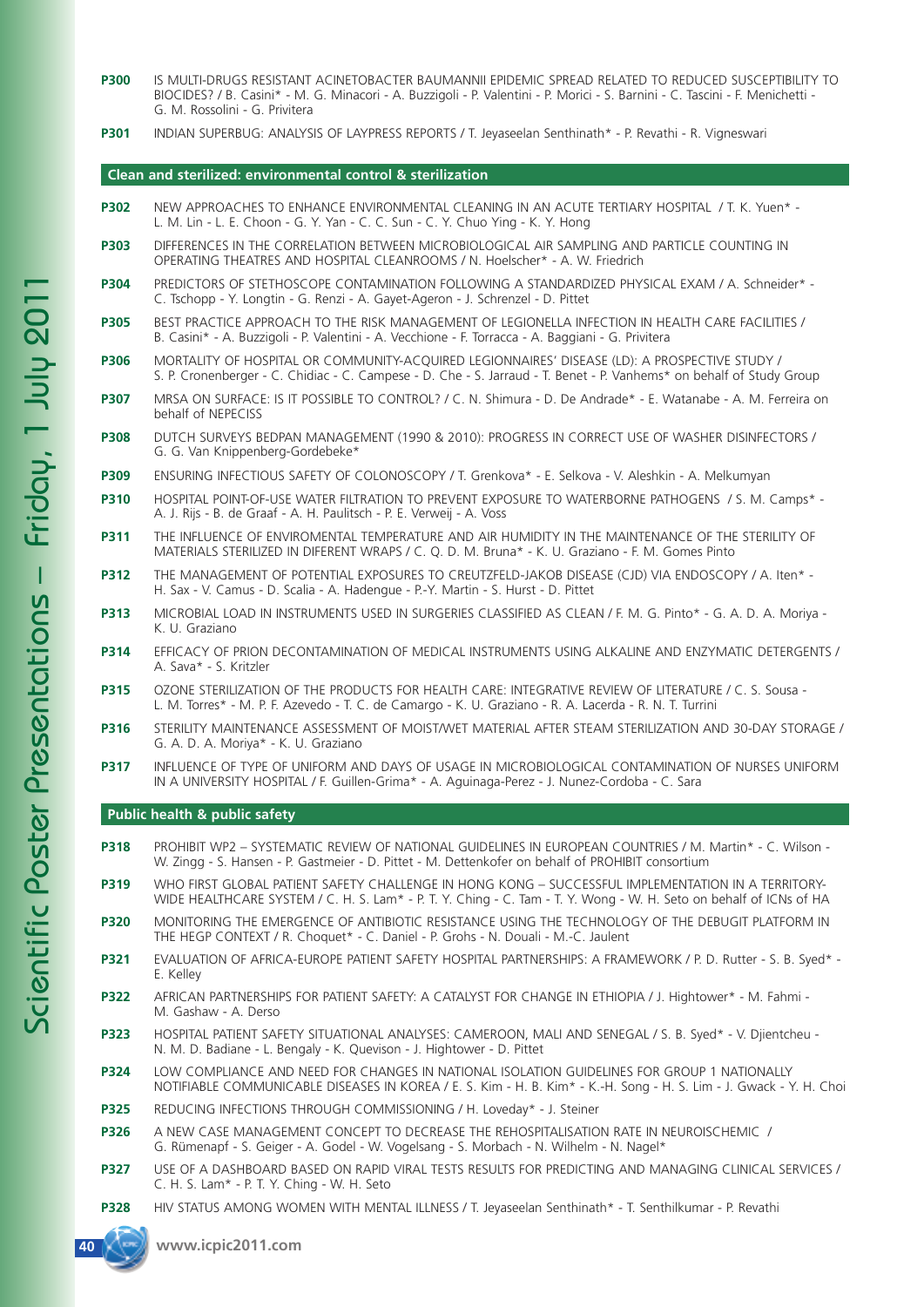**P300** IS MULTI-DRUGS RESISTANT ACINETOBACTER BAUMANNII EPIDEMIC SPREAD RELATED TO REDUCED SUSCEPTIBILITY TO BIOCIDES? / B. Casini* - M. G. Minacori - A. Buzzigoli - P. Valentini - P. Morici - S. Barnini - C. Tascini - F. Menichetti - G. M. Rossolini - G. Privitera

**P301** INDIAN SUPERBUG: ANALYSIS OF LAYPRESS REPORTS / T. Jeyaseelan Senthinath* - P. Revathi - R. Vigneswari

## Clean and sterilized: environmental control & sterilization

**P302** NEW APPROACHES TO ENHANCE ENVIRONMENTAL CLEANING IN AN ACUTE TERTIARY HOSPITAL / T. K. Yuen* - L. M. Lin - L. E. Choon - G. Y. Yan - C. C. Sun - C. Y. Chuo Ying - K. Y. Hong

**P303** DIFFERENCES IN THE CORRELATION BETWEEN MICROBIOLOGICAL AIR SAMPLING AND PARTICLE COUNTING IN OPERATING THEATRES AND HOSPITAL CLEANROOMS / N. Hoelscher* - A. W. Friedrich

**P304** PREDICTORS OF STETHOSCOPE CONTAMINATION FOLLOWING A STANDARDIZED PHYSICAL EXAM / A. Schneider* - C. Tschopp - Y. Longtin - G. Renzi - A. Gayet-Ageron - J. Schrenzel - D. Pittet

**P305** BEST PRACTICE APPROACH TO THE RISK MANAGEMENT OF LEGIONELLA INFECTION IN HEALTH CARE FACILITIES / B. Casini* - A. Buzzigoli - P. Valentini - A. Vecchione - F. Torracca - A. Baggiani - G. Privitera

**P306** MORTALITY OF HOSPITAL OR COMMUNITY-ACQUIRED LEGIONNAIRES' DISEASE (LD): A PROSPECTIVE STUDY / S. P. Cronenberger - C. Chidiac - C. Campese - D. Che - S. Jarraud - T. Benet - P. Vanhems* on behalf of Study Group

**P307** MRSA ON SURFACE: IS IT POSSIBLE TO CONTROL? / C. N. Shimura - D. De Andrade* - E. Watanabe - A. M. Ferreira on behalf of NEPECISS

**P308** DUTCH SURVEYS BEDPAN MANAGEMENT (1990 & 2010): PROGRESS IN CORRECT USE OF WASHER DISINFECTORS / G. G. Van Knippenberg-Gordebeke*

**P309** ENSURING INFECTIOUS SAFETY OF COLONOSCOPY / T. Grenkova* - E. Selkova - V. Aleshkin - A. Melkumyan

**P310** HOSPITAL POINT-OF-USE WATER FILTRATION TO PREVENT EXPOSURE TO WATERBORNE PATHOGENS / S. M. Camps* - A. J. Rijs - B. de Graaf - A. H. Paulitsch - P. E. Verweij - A. Voss

**P311** THE INFLUENCE OF ENVIROMENTAL TEMPERATURE AND AIR HUMIDITY IN THE MAINTENANCE OF THE STERILITY OF MATERIALS STERILIZED IN DIFERENT WRAPS / C. Q. D. M. Bruna* - K. U. Graziano - F. M. Gomes Pinto

**P312** THE MANAGEMENT OF POTENTIAL EXPOSURES TO CREUTZFELD-JAKOB DISEASE (CJD) VIA ENDOSCOPY / A. Iten* - H. Sax - V. Camus - D. Scalia - A. Hadengue - P.-Y. Martin - S. Hurst - D. Pittet

**P313** MICROBIAL LOAD IN INSTRUMENTS USED IN SURGERIES CLASSIFIED AS CLEAN / F. M. G. Pinto* - G. A. D. A. Moriya - K. U. Graziano

**P314** EFFICACY OF PRION DECONTAMINATION OF MEDICAL INSTRUMENTS USING ALKALINE AND ENZYMATIC DETERGENTS / A. Sava* - S. Kritzler

**P315** OZONE STERILIZATION OF THE PRODUCTS FOR HEALTH CARE: INTEGRATIVE REVIEW OF LITERATURE / C. S. Sousa - L. M. Torres* - M. P. F. Azevedo - T. C. de Camargo - K. U. Graziano - R. A. Lacerda - R. N. T. Turrini

**P316** STERILITY MAINTENANCE ASSESSMENT OF MOIST/WET MATERIAL AFTER STEAM STERILIZATION AND 30-DAY STORAGE / G. A. D. A. Moriya* - K. U. Graziano

**P317** INFLUENCE OF TYPE OF UNIFORM AND DAYS OF USAGE IN MICROBIOLOGICAL CONTAMINATION OF NURSES UNIFORM IN A UNIVERSITY HOSPITAL / F. Guillen-Grima* - A. Aguinaga-Perez - J. Nunez-Cordoba - C. Sara

## Public health & public safety

**P318** PROHIBIT WP2 – SYSTEMATIC REVIEW OF NATIONAL GUIDELINES IN EUROPEAN COUNTRIES / M. Martin* - C. Wilson - W. Zingg - S. Hansen - P. Gastmeier - D. Pittet - M. Dettenkofer on behalf of PROHIBIT consortium

**P319** WHO FIRST GLOBAL PATIENT SAFETY CHALLENGE IN HONG KONG – SUCCESSFUL IMPLEMENTATION IN A TERRITORY-WIDE HEALTHCARE SYSTEM / C. H. S. Lam* - P. T. Y. Ching - C. Tam - T. Y. Wong - W. H. Seto on behalf of ICNs of HA

**P320** MONITORING THE EMERGENCE OF ANTIBIOTIC RESISTANCE USING THE TECHNOLOGY OF THE DEBUGIT PLATFORM IN THE HEGP CONTEXT / R. Choquet* - C. Daniel - P. Grohs - N. Douali - M.-C. Jaulent

**P321** EVALUATION OF AFRICA-EUROPE PATIENT SAFETY HOSPITAL PARTNERSHIPS: A FRAMEWORK / P. D. Rutter - S. B. Syed* - E. Kelley

**P322** AFRICAN PARTNERSHIPS FOR PATIENT SAFETY: A CATALYST FOR CHANGE IN ETHIOPIA / J. Hightower* - M. Fahmi - M. Gashaw - A. Derso

**P323** HOSPITAL PATIENT SAFETY SITUATIONAL ANALYSES: CAMEROON, MALI AND SENEGAL / S. B. Syed* - V. Djientcheu - N. M. D. Badiane - L. Bengaly - K. Quevison - J. Hightower - D. Pittet

**P324** LOW COMPLIANCE AND NEED FOR CHANGES IN NATIONAL ISOLATION GUIDELINES FOR GROUP 1 NATIONALLY NOTIFIABLE COMMUNICABLE DISEASES IN KOREA / E. S. Kim - H. B. Kim* - K.-H. Song - H. S. Lim - J. Gwack - Y. H. Choi

**P325** REDUCING INFECTIONS THROUGH COMMISSIONING / H. Loveday* - J. Steiner

**P326** A NEW CASE MANAGEMENT CONCEPT TO DECREASE THE REHOSPITALISATION RATE IN NEUROISCHEMIC / G. Rümenapf - S. Geiger - A. Godel - W. Vogelsang - S. Morbach - N. Wilhelm - N. Nagel*

**P327** USE OF A DASHBOARD BASED ON RAPID VIRAL TESTS RESULTS FOR PREDICTING AND MANAGING CLINICAL SERVICES / C. H. S. Lam* - P. T. Y. Ching - W. H. Seto

**P328** HIV STATUS AMONG WOMEN WITH MENTAL ILLNESS / T. Jeyaseelan Senthinath* - T. Senthilkumar - P. Revathi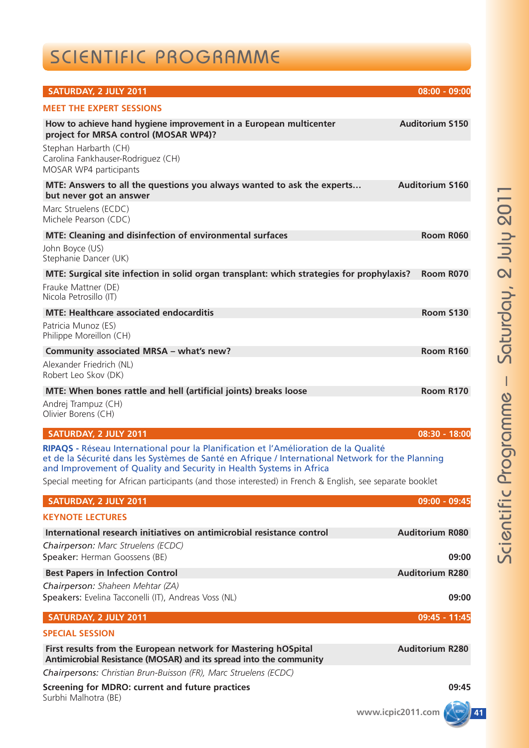# SCIENTIFIC PROGRAMME

## SATURDAY, 2 JULY 2011 — 08:00 - 09:00

### MEET THE EXPERT SESSIONS

**How to achieve hand hygiene improvement in a European multicenter project for MRSA control (MOSAR WP4)?** — **Auditorium S150**

Stephan Harbarth (CH)
Carolina Fankhauser-Rodriguez (CH)
MOSAR WP4 participants

**MTE: Answers to all the questions you always wanted to ask the experts… but never got an answer** — **Auditorium S160**

Marc Struelens (ECDC)
Michele Pearson (CDC)

**MTE: Cleaning and disinfection of environmental surfaces** — **Room R060**

John Boyce (US)
Stephanie Dancer (UK)

**MTE: Surgical site infection in solid organ transplant: which strategies for prophylaxis?** — **Room R070**

Frauke Mattner (DE)
Nicola Petrosillo (IT)

**MTE: Healthcare associated endocarditis** — **Room S130**

Patricia Munoz (ES)
Philippe Moreillon (CH)

**Community associated MRSA – what's new?** — **Room R160**

Alexander Friedrich (NL)
Robert Leo Skov (DK)

**MTE: When bones rattle and hell (artificial joints) breaks loose** — **Room R170**

Andrej Trampuz (CH)
Olivier Borens (CH)

## SATURDAY, 2 JULY 2011 — 08:30 - 18:00

**RIPAQS** - Réseau International pour la Planification et l'Amélioration de la Qualité et de la Sécurité dans les Systèmes de Santé en Afrique / International Network for the Planning and Improvement of Quality and Security in Health Systems in Africa

Special meeting for African participants (and those interested) in French & English, see separate booklet

## SATURDAY, 2 JULY 2011 — 09:00 - 09:45

### KEYNOTE LECTURES

**International research initiatives on antimicrobial resistance control** — **Auditorium R080**

*Chairperson: Marc Struelens (ECDC)*
**Speaker:** Herman Goossens (BE) — **09:00**

**Best Papers in Infection Control** — **Auditorium R280**

*Chairperson: Shaheen Mehtar (ZA)*
**Speakers:** Evelina Tacconelli (IT), Andreas Voss (NL) — **09:00**

## SATURDAY, 2 JULY 2011 — 09:45 - 11:45

### SPECIAL SESSION

**First results from the European network for Mastering hOSpital Antimicrobial Resistance (MOSAR) and its spread into the community** — **Auditorium R280**

*Chairpersons: Christian Brun-Buisson (FR), Marc Struelens (ECDC)*

**Screening for MDRO: current and future practices** — **09:45**
Surbhi Malhotra (BE)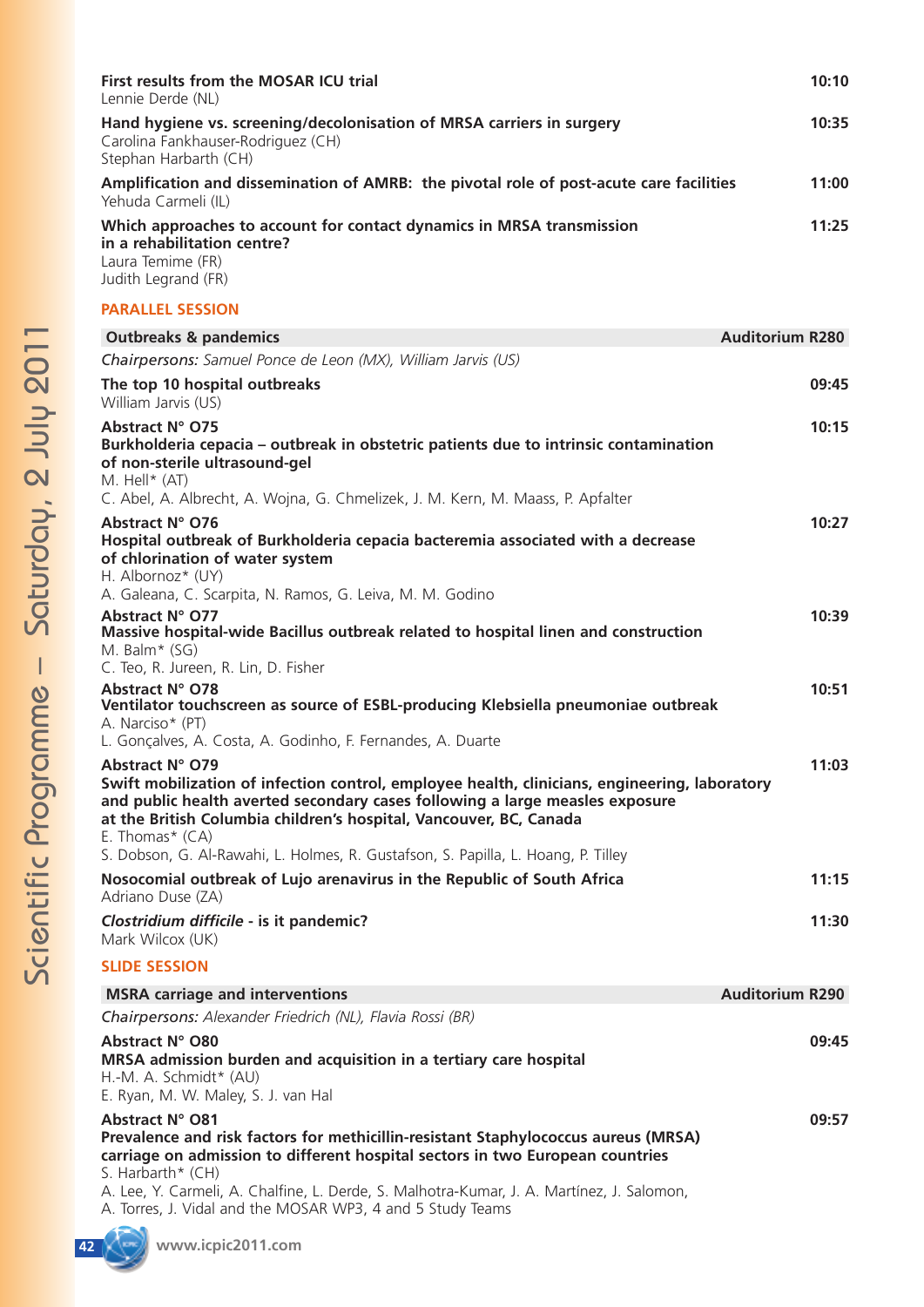**First results from the MOSAR ICU trial** 10:10
Lennie Derde (NL)

**Hand hygiene vs. screening/decolonisation of MRSA carriers in surgery** 10:35
Carolina Fankhauser-Rodriguez (CH)
Stephan Harbarth (CH)

**Amplification and dissemination of AMRB: the pivotal role of post-acute care facilities** 11:00
Yehuda Carmeli (IL)

**Which approaches to account for contact dynamics in MRSA transmission in a rehabilitation centre?** 11:25
Laura Temime (FR)
Judith Legrand (FR)

## PARALLEL SESSION

### Outbreaks & pandemics — Auditorium R280

*Chairpersons: Samuel Ponce de Leon (MX), William Jarvis (US)*

**The top 10 hospital outbreaks** 09:45
William Jarvis (US)

**Abstract N° O75** 10:15
**Burkholderia cepacia – outbreak in obstetric patients due to intrinsic contamination of non-sterile ultrasound-gel**
M. Hell* (AT)
C. Abel, A. Albrecht, A. Wojna, G. Chmelizek, J. M. Kern, M. Maass, P. Apfalter

**Abstract N° O76** 10:27
**Hospital outbreak of Burkholderia cepacia bacteremia associated with a decrease of chlorination of water system**
H. Albornoz* (UY)
A. Galeana, C. Scarpita, N. Ramos, G. Leiva, M. M. Godino

**Abstract N° O77** 10:39
**Massive hospital-wide Bacillus outbreak related to hospital linen and construction**
M. Balm* (SG)
C. Teo, R. Jureen, R. Lin, D. Fisher

**Abstract N° O78** 10:51
**Ventilator touchscreen as source of ESBL-producing Klebsiella pneumoniae outbreak**
A. Narciso* (PT)
L. Gonçalves, A. Costa, A. Godinho, F. Fernandes, A. Duarte

**Abstract N° O79** 11:03
**Swift mobilization of infection control, employee health, clinicians, engineering, laboratory and public health averted secondary cases following a large measles exposure at the British Columbia children's hospital, Vancouver, BC, Canada**
E. Thomas* (CA)
S. Dobson, G. Al-Rawahi, L. Holmes, R. Gustafson, S. Papilla, L. Hoang, P. Tilley

**Nosocomial outbreak of Lujo arenavirus in the Republic of South Africa** 11:15
Adriano Duse (ZA)

***Clostridium difficile* - is it pandemic?** 11:30
Mark Wilcox (UK)

## SLIDE SESSION

### MSRA carriage and interventions — Auditorium R290

*Chairpersons: Alexander Friedrich (NL), Flavia Rossi (BR)*

**Abstract N° O80** 09:45
**MRSA admission burden and acquisition in a tertiary care hospital**
H.-M. A. Schmidt* (AU)
E. Ryan, M. W. Maley, S. J. van Hal

**Abstract N° O81** 09:57
**Prevalence and risk factors for methicillin-resistant Staphylococcus aureus (MRSA) carriage on admission to different hospital sectors in two European countries**
S. Harbarth* (CH)
A. Lee, Y. Carmeli, A. Chalfine, L. Derde, S. Malhotra-Kumar, J. A. Martínez, J. Salomon, A. Torres, J. Vidal and the MOSAR WP3, 4 and 5 Study Teams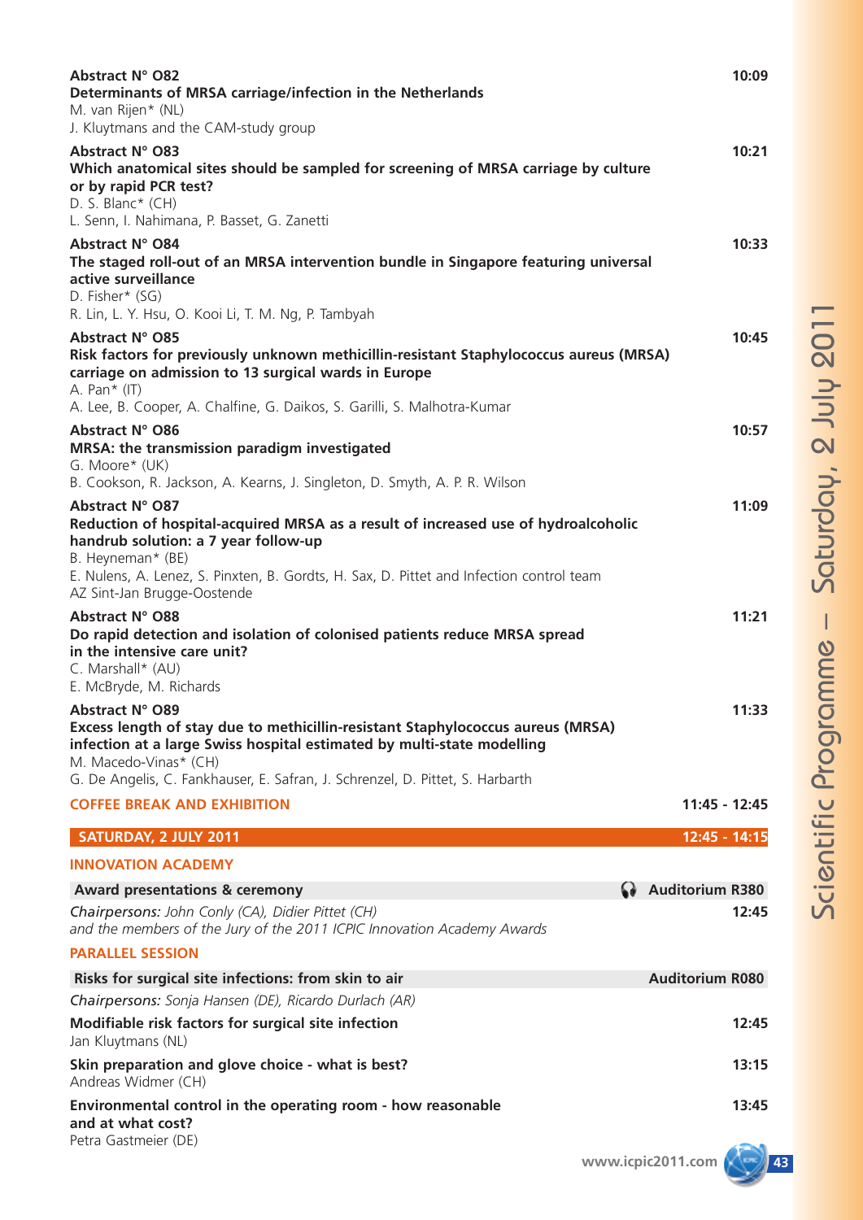**Abstract N° O82** 10:09
**Determinants of MRSA carriage/infection in the Netherlands**
M. van Rijen* (NL)
J. Kluytmans and the CAM-study group

**Abstract N° O83** 10:21
**Which anatomical sites should be sampled for screening of MRSA carriage by culture or by rapid PCR test?**
D. S. Blanc* (CH)
L. Senn, I. Nahimana, P. Basset, G. Zanetti

**Abstract N° O84** 10:33
**The staged roll-out of an MRSA intervention bundle in Singapore featuring universal active surveillance**
D. Fisher* (SG)
R. Lin, L. Y. Hsu, O. Kooi Li, T. M. Ng, P. Tambyah

**Abstract N° O85** 10:45
**Risk factors for previously unknown methicillin-resistant Staphylococcus aureus (MRSA) carriage on admission to 13 surgical wards in Europe**
A. Pan* (IT)
A. Lee, B. Cooper, A. Chalfine, G. Daikos, S. Garilli, S. Malhotra-Kumar

**Abstract N° O86** 10:57
**MRSA: the transmission paradigm investigated**
G. Moore* (UK)
B. Cookson, R. Jackson, A. Kearns, J. Singleton, D. Smyth, A. P. R. Wilson

**Abstract N° O87** 11:09
**Reduction of hospital-acquired MRSA as a result of increased use of hydroalcoholic handrub solution: a 7 year follow-up**
B. Heyneman* (BE)
E. Nulens, A. Lenez, S. Pinxten, B. Gordts, H. Sax, D. Pittet and Infection control team AZ Sint-Jan Brugge-Oostende

**Abstract N° O88** 11:21
**Do rapid detection and isolation of colonised patients reduce MRSA spread in the intensive care unit?**
C. Marshall* (AU)
E. McBryde, M. Richards

**Abstract N° O89** 11:33
**Excess length of stay due to methicillin-resistant Staphylococcus aureus (MRSA) infection at a large Swiss hospital estimated by multi-state modelling**
M. Macedo-Vinas* (CH)
G. De Angelis, C. Fankhauser, E. Safran, J. Schrenzel, D. Pittet, S. Harbarth

**COFFEE BREAK AND EXHIBITION** 11:45 - 12:45

## SATURDAY, 2 JULY 2011 12:45 - 14:15

### INNOVATION ACADEMY

**Award presentations & ceremony** — Auditorium R380

*Chairpersons: John Conly (CA), Didier Pittet (CH) and the members of the Jury of the 2011 ICPIC Innovation Academy Awards* 12:45

### PARALLEL SESSION

**Risks for surgical site infections: from skin to air** — Auditorium R080

*Chairpersons: Sonja Hansen (DE), Ricardo Durlach (AR)*

**Modifiable risk factors for surgical site infection** 12:45
Jan Kluytmans (NL)

**Skin preparation and glove choice - what is best?** 13:15
Andreas Widmer (CH)

**Environmental control in the operating room - how reasonable and at what cost?** 13:45
Petra Gastmeier (DE)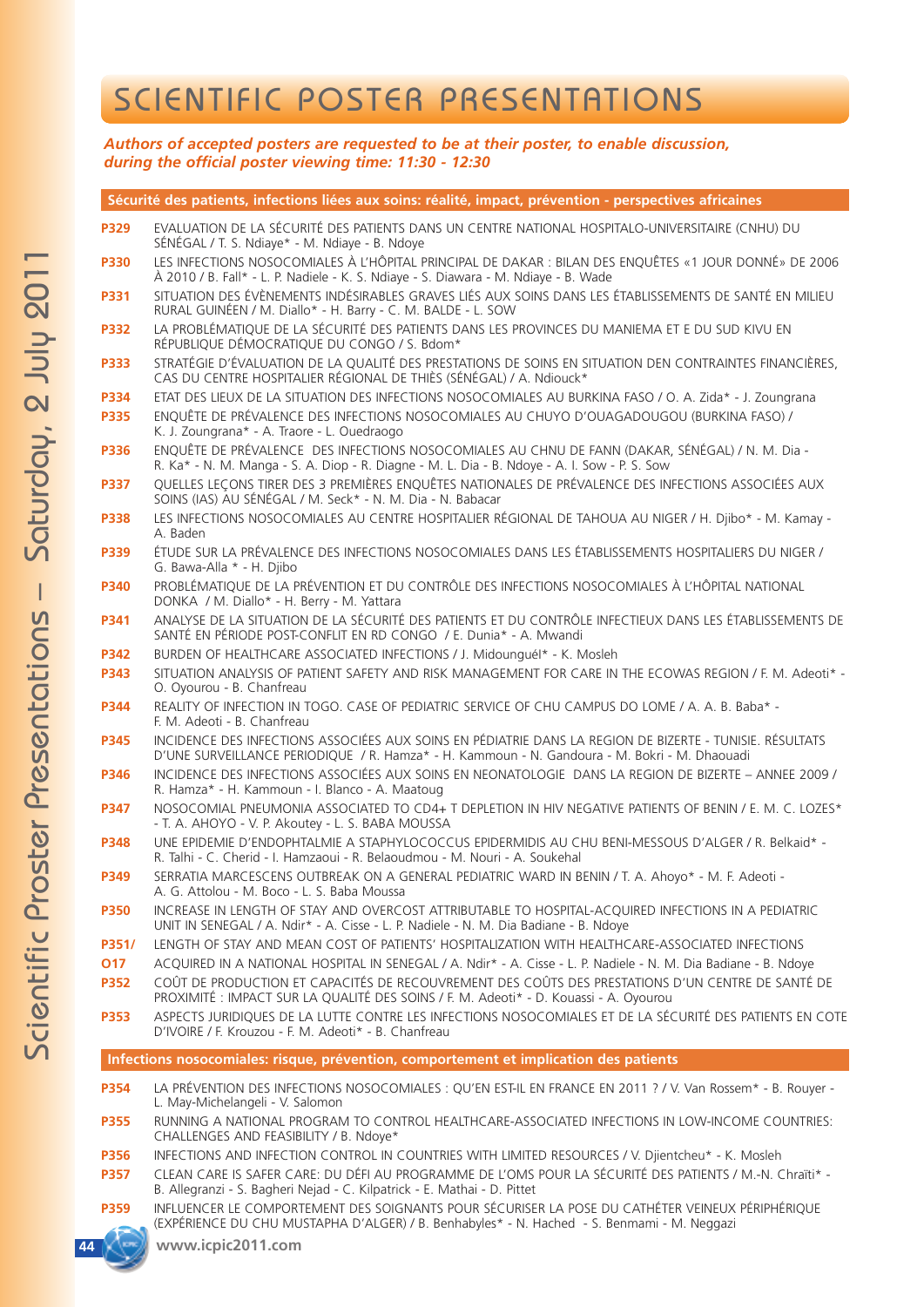# SCIENTIFIC POSTER PRESENTATIONS

***Authors of accepted posters are requested to be at their poster, to enable discussion, during the official poster viewing time: 11:30 - 12:30***

## Sécurité des patients, infections liées aux soins: réalité, impact, prévention - perspectives africaines

**P329** EVALUATION DE LA SÉCURITÉ DES PATIENTS DANS UN CENTRE NATIONAL HOSPITALO-UNIVERSITAIRE (CNHU) DU SÉNÉGAL / T. S. Ndiaye* - M. Ndiaye - B. Ndoye

**P330** LES INFECTIONS NOSOCOMIALES À L'HÔPITAL PRINCIPAL DE DAKAR : BILAN DES ENQUÊTES «1 JOUR DONNÉ» DE 2006 À 2010 / B. Fall* - L. P. Nadiele - K. S. Ndiaye - S. Diawara - M. Ndiaye - B. Wade

**P331** SITUATION DES ÉVÈNEMENTS INDÉSIRABLES GRAVES LIÉS AUX SOINS DANS LES ÉTABLISSEMENTS DE SANTÉ EN MILIEU RURAL GUINÉEN / M. Diallo* - H. Barry - C. M. BALDE - L. SOW

**P332** LA PROBLÉMATIQUE DE LA SÉCURITÉ DES PATIENTS DANS LES PROVINCES DU MANIEMA ET E DU SUD KIVU EN RÉPUBLIQUE DÉMOCRATIQUE DU CONGO / S. Bdom*

**P333** STRATÉGIE D'ÉVALUATION DE LA QUALITÉ DES PRESTATIONS DE SOINS EN SITUATION DEN CONTRAINTES FINANCIÈRES, CAS DU CENTRE HOSPITALIER RÉGIONAL DE THIÈS (SÉNÉGAL) / A. Ndiouck*

**P334** ETAT DES LIEUX DE LA SITUATION DES INFECTIONS NOSOCOMIALES AU BURKINA FASO / O. A. Zida* - J. Zoungrana

**P335** ENQUÊTE DE PRÉVALENCE DES INFECTIONS NOSOCOMIALES AU CHUYO D'OUAGADOUGOU (BURKINA FASO) / K. J. Zoungrana* - A. Traore - L. Ouedraogo

**P336** ENQUÊTE DE PRÉVALENCE DES INFECTIONS NOSOCOMIALES AU CHNU DE FANN (DAKAR, SÉNÉGAL) / N. M. Dia - R. Ka* - N. M. Manga - S. A. Diop - R. Diagne - M. L. Dia - B. Ndoye - A. I. Sow - P. S. Sow

**P337** QUELLES LEÇONS TIRER DES 3 PREMIÈRES ENQUÊTES NATIONALES DE PRÉVALENCE DES INFECTIONS ASSOCIÉES AUX SOINS (IAS) AU SÉNÉGAL / M. Seck* - N. M. Dia - N. Babacar

**P338** LES INFECTIONS NOSOCOMIALES AU CENTRE HOSPITALIER RÉGIONAL DE TAHOUA AU NIGER / H. Djibo* - M. Kamay - A. Baden

**P339** ÉTUDE SUR LA PRÉVALENCE DES INFECTIONS NOSOCOMIALES DANS LES ÉTABLISSEMENTS HOSPITALIERS DU NIGER / G. Bawa-Alla * - H. Djibo

**P340** PROBLÉMATIQUE DE LA PRÉVENTION ET DU CONTRÔLE DES INFECTIONS NOSOCOMIALES À L'HÔPITAL NATIONAL DONKA / M. Diallo* - H. Berry - M. Yattara

**P341** ANALYSE DE LA SITUATION DE LA SÉCURITÉ DES PATIENTS ET DU CONTRÔLE INFECTIEUX DANS LES ÉTABLISSEMENTS DE SANTÉ EN PÉRIODE POST-CONFLIT EN RD CONGO / E. Dunia* - A. Mwandi

**P342** BURDEN OF HEALTHCARE ASSOCIATED INFECTIONS / J. Midounguél* - K. Mosleh

**P343** SITUATION ANALYSIS OF PATIENT SAFETY AND RISK MANAGEMENT FOR CARE IN THE ECOWAS REGION / F. M. Adeoti* - O. Oyourou - B. Chanfreau

**P344** REALITY OF INFECTION IN TOGO. CASE OF PEDIATRIC SERVICE OF CHU CAMPUS DO LOME / A. A. B. Baba* - F. M. Adeoti - B. Chanfreau

**P345** INCIDENCE DES INFECTIONS ASSOCIÉES AUX SOINS EN PÉDIATRIE DANS LA REGION DE BIZERTE - TUNISIE. RÉSULTATS D'UNE SURVEILLANCE PERIODIQUE / R. Hamza* - H. Kammoun - N. Gandoura - M. Bokri - M. Dhaouadi

**P346** INCIDENCE DES INFECTIONS ASSOCIÉES AUX SOINS EN NEONATOLOGIE DANS LA REGION DE BIZERTE – ANNEE 2009 / R. Hamza* - H. Kammoun - I. Blanco - A. Maatoug

**P347** NOSOCOMIAL PNEUMONIA ASSOCIATED TO CD4+ T DEPLETION IN HIV NEGATIVE PATIENTS OF BENIN / E. M. C. LOZES* - T. A. AHOYO - V. P. Akoutey - L. S. BABA MOUSSA

**P348** UNE EPIDEMIE D'ENDOPHTALMIE A STAPHYLOCOCCUS EPIDERMIDIS AU CHU BENI-MESSOUS D'ALGER / R. Belkaid* - R. Talhi - C. Cherid - I. Hamzaoui - R. Belaoudmou - M. Nouri - A. Soukehal

**P349** SERRATIA MARCESCENS OUTBREAK ON A GENERAL PEDIATRIC WARD IN BENIN / T. A. Ahoyo* - M. F. Adeoti - A. G. Attolou - M. Boco - L. S. Baba Moussa

**P350** INCREASE IN LENGTH OF STAY AND OVERCOST ATTRIBUTABLE TO HOSPITAL-ACQUIRED INFECTIONS IN A PEDIATRIC UNIT IN SENEGAL / A. Ndir* - A. Cisse - L. P. Nadiele - N. M. Dia Badiane - B. Ndoye

**P351/ O17** LENGTH OF STAY AND MEAN COST OF PATIENTS' HOSPITALIZATION WITH HEALTHCARE-ASSOCIATED INFECTIONS ACQUIRED IN A NATIONAL HOSPITAL IN SENEGAL / A. Ndir* - A. Cisse - L. P. Nadiele - N. M. Dia Badiane - B. Ndoye

**P352** COÛT DE PRODUCTION ET CAPACITÉS DE RECOUVREMENT DES COÛTS DES PRESTATIONS D'UN CENTRE DE SANTÉ DE PROXIMITÉ : IMPACT SUR LA QUALITÉ DES SOINS / F. M. Adeoti* - D. Kouassi - A. Oyourou

**P353** ASPECTS JURIDIQUES DE LA LUTTE CONTRE LES INFECTIONS NOSOCOMIALES ET DE LA SÉCURITÉ DES PATIENTS EN COTE D'IVOIRE / F. Krouzou - F. M. Adeoti* - B. Chanfreau

## Infections nosocomiales: risque, prévention, comportement et implication des patients

**P354** LA PRÉVENTION DES INFECTIONS NOSOCOMIALES : QU'EN EST-IL EN FRANCE EN 2011 ? / V. Van Rossem* - B. Rouyer - L. May-Michelangeli - V. Salomon

**P355** RUNNING A NATIONAL PROGRAM TO CONTROL HEALTHCARE-ASSOCIATED INFECTIONS IN LOW-INCOME COUNTRIES: CHALLENGES AND FEASIBILITY / B. Ndoye*

**P356** INFECTIONS AND INFECTION CONTROL IN COUNTRIES WITH LIMITED RESOURCES / V. Djientcheu* - K. Mosleh

**P357** CLEAN CARE IS SAFER CARE: DU DÉFI AU PROGRAMME DE L'OMS POUR LA SÉCURITÉ DES PATIENTS / M.-N. Chraïti* - B. Allegranzi - S. Bagheri Nejad - C. Kilpatrick - E. Mathai - D. Pittet

**P359** INFLUENCER LE COMPORTEMENT DES SOIGNANTS POUR SÉCURISER LA POSE DU CATHÉTER VEINEUX PÉRIPHÉRIQUE (EXPÉRIENCE DU CHU MUSTAPHA D'ALGER) / B. Benhabyles* - N. Hached - S. Benmami - M. Neggazi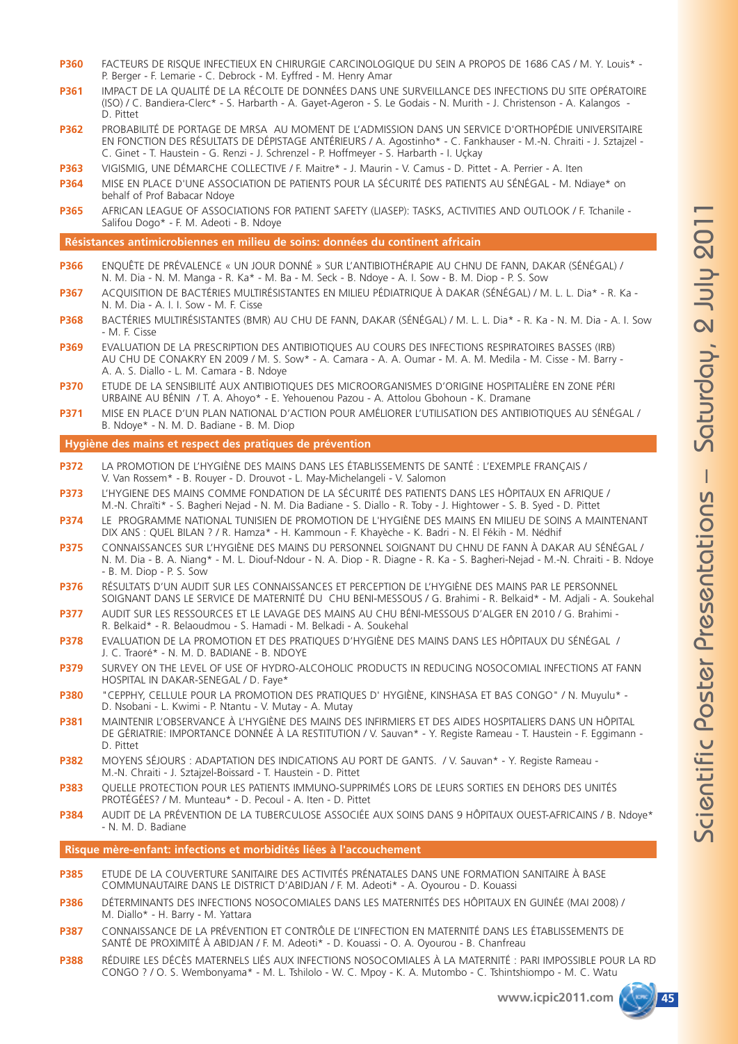**P360** FACTEURS DE RISQUE INFECTIEUX EN CHIRURGIE CARCINOLOGIQUE DU SEIN A PROPOS DE 1686 CAS / M. Y. Louis* - P. Berger - F. Lemarie - C. Debrock - M. Eyffred - M. Henry Amar

**P361** IMPACT DE LA QUALITÉ DE LA RÉCOLTE DE DONNÉES DANS UNE SURVEILLANCE DES INFECTIONS DU SITE OPÉRATOIRE (ISO) / C. Bandiera-Clerc* - S. Harbarth - A. Gayet-Ageron - S. Le Godais - N. Murith - J. Christenson - A. Kalangos - D. Pittet

**P362** PROBABILITÉ DE PORTAGE DE MRSA AU MOMENT DE L'ADMISSION DANS UN SERVICE D'ORTHOPÉDIE UNIVERSITAIRE EN FONCTION DES RÉSULTATS DE DÉPISTAGE ANTÉRIEURS / A. Agostinho* - C. Fankhauser - M.-N. Chraiti - J. Sztajzel - C. Ginet - T. Haustein - G. Renzi - J. Schrenzel - P. Hoffmeyer - S. Harbarth - I. Uçkay

**P363** VIGISMIG, UNE DÉMARCHE COLLECTIVE / F. Maitre* - J. Maurin - V. Camus - D. Pittet - A. Perrier - A. Iten

**P364** MISE EN PLACE D'UNE ASSOCIATION DE PATIENTS POUR LA SÉCURITÉ DES PATIENTS AU SÉNÉGAL - M. Ndiaye* on behalf of Prof Babacar Ndoye

**P365** AFRICAN LEAGUE OF ASSOCIATIONS FOR PATIENT SAFETY (LIASEP): TASKS, ACTIVITIES AND OUTLOOK / F. Tchanile - Salifou Dogo* - F. M. Adeoti - B. Ndoye

## Résistances antimicrobiennes en milieu de soins: données du continent africain

**P366** ENQUÊTE DE PRÉVALENCE « UN JOUR DONNÉ » SUR L'ANTIBIOTHÉRAPIE AU CHNU DE FANN, DAKAR (SÉNÉGAL) / N. M. Dia - N. M. Manga - R. Ka* - M. Ba - M. Seck - B. Ndoye - A. I. Sow - B. M. Diop - P. S. Sow

**P367** ACQUISITION DE BACTÉRIES MULTIRÉSISTANTES EN MILIEU PÉDIATRIQUE À DAKAR (SÉNÉGAL) / M. L. L. Dia* - R. Ka - N. M. Dia - A. I. I. Sow - M. F. Cisse

**P368** BACTÉRIES MULTIRÉSISTANTES (BMR) AU CHU DE FANN, DAKAR (SÉNÉGAL) / M. L. L. Dia* - R. Ka - N. M. Dia - A. I. Sow - M. F. Cisse

**P369** EVALUATION DE LA PRESCRIPTION DES ANTIBIOTIQUES AU COURS DES INFECTIONS RESPIRATOIRES BASSES (IRB) AU CHU DE CONAKRY EN 2009 / M. S. Sow* - A. Camara - A. A. Oumar - M. A. M. Medila - M. Cisse - M. Barry - A. A. S. Diallo - L. M. Camara - B. Ndoye

**P370** ETUDE DE LA SENSIBILITÉ AUX ANTIBIOTIQUES DES MICROORGANISMES D'ORIGINE HOSPITALIÈRE EN ZONE PÉRI URBAINE AU BÉNIN / T. A. Ahoyo* - E. Yehouenou Pazou - A. Attolou Gbohoun - K. Dramane

**P371** MISE EN PLACE D'UN PLAN NATIONAL D'ACTION POUR AMÉLIORER L'UTILISATION DES ANTIBIOTIQUES AU SÉNÉGAL / B. Ndoye* - N. M. D. Badiane - B. M. Diop

## Hygiène des mains et respect des pratiques de prévention

**P372** LA PROMOTION DE L'HYGIÈNE DES MAINS DANS LES ÉTABLISSEMENTS DE SANTÉ : L'EXEMPLE FRANÇAIS / V. Van Rossem* - B. Rouyer - D. Drouvot - L. May-Michelangeli - V. Salomon

**P373** L'HYGIENE DES MAINS COMME FONDATION DE LA SÉCURITÉ DES PATIENTS DANS LES HÔPITAUX EN AFRIQUE / M.-N. Chraïti* - S. Bagheri Nejad - N. M. Dia Badiane - S. Diallo - R. Toby - J. Hightower - S. B. Syed - D. Pittet

**P374** LE PROGRAMME NATIONAL TUNISIEN DE PROMOTION DE L'HYGIÈNE DES MAINS EN MILIEU DE SOINS A MAINTENANT DIX ANS : QUEL BILAN ? / R. Hamza* - H. Kammoun - F. Khayèche - K. Badri - N. El Fékih - M. Nédhif

**P375** CONNAISSANCES SUR L'HYGIÈNE DES MAINS DU PERSONNEL SOIGNANT DU CHNU DE FANN À DAKAR AU SÉNÉGAL / N. M. Dia - B. A. Niang* - M. L. Diouf-Ndour - N. A. Diop - R. Diagne - R. Ka - S. Bagheri-Nejad - M.-N. Chraiti - B. Ndoye - B. M. Diop - P. S. Sow

**P376** RÉSULTATS D'UN AUDIT SUR LES CONNAISSANCES ET PERCEPTION DE L'HYGIÈNE DES MAINS PAR LE PERSONNEL SOIGNANT DANS LE SERVICE DE MATERNITÉ DU CHU BENI-MESSOUS / G. Brahimi - R. Belkaid* - M. Adjali - A. Soukehal

**P377** AUDIT SUR LES RESSOURCES ET LE LAVAGE DES MAINS AU CHU BÉNI-MESSOUS D'ALGER EN 2010 / G. Brahimi - R. Belkaid* - R. Belaoudmou - S. Hamadi - M. Belkadi - A. Soukehal

**P378** EVALUATION DE LA PROMOTION ET DES PRATIQUES D'HYGIÈNE DES MAINS DANS LES HÔPITAUX DU SÉNÉGAL / J. C. Traoré* - N. M. D. BADIANE - B. NDOYE

**P379** SURVEY ON THE LEVEL OF USE OF HYDRO-ALCOHOLIC PRODUCTS IN REDUCING NOSOCOMIAL INFECTIONS AT FANN HOSPITAL IN DAKAR-SENEGAL / D. Faye*

**P380** "CEPPHY, CELLULE POUR LA PROMOTION DES PRATIQUES D' HYGIÈNE, KINSHASA ET BAS CONGO" / N. Muyulu* - D. Nsobani - L. Kwimi - P. Ntantu - V. Mutay - A. Mutay

**P381** MAINTENIR L'OBSERVANCE À L'HYGIÈNE DES MAINS DES INFIRMIERS ET DES AIDES HOSPITALIERS DANS UN HÔPITAL DE GÉRIATRIE: IMPORTANCE DONNÉE À LA RESTITUTION / V. Sauvan* - Y. Registe Rameau - T. Haustein - F. Eggimann - D. Pittet

**P382** MOYENS SÉJOURS : ADAPTATION DES INDICATIONS AU PORT DE GANTS. / V. Sauvan* - Y. Registe Rameau - M.-N. Chraiti - J. Sztajzel-Boissard - T. Haustein - D. Pittet

**P383** QUELLE PROTECTION POUR LES PATIENTS IMMUNO-SUPPRIMÉS LORS DE LEURS SORTIES EN DEHORS DES UNITÉS PROTÉGÉES? / M. Munteau* - D. Pecoul - A. Iten - D. Pittet

**P384** AUDIT DE LA PRÉVENTION DE LA TUBERCULOSE ASSOCIÉE AUX SOINS DANS 9 HÔPITAUX OUEST-AFRICAINS / B. Ndoye* - N. M. D. Badiane

## Risque mère-enfant: infections et morbidités liées à l'accouchement

**P385** ETUDE DE LA COUVERTURE SANITAIRE DES ACTIVITÉS PRÉNATALES DANS UNE FORMATION SANITAIRE À BASE COMMUNAUTAIRE DANS LE DISTRICT D'ABIDJAN / F. M. Adeoti* - A. Oyourou - D. Kouassi

**P386** DÉTERMINANTS DES INFECTIONS NOSOCOMIALES DANS LES MATERNITÉS DES HÔPITAUX EN GUINÉE (MAI 2008) / M. Diallo* - H. Barry - M. Yattara

**P387** CONNAISSANCE DE LA PRÉVENTION ET CONTRÔLE DE L'INFECTION EN MATERNITÉ DANS LES ÉTABLISSEMENTS DE SANTÉ DE PROXIMITÉ À ABIDJAN / F. M. Adeoti* - D. Kouassi - O. A. Oyourou - B. Chanfreau

**P388** RÉDUIRE LES DÉCÈS MATERNELS LIÉS AUX INFECTIONS NOSOCOMIALES À LA MATERNITÉ : PARI IMPOSSIBLE POUR LA RD CONGO ? / O. S. Wembonyama* - M. L. Tshilolo - W. C. Mpoy - K. A. Mutombo - C. Tshintshiompo - M. C. Watu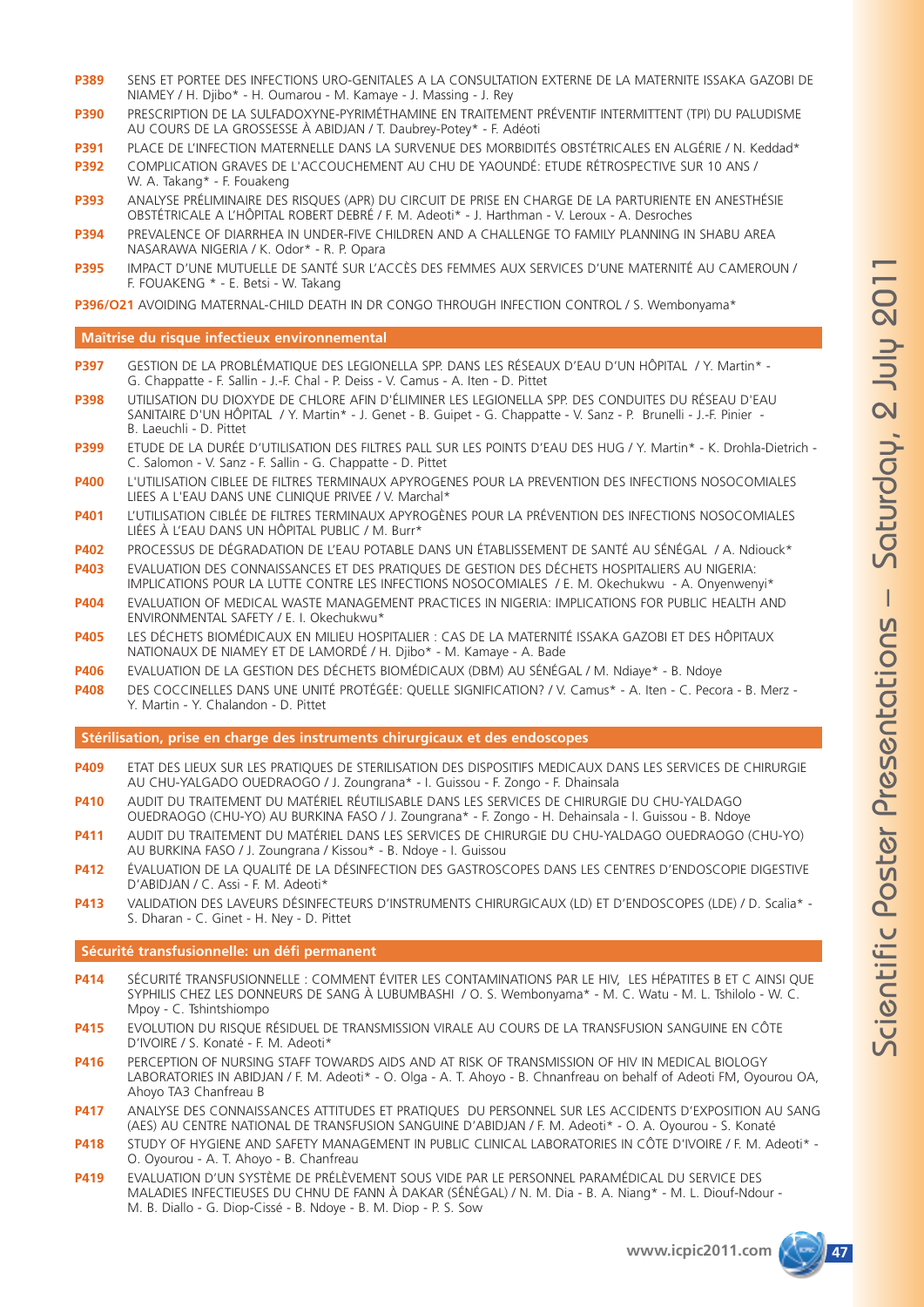**P389** SENS ET PORTEE DES INFECTIONS URO-GENITALES A LA CONSULTATION EXTERNE DE LA MATERNITE ISSAKA GAZOBI DE NIAMEY / H. Djibo* - H. Oumarou - M. Kamaye - J. Massing - J. Rey

**P390** PRESCRIPTION DE LA SULFADOXYNE-PYRIMÉTHAMINE EN TRAITEMENT PRÉVENTIF INTERMITTENT (TPI) DU PALUDISME AU COURS DE LA GROSSESSE À ABIDJAN / T. Daubrey-Potey* - F. Adéoti

**P391** PLACE DE L'INFECTION MATERNELLE DANS LA SURVENUE DES MORBIDITÉS OBSTÉTRICALES EN ALGÉRIE / N. Keddad*

**P392** COMPLICATION GRAVES DE L'ACCOUCHEMENT AU CHU DE YAOUNDÉ: ETUDE RÉTROSPECTIVE SUR 10 ANS / W. A. Takang* - F. Fouakeng

**P393** ANALYSE PRÉLIMINAIRE DES RISQUES (APR) DU CIRCUIT DE PRISE EN CHARGE DE LA PARTURIENTE EN ANESTHÉSIE OBSTÉTRICALE A L'HÔPITAL ROBERT DEBRÉ / F. M. Adeoti* - J. Harthman - V. Leroux - A. Desroches

**P394** PREVALENCE OF DIARRHEA IN UNDER-FIVE CHILDREN AND A CHALLENGE TO FAMILY PLANNING IN SHABU AREA NASARAWA NIGERIA / K. Odor* - R. P. Opara

**P395** IMPACT D'UNE MUTUELLE DE SANTÉ SUR L'ACCÈS DES FEMMES AUX SERVICES D'UNE MATERNITÉ AU CAMEROUN / F. FOUAKENG * - E. Betsi - W. Takang

**P396/O21** AVOIDING MATERNAL-CHILD DEATH IN DR CONGO THROUGH INFECTION CONTROL / S. Wembonyama*

## Maîtrise du risque infectieux environnemental

**P397** GESTION DE LA PROBLÉMATIQUE DES LEGIONELLA SPP. DANS LES RÉSEAUX D'EAU D'UN HÔPITAL / Y. Martin* - G. Chappatte - F. Sallin - J.-F. Chal - P. Deiss - V. Camus - A. Iten - D. Pittet

**P398** UTILISATION DU DIOXYDE DE CHLORE AFIN D'ÉLIMINER LES LEGIONELLA SPP. DES CONDUITES DU RÉSEAU D'EAU SANITAIRE D'UN HÔPITAL / Y. Martin* - J. Genet - B. Guipet - G. Chappatte - V. Sanz - P. Brunelli - J.-F. Pinier - B. Laeuchli - D. Pittet

**P399** ETUDE DE LA DURÉE D'UTILISATION DES FILTRES PALL SUR LES POINTS D'EAU DES HUG / Y. Martin* - K. Drohla-Dietrich - C. Salomon - V. Sanz - F. Sallin - G. Chappatte - D. Pittet

**P400** L'UTILISATION CIBLEE DE FILTRES TERMINAUX APYROGENES POUR LA PREVENTION DES INFECTIONS NOSOCOMIALES LIEES A L'EAU DANS UNE CLINIQUE PRIVEE / V. Marchal*

**P401** L'UTILISATION CIBLÉE DE FILTRES TERMINAUX APYROGÈNES POUR LA PRÉVENTION DES INFECTIONS NOSOCOMIALES LIÉES À L'EAU DANS UN HÔPITAL PUBLIC / M. Burr*

**P402** PROCESSUS DE DÉGRADATION DE L'EAU POTABLE DANS UN ÉTABLISSEMENT DE SANTÉ AU SÉNÉGAL / A. Ndiouck*

**P403** EVALUATION DES CONNAISSANCES ET DES PRATIQUES DE GESTION DES DÉCHETS HOSPITALIERS AU NIGERIA: IMPLICATIONS POUR LA LUTTE CONTRE LES INFECTIONS NOSOCOMIALES / E. M. Okechukwu - A. Onyenwenyi*

**P404** EVALUATION OF MEDICAL WASTE MANAGEMENT PRACTICES IN NIGERIA: IMPLICATIONS FOR PUBLIC HEALTH AND ENVIRONMENTAL SAFETY / E. I. Okechukwu*

**P405** LES DÉCHETS BIOMÉDICAUX EN MILIEU HOSPITALIER : CAS DE LA MATERNITÉ ISSAKA GAZOBI ET DES HÔPITAUX NATIONAUX DE NIAMEY ET DE LAMORDÉ / H. Djibo* - M. Kamaye - A. Bade

**P406** EVALUATION DE LA GESTION DES DÉCHETS BIOMÉDICAUX (DBM) AU SÉNÉGAL / M. Ndiaye* - B. Ndoye

**P408** DES COCCINELLES DANS UNE UNITÉ PROTÉGÉE: QUELLE SIGNIFICATION? / V. Camus* - A. Iten - C. Pecora - B. Merz - Y. Martin - Y. Chalandon - D. Pittet

## Stérilisation, prise en charge des instruments chirurgicaux et des endoscopes

**P409** ETAT DES LIEUX SUR LES PRATIQUES DE STERILISATION DES DISPOSITIFS MEDICAUX DANS LES SERVICES DE CHIRURGIE AU CHU-YALGADO OUEDRAOGO / J. Zoungrana* - I. Guissou - F. Zongo - F. Dhainsala

**P410** AUDIT DU TRAITEMENT DU MATÉRIEL RÉUTILISABLE DANS LES SERVICES DE CHIRURGIE DU CHU-YALDAGO OUEDRAOGO (CHU-YO) AU BURKINA FASO / J. Zoungrana* - F. Zongo - H. Dehainsala - I. Guissou - B. Ndoye

**P411** AUDIT DU TRAITEMENT DU MATÉRIEL DANS LES SERVICES DE CHIRURGIE DU CHU-YALDAGO OUEDRAOGO (CHU-YO) AU BURKINA FASO / J. Zoungrana / Kissou* - B. Ndoye - I. Guissou

**P412** ÉVALUATION DE LA QUALITÉ DE LA DÉSINFECTION DES GASTROSCOPES DANS LES CENTRES D'ENDOSCOPIE DIGESTIVE D'ABIDJAN / C. Assi - F. M. Adeoti*

**P413** VALIDATION DES LAVEURS DÉSINFECTEURS D'INSTRUMENTS CHIRURGICAUX (LD) ET D'ENDOSCOPES (LDE) / D. Scalia* - S. Dharan - C. Ginet - H. Ney - D. Pittet

## Sécurité transfusionnelle: un défi permanent

**P414** SÉCURITÉ TRANSFUSIONNELLE : COMMENT ÉVITER LES CONTAMINATIONS PAR LE HIV, LES HÉPATITES B ET C AINSI QUE SYPHILIS CHEZ LES DONNEURS DE SANG À LUBUMBASHI / O. S. Wembonyama* - M. C. Watu - M. L. Tshilolo - W. C. Mpoy - C. Tshintshiompo

**P415** EVOLUTION DU RISQUE RÉSIDUEL DE TRANSMISSION VIRALE AU COURS DE LA TRANSFUSION SANGUINE EN CÔTE D'IVOIRE / S. Konaté - F. M. Adeoti*

**P416** PERCEPTION OF NURSING STAFF TOWARDS AIDS AND AT RISK OF TRANSMISSION OF HIV IN MEDICAL BIOLOGY LABORATORIES IN ABIDJAN / F. M. Adeoti* - O. Olga - A. T. Ahoyo - B. Chnanfreau on behalf of Adeoti FM, Oyourou OA, Ahoyo TA3 Chanfreau B

**P417** ANALYSE DES CONNAISSANCES ATTITUDES ET PRATIQUES DU PERSONNEL SUR LES ACCIDENTS D'EXPOSITION AU SANG (AES) AU CENTRE NATIONAL DE TRANSFUSION SANGUINE D'ABIDJAN / F. M. Adeoti* - O. A. Oyourou - S. Konaté

**P418** STUDY OF HYGIENE AND SAFETY MANAGEMENT IN PUBLIC CLINICAL LABORATORIES IN CÔTE D'IVOIRE / F. M. Adeoti* - O. Oyourou - A. T. Ahoyo - B. Chanfreau

**P419** EVALUATION D'UN SYSTÈME DE PRÉLÈVEMENT SOUS VIDE PAR LE PERSONNEL PARAMÉDICAL DU SERVICE DES MALADIES INFECTIEUSES DU CHNU DE FANN À DAKAR (SÉNÉGAL) / N. M. Dia - B. A. Niang* - M. L. Diouf-Ndour - M. B. Diallo - G. Diop-Cissé - B. Ndoye - B. M. Diop - P. S. Sow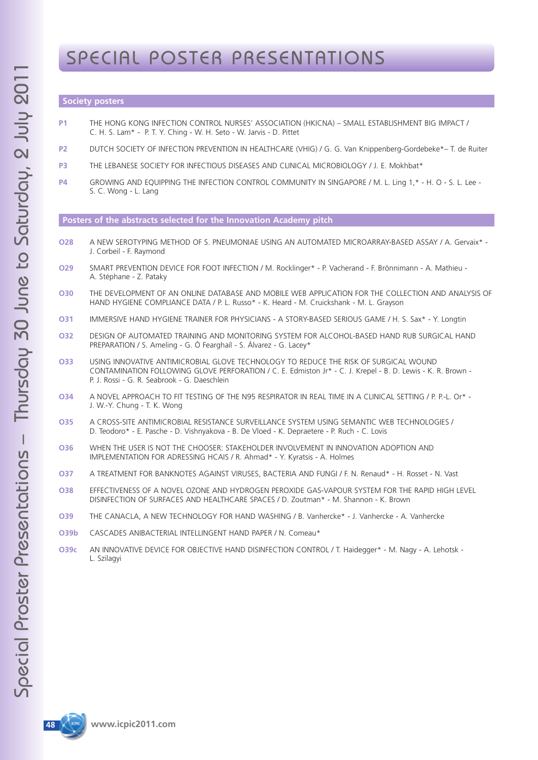# SPECIAL POSTER PRESENTATIONS

## Society posters

**P1** THE HONG KONG INFECTION CONTROL NURSES' ASSOCIATION (HKICNA) – SMALL ESTABLISHMENT BIG IMPACT / C. H. S. Lam* - P. T. Y. Ching - W. H. Seto - W. Jarvis - D. Pittet

**P2** DUTCH SOCIETY OF INFECTION PREVENTION IN HEALTHCARE (VHIG) / G. G. Van Knippenberg-Gordebeke*– T. de Ruiter

**P3** THE LEBANESE SOCIETY FOR INFECTIOUS DISEASES AND CLINICAL MICROBIOLOGY / J. E. Mokhbat*

**P4** GROWING AND EQUIPPING THE INFECTION CONTROL COMMUNITY IN SINGAPORE / M. L. Ling 1,* - H. O - S. L. Lee - S. C. Wong - L. Lang

## Posters of the abstracts selected for the Innovation Academy pitch

**O28** A NEW SEROTYPING METHOD OF S. PNEUMONIAE USING AN AUTOMATED MICROARRAY-BASED ASSAY / A. Gervaix* - J. Corbeil - F. Raymond

**O29** SMART PREVENTION DEVICE FOR FOOT INFECTION / M. Rocklinger* - P. Vacherand - F. Brönnimann - A. Mathieu - A. Stéphane - Z. Pataky

**O30** THE DEVELOPMENT OF AN ONLINE DATABASE AND MOBILE WEB APPLICATION FOR THE COLLECTION AND ANALYSIS OF HAND HYGIENE COMPLIANCE DATA / P. L. Russo* - K. Heard - M. Cruickshank - M. L. Grayson

**O31** IMMERSIVE HAND HYGIENE TRAINER FOR PHYSICIANS - A STORY-BASED SERIOUS GAME / H. S. Sax* - Y. Longtin

**O32** DESIGN OF AUTOMATED TRAINING AND MONITORING SYSTEM FOR ALCOHOL-BASED HAND RUB SURGICAL HAND PREPARATION / S. Ameling - G. Ó Fearghaíl - S. Álvarez - G. Lacey*

**O33** USING INNOVATIVE ANTIMICROBIAL GLOVE TECHNOLOGY TO REDUCE THE RISK OF SURGICAL WOUND CONTAMINATION FOLLOWING GLOVE PERFORATION / C. E. Edmiston Jr* - C. J. Krepel - B. D. Lewis - K. R. Brown - P. J. Rossi - G. R. Seabrook - G. Daeschlein

**O34** A NOVEL APPROACH TO FIT TESTING OF THE N95 RESPIRATOR IN REAL TIME IN A CLINICAL SETTING / P. P.-L. Or* - J. W.-Y. Chung - T. K. Wong

**O35** A CROSS-SITE ANTIMICROBIAL RESISTANCE SURVEILLANCE SYSTEM USING SEMANTIC WEB TECHNOLOGIES / D. Teodoro* - E. Pasche - D. Vishnyakova - B. De Vloed - K. Depraetere - P. Ruch - C. Lovis

**O36** WHEN THE USER IS NOT THE CHOOSER: STAKEHOLDER INVOLVEMENT IN INNOVATION ADOPTION AND IMPLEMENTATION FOR ADRESSING HCAIS / R. Ahmad* - Y. Kyratsis - A. Holmes

**O37** A TREATMENT FOR BANKNOTES AGAINST VIRUSES, BACTERIA AND FUNGI / F. N. Renaud* - H. Rosset - N. Vast

**O38** EFFECTIVENESS OF A NOVEL OZONE AND HYDROGEN PEROXIDE GAS-VAPOUR SYSTEM FOR THE RAPID HIGH LEVEL DISINFECTION OF SURFACES AND HEALTHCARE SPACES / D. Zoutman* - M. Shannon - K. Brown

**O39** THE CANACLA, A NEW TECHNOLOGY FOR HAND WASHING / B. Vanhercke* - J. Vanhercke - A. Vanhercke

**O39b** CASCADES ANIBACTERIAL INTELLINGENT HAND PAPER / N. Comeau*

**O39c** AN INNOVATIVE DEVICE FOR OBJECTIVE HAND DISINFECTION CONTROL / T. Haidegger* - M. Nagy - A. Lehotsk - L. Szilagyi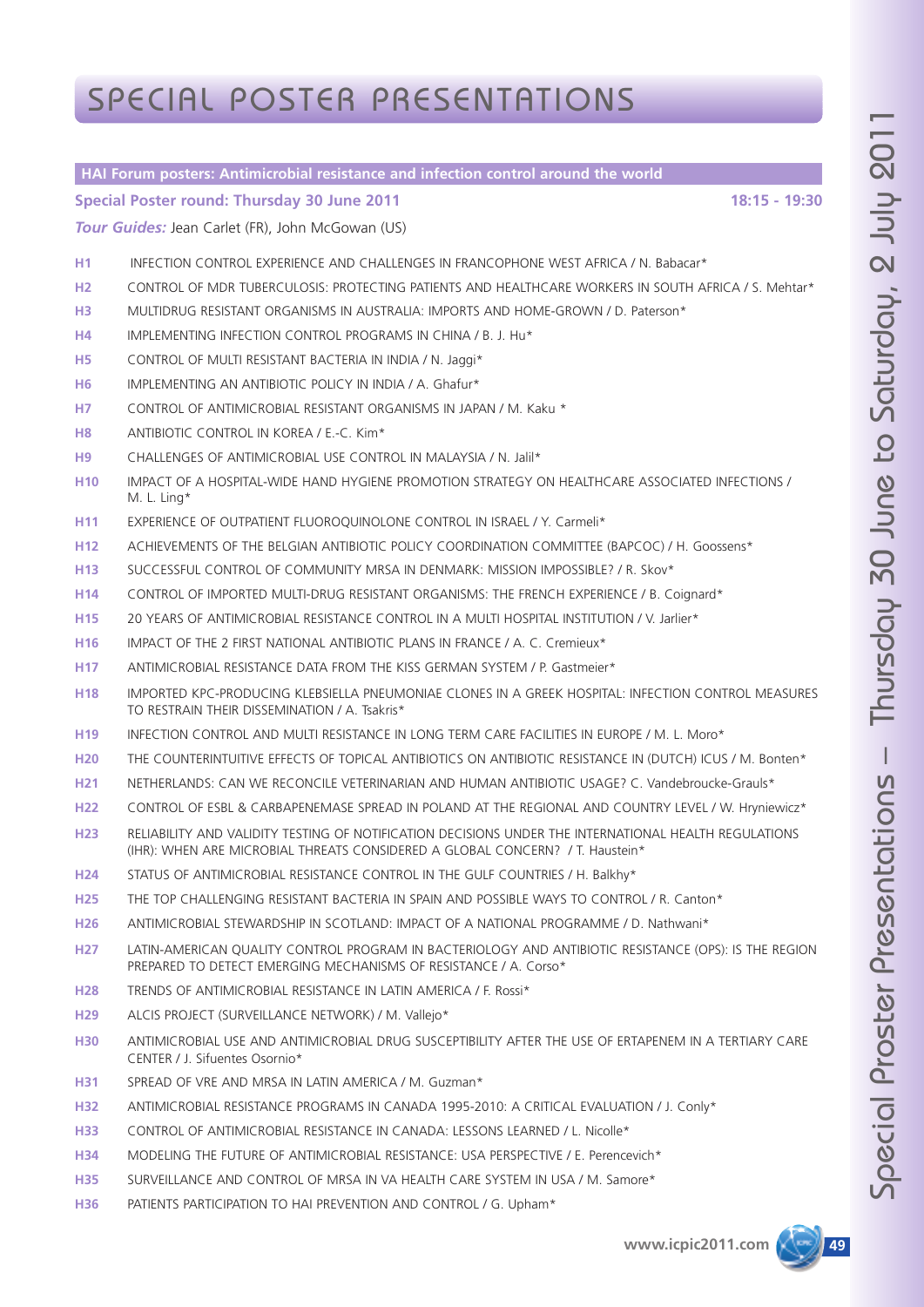# SPECIAL POSTER PRESENTATIONS

## HAI Forum posters: Antimicrobial resistance and infection control around the world

**Special Poster round: Thursday 30 June 2011** **18:15 - 19:30**

***Tour Guides:*** Jean Carlet (FR), John McGowan (US)

- **H1** INFECTION CONTROL EXPERIENCE AND CHALLENGES IN FRANCOPHONE WEST AFRICA / N. Babacar*
- **H2** CONTROL OF MDR TUBERCULOSIS: PROTECTING PATIENTS AND HEALTHCARE WORKERS IN SOUTH AFRICA / S. Mehtar*
- **H3** MULTIDRUG RESISTANT ORGANISMS IN AUSTRALIA: IMPORTS AND HOME-GROWN / D. Paterson*
- **H4** IMPLEMENTING INFECTION CONTROL PROGRAMS IN CHINA / B. J. Hu*
- **H5** CONTROL OF MULTI RESISTANT BACTERIA IN INDIA / N. Jaggi*
- **H6** IMPLEMENTING AN ANTIBIOTIC POLICY IN INDIA / A. Ghafur*
- **H7** CONTROL OF ANTIMICROBIAL RESISTANT ORGANISMS IN JAPAN / M. Kaku *
- **H8** ANTIBIOTIC CONTROL IN KOREA / E.-C. Kim*
- **H9** CHALLENGES OF ANTIMICROBIAL USE CONTROL IN MALAYSIA / N. Jalil*
- **H10** IMPACT OF A HOSPITAL-WIDE HAND HYGIENE PROMOTION STRATEGY ON HEALTHCARE ASSOCIATED INFECTIONS / M. L. Ling*
- **H11** EXPERIENCE OF OUTPATIENT FLUOROQUINOLONE CONTROL IN ISRAEL / Y. Carmeli*
- **H12** ACHIEVEMENTS OF THE BELGIAN ANTIBIOTIC POLICY COORDINATION COMMITTEE (BAPCOC) / H. Goossens*
- **H13** SUCCESSFUL CONTROL OF COMMUNITY MRSA IN DENMARK: MISSION IMPOSSIBLE? / R. Skov*
- **H14** CONTROL OF IMPORTED MULTI-DRUG RESISTANT ORGANISMS: THE FRENCH EXPERIENCE / B. Coignard*
- **H15** 20 YEARS OF ANTIMICROBIAL RESISTANCE CONTROL IN A MULTI HOSPITAL INSTITUTION / V. Jarlier*
- **H16** IMPACT OF THE 2 FIRST NATIONAL ANTIBIOTIC PLANS IN FRANCE / A. C. Cremieux*
- **H17** ANTIMICROBIAL RESISTANCE DATA FROM THE KISS GERMAN SYSTEM / P. Gastmeier*
- **H18** IMPORTED KPC-PRODUCING KLEBSIELLA PNEUMONIAE CLONES IN A GREEK HOSPITAL: INFECTION CONTROL MEASURES TO RESTRAIN THEIR DISSEMINATION / A. Tsakris*
- **H19** INFECTION CONTROL AND MULTI RESISTANCE IN LONG TERM CARE FACILITIES IN EUROPE / M. L. Moro*
- **H20** THE COUNTERINTUITIVE EFFECTS OF TOPICAL ANTIBIOTICS ON ANTIBIOTIC RESISTANCE IN (DUTCH) ICUS / M. Bonten*
- **H21** NETHERLANDS: CAN WE RECONCILE VETERINARIAN AND HUMAN ANTIBIOTIC USAGE? C. Vandebroucke-Grauls*
- **H22** CONTROL OF ESBL & CARBAPENEMASE SPREAD IN POLAND AT THE REGIONAL AND COUNTRY LEVEL / W. Hryniewicz*
- **H23** RELIABILITY AND VALIDITY TESTING OF NOTIFICATION DECISIONS UNDER THE INTERNATIONAL HEALTH REGULATIONS (IHR): WHEN ARE MICROBIAL THREATS CONSIDERED A GLOBAL CONCERN? / T. Haustein*
- **H24** STATUS OF ANTIMICROBIAL RESISTANCE CONTROL IN THE GULF COUNTRIES / H. Balkhy*
- **H25** THE TOP CHALLENGING RESISTANT BACTERIA IN SPAIN AND POSSIBLE WAYS TO CONTROL / R. Canton*
- **H26** ANTIMICROBIAL STEWARDSHIP IN SCOTLAND: IMPACT OF A NATIONAL PROGRAMME / D. Nathwani*
- **H27** LATIN-AMERICAN QUALITY CONTROL PROGRAM IN BACTERIOLOGY AND ANTIBIOTIC RESISTANCE (OPS): IS THE REGION PREPARED TO DETECT EMERGING MECHANISMS OF RESISTANCE / A. Corso*
- **H28** TRENDS OF ANTIMICROBIAL RESISTANCE IN LATIN AMERICA / F. Rossi*
- **H29** ALCIS PROJECT (SURVEILLANCE NETWORK) / M. Vallejo*
- **H30** ANTIMICROBIAL USE AND ANTIMICROBIAL DRUG SUSCEPTIBILITY AFTER THE USE OF ERTAPENEM IN A TERTIARY CARE CENTER / J. Sifuentes Osornio*
- **H31** SPREAD OF VRE AND MRSA IN LATIN AMERICA / M. Guzman*
- **H32** ANTIMICROBIAL RESISTANCE PROGRAMS IN CANADA 1995-2010: A CRITICAL EVALUATION / J. Conly*
- **H33** CONTROL OF ANTIMICROBIAL RESISTANCE IN CANADA: LESSONS LEARNED / L. Nicolle*
- **H34** MODELING THE FUTURE OF ANTIMICROBIAL RESISTANCE: USA PERSPECTIVE / E. Perencevich*
- **H35** SURVEILLANCE AND CONTROL OF MRSA IN VA HEALTH CARE SYSTEM IN USA / M. Samore*
- **H36** PATIENTS PARTICIPATION TO HAI PREVENTION AND CONTROL / G. Upham*